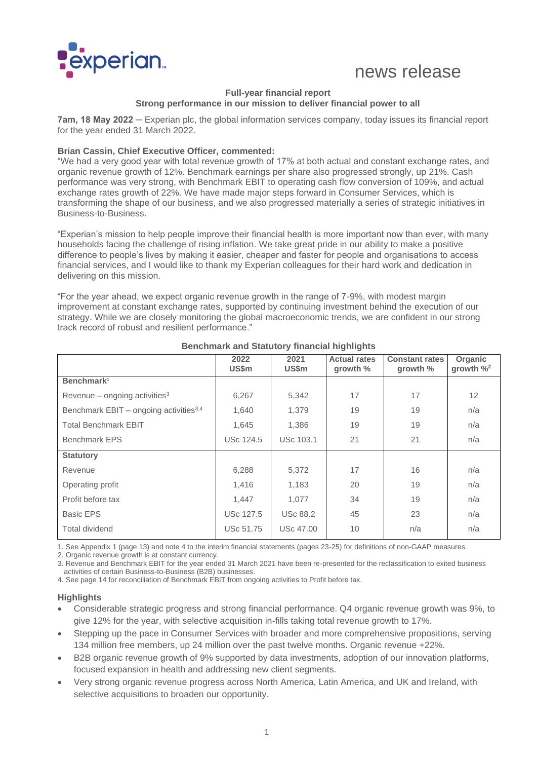news release

**Full-year financial report**
**Strong performance in our mission to deliver financial power to all**

**7am, 18 May 2022** — Experian plc, the global information services company, today issues its financial report for the year ended 31 March 2022.

**Brian Cassin, Chief Executive Officer, commented:**
"We had a very good year with total revenue growth of 17% at both actual and constant exchange rates, and organic revenue growth of 12%. Benchmark earnings per share also progressed strongly, up 21%. Cash performance was very strong, with Benchmark EBIT to operating cash flow conversion of 109%, and actual exchange rates growth of 22%. We have made major steps forward in Consumer Services, which is transforming the shape of our business, and we also progressed materially a series of strategic initiatives in Business-to-Business.

"Experian's mission to help people improve their financial health is more important now than ever, with many households facing the challenge of rising inflation. We take great pride in our ability to make a positive difference to people's lives by making it easier, cheaper and faster for people and organisations to access financial services, and I would like to thank my Experian colleagues for their hard work and dedication in delivering on this mission.

"For the year ahead, we expect organic revenue growth in the range of 7-9%, with modest margin improvement at constant exchange rates, supported by continuing investment behind the execution of our strategy. While we are closely monitoring the global macroeconomic trends, we are confident in our strong track record of robust and resilient performance."

**Benchmark and Statutory financial highlights**

| | 2022 US$m | 2021 US$m | Actual rates growth % | Constant rates growth % | Organic growth %[2] |
|---|---|---|---|---|---|
| **Benchmark**[1] | | | | | |
| Revenue – ongoing activities[3] | 6,267 | 5,342 | 17 | 17 | 12 |
| Benchmark EBIT – ongoing activities[3,4] | 1,640 | 1,379 | 19 | 19 | n/a |
| Total Benchmark EBIT | 1,645 | 1,386 | 19 | 19 | n/a |
| Benchmark EPS | USc 124.5 | USc 103.1 | 21 | 21 | n/a |
| **Statutory** | | | | | |
| Revenue | 6,288 | 5,372 | 17 | 16 | n/a |
| Operating profit | 1,416 | 1,183 | 20 | 19 | n/a |
| Profit before tax | 1,447 | 1,077 | 34 | 19 | n/a |
| Basic EPS | USc 127.5 | USc 88.2 | 45 | 23 | n/a |
| Total dividend | USc 51.75 | USc 47.00 | 10 | n/a | n/a |

1. See Appendix 1 (page 13) and note 4 to the interim financial statements (pages 23-25) for definitions of non-GAAP measures.
2. Organic revenue growth is at constant currency.
3. Revenue and Benchmark EBIT for the year ended 31 March 2021 have been re-presented for the reclassification to exited business activities of certain Business-to-Business (B2B) businesses.
4. See page 14 for reconciliation of Benchmark EBIT from ongoing activities to Profit before tax.

**Highlights**

- Considerable strategic progress and strong financial performance. Q4 organic revenue growth was 9%, to give 12% for the year, with selective acquisition in-fills taking total revenue growth to 17%.
- Stepping up the pace in Consumer Services with broader and more comprehensive propositions, serving 134 million free members, up 24 million over the past twelve months. Organic revenue +22%.
- B2B organic revenue growth of 9% supported by data investments, adoption of our innovation platforms, focused expansion in health and addressing new client segments.
- Very strong organic revenue progress across North America, Latin America, and UK and Ireland, with selective acquisitions to broaden our opportunity.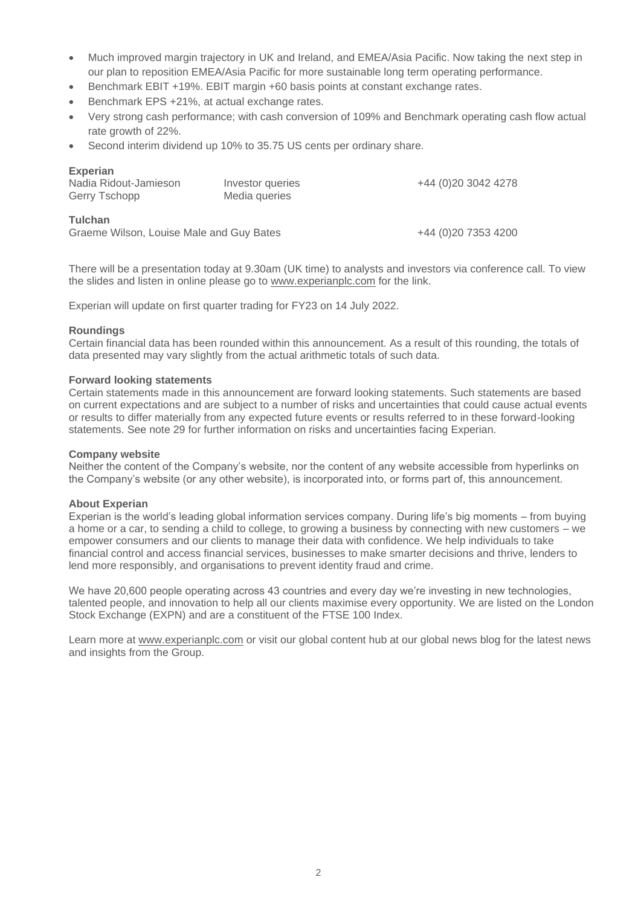- Much improved margin trajectory in UK and Ireland, and EMEA/Asia Pacific. Now taking the next step in our plan to reposition EMEA/Asia Pacific for more sustainable long term operating performance.
- Benchmark EBIT +19%. EBIT margin +60 basis points at constant exchange rates.
- Benchmark EPS +21%, at actual exchange rates.
- Very strong cash performance; with cash conversion of 109% and Benchmark operating cash flow actual rate growth of 22%.
- Second interim dividend up 10% to 35.75 US cents per ordinary share.

**Experian**

| | | |
|---|---|---|
| Nadia Ridout-Jamieson | Investor queries | +44 (0)20 3042 4278 |
| Gerry Tschopp | Media queries | |

**Tulchan**

| | |
|---|---|
| Graeme Wilson, Louise Male and Guy Bates | +44 (0)20 7353 4200 |

There will be a presentation today at 9.30am (UK time) to analysts and investors via conference call. To view the slides and listen in online please go to www.experianplc.com for the link.

Experian will update on first quarter trading for FY23 on 14 July 2022.

**Roundings**

Certain financial data has been rounded within this announcement. As a result of this rounding, the totals of data presented may vary slightly from the actual arithmetic totals of such data.

**Forward looking statements**

Certain statements made in this announcement are forward looking statements. Such statements are based on current expectations and are subject to a number of risks and uncertainties that could cause actual events or results to differ materially from any expected future events or results referred to in these forward-looking statements. See note 29 for further information on risks and uncertainties facing Experian.

**Company website**

Neither the content of the Company's website, nor the content of any website accessible from hyperlinks on the Company's website (or any other website), is incorporated into, or forms part of, this announcement.

**About Experian**

Experian is the world's leading global information services company. During life's big moments – from buying a home or a car, to sending a child to college, to growing a business by connecting with new customers – we empower consumers and our clients to manage their data with confidence. We help individuals to take financial control and access financial services, businesses to make smarter decisions and thrive, lenders to lend more responsibly, and organisations to prevent identity fraud and crime.

We have 20,600 people operating across 43 countries and every day we're investing in new technologies, talented people, and innovation to help all our clients maximise every opportunity. We are listed on the London Stock Exchange (EXPN) and are a constituent of the FTSE 100 Index.

Learn more at www.experianplc.com or visit our global content hub at our global news blog for the latest news and insights from the Group.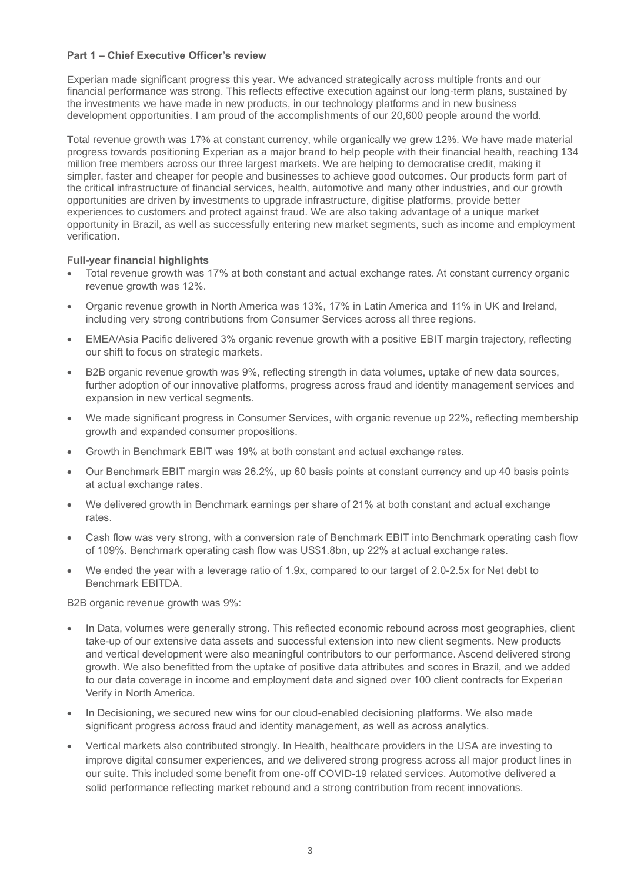**Part 1 – Chief Executive Officer's review**

Experian made significant progress this year. We advanced strategically across multiple fronts and our financial performance was strong. This reflects effective execution against our long-term plans, sustained by the investments we have made in new products, in our technology platforms and in new business development opportunities. I am proud of the accomplishments of our 20,600 people around the world.

Total revenue growth was 17% at constant currency, while organically we grew 12%. We have made material progress towards positioning Experian as a major brand to help people with their financial health, reaching 134 million free members across our three largest markets. We are helping to democratise credit, making it simpler, faster and cheaper for people and businesses to achieve good outcomes. Our products form part of the critical infrastructure of financial services, health, automotive and many other industries, and our growth opportunities are driven by investments to upgrade infrastructure, digitise platforms, provide better experiences to customers and protect against fraud. We are also taking advantage of a unique market opportunity in Brazil, as well as successfully entering new market segments, such as income and employment verification.

**Full-year financial highlights**

- Total revenue growth was 17% at both constant and actual exchange rates. At constant currency organic revenue growth was 12%.
- Organic revenue growth in North America was 13%, 17% in Latin America and 11% in UK and Ireland, including very strong contributions from Consumer Services across all three regions.
- EMEA/Asia Pacific delivered 3% organic revenue growth with a positive EBIT margin trajectory, reflecting our shift to focus on strategic markets.
- B2B organic revenue growth was 9%, reflecting strength in data volumes, uptake of new data sources, further adoption of our innovative platforms, progress across fraud and identity management services and expansion in new vertical segments.
- We made significant progress in Consumer Services, with organic revenue up 22%, reflecting membership growth and expanded consumer propositions.
- Growth in Benchmark EBIT was 19% at both constant and actual exchange rates.
- Our Benchmark EBIT margin was 26.2%, up 60 basis points at constant currency and up 40 basis points at actual exchange rates.
- We delivered growth in Benchmark earnings per share of 21% at both constant and actual exchange rates.
- Cash flow was very strong, with a conversion rate of Benchmark EBIT into Benchmark operating cash flow of 109%. Benchmark operating cash flow was US$1.8bn, up 22% at actual exchange rates.
- We ended the year with a leverage ratio of 1.9x, compared to our target of 2.0-2.5x for Net debt to Benchmark EBITDA.

B2B organic revenue growth was 9%:

- In Data, volumes were generally strong. This reflected economic rebound across most geographies, client take-up of our extensive data assets and successful extension into new client segments. New products and vertical development were also meaningful contributors to our performance. Ascend delivered strong growth. We also benefitted from the uptake of positive data attributes and scores in Brazil, and we added to our data coverage in income and employment data and signed over 100 client contracts for Experian Verify in North America.
- In Decisioning, we secured new wins for our cloud-enabled decisioning platforms. We also made significant progress across fraud and identity management, as well as across analytics.
- Vertical markets also contributed strongly. In Health, healthcare providers in the USA are investing to improve digital consumer experiences, and we delivered strong progress across all major product lines in our suite. This included some benefit from one-off COVID-19 related services. Automotive delivered a solid performance reflecting market rebound and a strong contribution from recent innovations.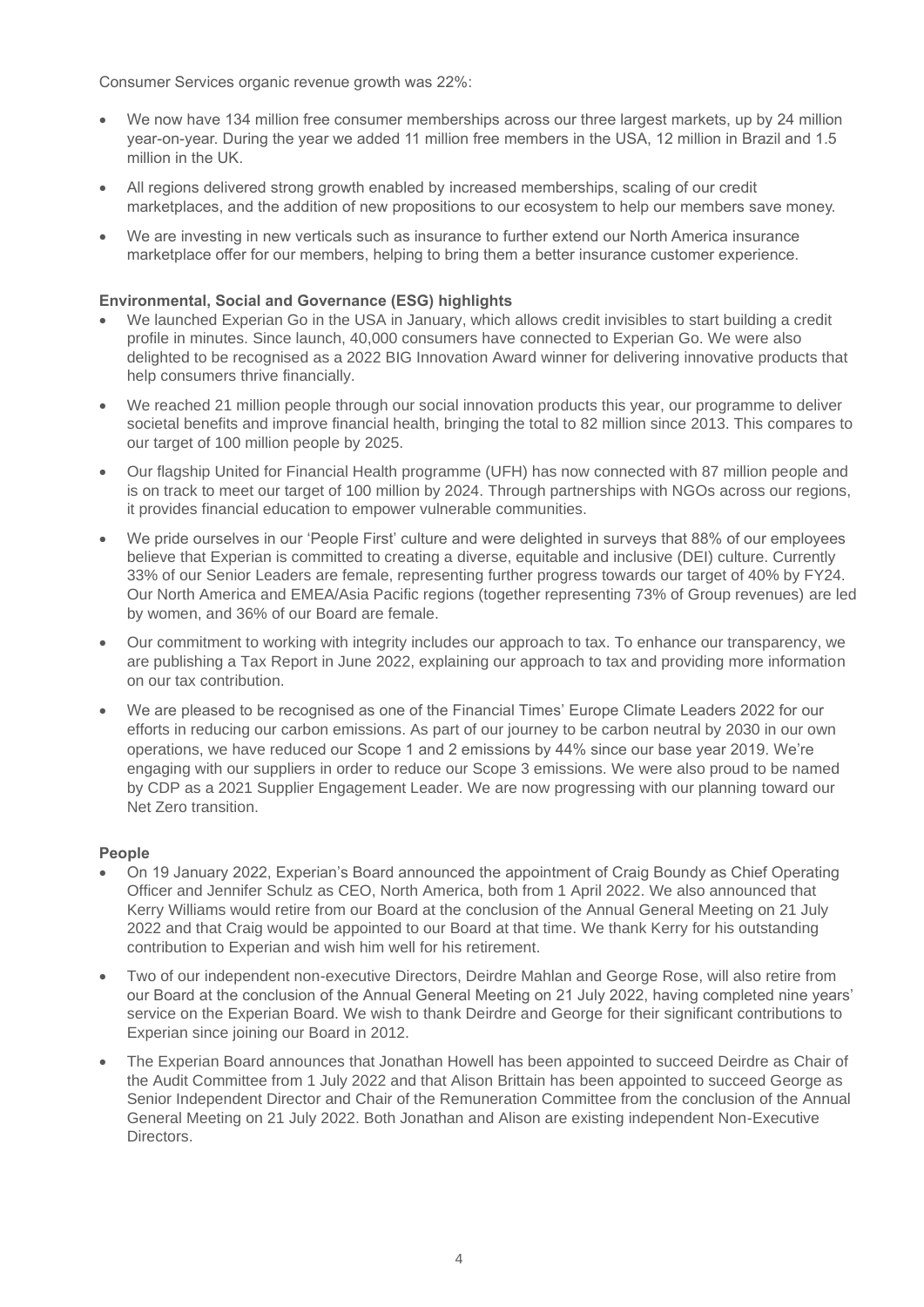Consumer Services organic revenue growth was 22%:

- We now have 134 million free consumer memberships across our three largest markets, up by 24 million year-on-year. During the year we added 11 million free members in the USA, 12 million in Brazil and 1.5 million in the UK.
- All regions delivered strong growth enabled by increased memberships, scaling of our credit marketplaces, and the addition of new propositions to our ecosystem to help our members save money.
- We are investing in new verticals such as insurance to further extend our North America insurance marketplace offer for our members, helping to bring them a better insurance customer experience.

**Environmental, Social and Governance (ESG) highlights**

- We launched Experian Go in the USA in January, which allows credit invisibles to start building a credit profile in minutes. Since launch, 40,000 consumers have connected to Experian Go. We were also delighted to be recognised as a 2022 BIG Innovation Award winner for delivering innovative products that help consumers thrive financially.
- We reached 21 million people through our social innovation products this year, our programme to deliver societal benefits and improve financial health, bringing the total to 82 million since 2013. This compares to our target of 100 million people by 2025.
- Our flagship United for Financial Health programme (UFH) has now connected with 87 million people and is on track to meet our target of 100 million by 2024. Through partnerships with NGOs across our regions, it provides financial education to empower vulnerable communities.
- We pride ourselves in our 'People First' culture and were delighted in surveys that 88% of our employees believe that Experian is committed to creating a diverse, equitable and inclusive (DEI) culture. Currently 33% of our Senior Leaders are female, representing further progress towards our target of 40% by FY24. Our North America and EMEA/Asia Pacific regions (together representing 73% of Group revenues) are led by women, and 36% of our Board are female.
- Our commitment to working with integrity includes our approach to tax. To enhance our transparency, we are publishing a Tax Report in June 2022, explaining our approach to tax and providing more information on our tax contribution.
- We are pleased to be recognised as one of the Financial Times' Europe Climate Leaders 2022 for our efforts in reducing our carbon emissions. As part of our journey to be carbon neutral by 2030 in our own operations, we have reduced our Scope 1 and 2 emissions by 44% since our base year 2019. We're engaging with our suppliers in order to reduce our Scope 3 emissions. We were also proud to be named by CDP as a 2021 Supplier Engagement Leader. We are now progressing with our planning toward our Net Zero transition.

**People**

- On 19 January 2022, Experian's Board announced the appointment of Craig Boundy as Chief Operating Officer and Jennifer Schulz as CEO, North America, both from 1 April 2022. We also announced that Kerry Williams would retire from our Board at the conclusion of the Annual General Meeting on 21 July 2022 and that Craig would be appointed to our Board at that time. We thank Kerry for his outstanding contribution to Experian and wish him well for his retirement.
- Two of our independent non-executive Directors, Deirdre Mahlan and George Rose, will also retire from our Board at the conclusion of the Annual General Meeting on 21 July 2022, having completed nine years' service on the Experian Board. We wish to thank Deirdre and George for their significant contributions to Experian since joining our Board in 2012.
- The Experian Board announces that Jonathan Howell has been appointed to succeed Deirdre as Chair of the Audit Committee from 1 July 2022 and that Alison Brittain has been appointed to succeed George as Senior Independent Director and Chair of the Remuneration Committee from the conclusion of the Annual General Meeting on 21 July 2022. Both Jonathan and Alison are existing independent Non-Executive Directors.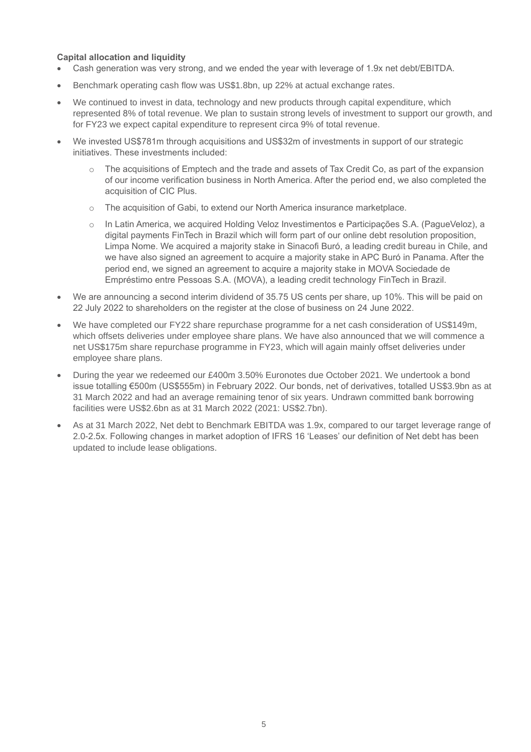**Capital allocation and liquidity**

- Cash generation was very strong, and we ended the year with leverage of 1.9x net debt/EBITDA.
- Benchmark operating cash flow was US$1.8bn, up 22% at actual exchange rates.
- We continued to invest in data, technology and new products through capital expenditure, which represented 8% of total revenue. We plan to sustain strong levels of investment to support our growth, and for FY23 we expect capital expenditure to represent circa 9% of total revenue.
- We invested US$781m through acquisitions and US$32m of investments in support of our strategic initiatives. These investments included:
    - The acquisitions of Emptech and the trade and assets of Tax Credit Co, as part of the expansion of our income verification business in North America. After the period end, we also completed the acquisition of CIC Plus.
    - The acquisition of Gabi, to extend our North America insurance marketplace.
    - In Latin America, we acquired Holding Veloz Investimentos e Participações S.A. (PagueVeloz), a digital payments FinTech in Brazil which will form part of our online debt resolution proposition, Limpa Nome. We acquired a majority stake in Sinacofi Buró, a leading credit bureau in Chile, and we have also signed an agreement to acquire a majority stake in APC Buró in Panama. After the period end, we signed an agreement to acquire a majority stake in MOVA Sociedade de Empréstimo entre Pessoas S.A. (MOVA), a leading credit technology FinTech in Brazil.
- We are announcing a second interim dividend of 35.75 US cents per share, up 10%. This will be paid on 22 July 2022 to shareholders on the register at the close of business on 24 June 2022.
- We have completed our FY22 share repurchase programme for a net cash consideration of US$149m, which offsets deliveries under employee share plans. We have also announced that we will commence a net US$175m share repurchase programme in FY23, which will again mainly offset deliveries under employee share plans.
- During the year we redeemed our £400m 3.50% Euronotes due October 2021. We undertook a bond issue totalling €500m (US$555m) in February 2022. Our bonds, net of derivatives, totalled US$3.9bn as at 31 March 2022 and had an average remaining tenor of six years. Undrawn committed bank borrowing facilities were US$2.6bn as at 31 March 2022 (2021: US$2.7bn).
- As at 31 March 2022, Net debt to Benchmark EBITDA was 1.9x, compared to our target leverage range of 2.0-2.5x. Following changes in market adoption of IFRS 16 'Leases' our definition of Net debt has been updated to include lease obligations.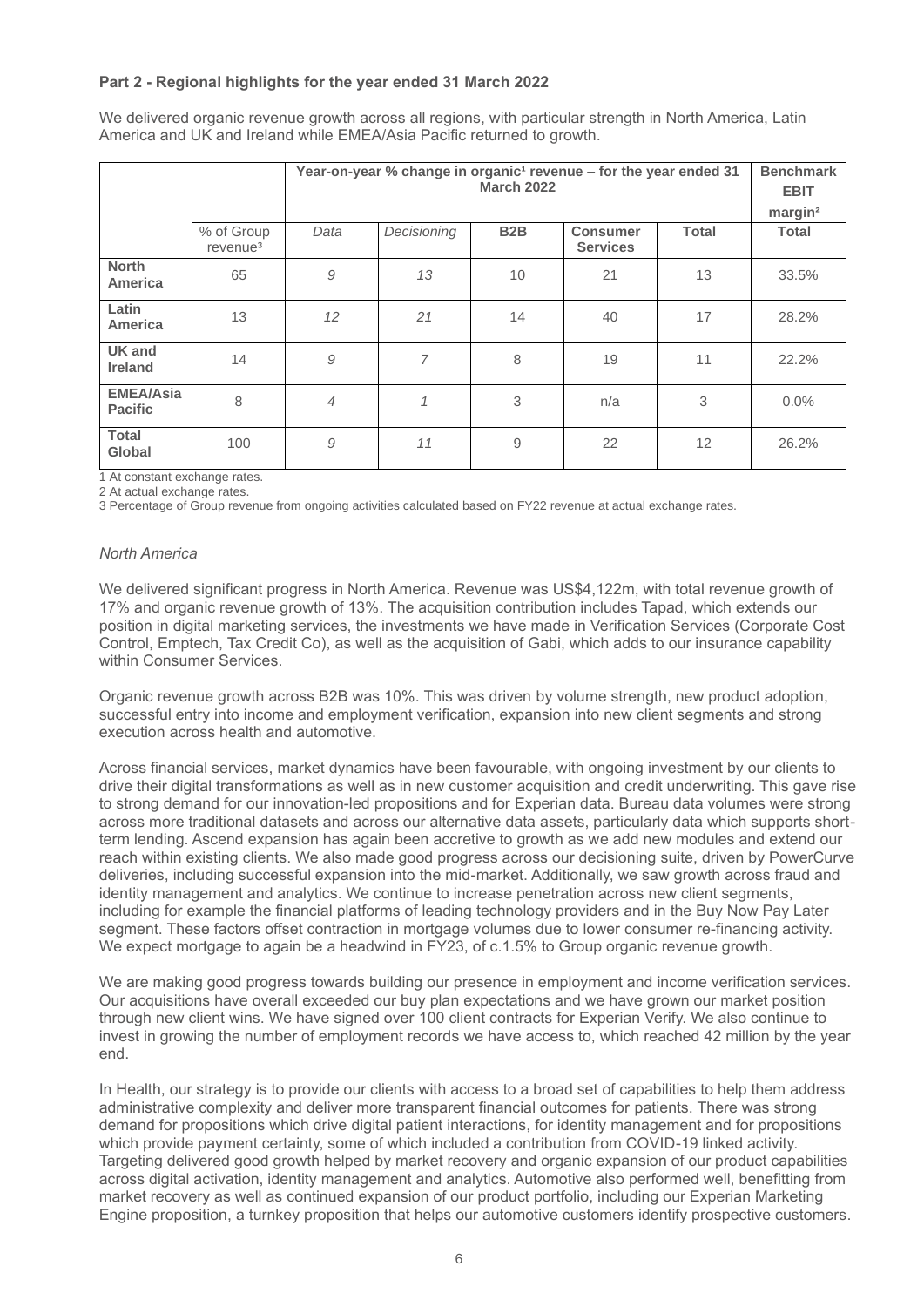**Part 2 - Regional highlights for the year ended 31 March 2022**

We delivered organic revenue growth across all regions, with particular strength in North America, Latin America and UK and Ireland while EMEA/Asia Pacific returned to growth.

| | | Year-on-year % change in organic[1] revenue – for the year ended 31 March 2022 | | | | | Benchmark EBIT margin[2] |
|---|---|---|---|---|---|---|---|
| | % of Group revenue[3] | *Data* | *Decisioning* | **B2B** | **Consumer Services** | **Total** | **Total** |
| **North America** | 65 | *9* | *13* | 10 | 21 | 13 | 33.5% |
| **Latin America** | 13 | *12* | *21* | 14 | 40 | 17 | 28.2% |
| **UK and Ireland** | 14 | *9* | *7* | 8 | 19 | 11 | 22.2% |
| **EMEA/Asia Pacific** | 8 | *4* | *1* | 3 | n/a | 3 | 0.0% |
| **Total Global** | 100 | *9* | *11* | 9 | 22 | 12 | 26.2% |

1 At constant exchange rates.
2 At actual exchange rates.
3 Percentage of Group revenue from ongoing activities calculated based on FY22 revenue at actual exchange rates.

*North America*

We delivered significant progress in North America. Revenue was US$4,122m, with total revenue growth of 17% and organic revenue growth of 13%. The acquisition contribution includes Tapad, which extends our position in digital marketing services, the investments we have made in Verification Services (Corporate Cost Control, Emptech, Tax Credit Co), as well as the acquisition of Gabi, which adds to our insurance capability within Consumer Services.

Organic revenue growth across B2B was 10%. This was driven by volume strength, new product adoption, successful entry into income and employment verification, expansion into new client segments and strong execution across health and automotive.

Across financial services, market dynamics have been favourable, with ongoing investment by our clients to drive their digital transformations as well as in new customer acquisition and credit underwriting. This gave rise to strong demand for our innovation-led propositions and for Experian data. Bureau data volumes were strong across more traditional datasets and across our alternative data assets, particularly data which supports short-term lending. Ascend expansion has again been accretive to growth as we add new modules and extend our reach within existing clients. We also made good progress across our decisioning suite, driven by PowerCurve deliveries, including successful expansion into the mid-market. Additionally, we saw growth across fraud and identity management and analytics. We continue to increase penetration across new client segments, including for example the financial platforms of leading technology providers and in the Buy Now Pay Later segment. These factors offset contraction in mortgage volumes due to lower consumer re-financing activity. We expect mortgage to again be a headwind in FY23, of c.1.5% to Group organic revenue growth.

We are making good progress towards building our presence in employment and income verification services. Our acquisitions have overall exceeded our buy plan expectations and we have grown our market position through new client wins. We have signed over 100 client contracts for Experian Verify. We also continue to invest in growing the number of employment records we have access to, which reached 42 million by the year end.

In Health, our strategy is to provide our clients with access to a broad set of capabilities to help them address administrative complexity and deliver more transparent financial outcomes for patients. There was strong demand for propositions which drive digital patient interactions, for identity management and for propositions which provide payment certainty, some of which included a contribution from COVID-19 linked activity. Targeting delivered good growth helped by market recovery and organic expansion of our product capabilities across digital activation, identity management and analytics. Automotive also performed well, benefitting from market recovery as well as continued expansion of our product portfolio, including our Experian Marketing Engine proposition, a turnkey proposition that helps our automotive customers identify prospective customers.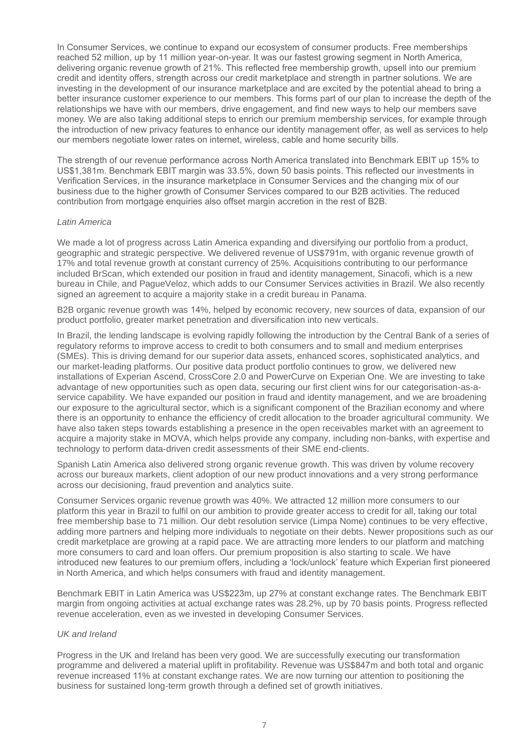In Consumer Services, we continue to expand our ecosystem of consumer products. Free memberships reached 52 million, up by 11 million year-on-year. It was our fastest growing segment in North America, delivering organic revenue growth of 21%. This reflected free membership growth, upsell into our premium credit and identity offers, strength across our credit marketplace and strength in partner solutions. We are investing in the development of our insurance marketplace and are excited by the potential ahead to bring a better insurance customer experience to our members. This forms part of our plan to increase the depth of the relationships we have with our members, drive engagement, and find new ways to help our members save money. We are also taking additional steps to enrich our premium membership services, for example through the introduction of new privacy features to enhance our identity management offer, as well as services to help our members negotiate lower rates on internet, wireless, cable and home security bills.

The strength of our revenue performance across North America translated into Benchmark EBIT up 15% to US$1,381m. Benchmark EBIT margin was 33.5%, down 50 basis points. This reflected our investments in Verification Services, in the insurance marketplace in Consumer Services and the changing mix of our business due to the higher growth of Consumer Services compared to our B2B activities. The reduced contribution from mortgage enquiries also offset margin accretion in the rest of B2B.

*Latin America*

We made a lot of progress across Latin America expanding and diversifying our portfolio from a product, geographic and strategic perspective. We delivered revenue of US$791m, with organic revenue growth of 17% and total revenue growth at constant currency of 25%. Acquisitions contributing to our performance included BrScan, which extended our position in fraud and identity management, Sinacofi, which is a new bureau in Chile, and PagueVeloz, which adds to our Consumer Services activities in Brazil. We also recently signed an agreement to acquire a majority stake in a credit bureau in Panama.

B2B organic revenue growth was 14%, helped by economic recovery, new sources of data, expansion of our product portfolio, greater market penetration and diversification into new verticals.

In Brazil, the lending landscape is evolving rapidly following the introduction by the Central Bank of a series of regulatory reforms to improve access to credit to both consumers and to small and medium enterprises (SMEs). This is driving demand for our superior data assets, enhanced scores, sophisticated analytics, and our market-leading platforms. Our positive data product portfolio continues to grow, we delivered new installations of Experian Ascend, CrossCore 2.0 and PowerCurve on Experian One. We are investing to take advantage of new opportunities such as open data, securing our first client wins for our categorisation-as-a-service capability. We have expanded our position in fraud and identity management, and we are broadening our exposure to the agricultural sector, which is a significant component of the Brazilian economy and where there is an opportunity to enhance the efficiency of credit allocation to the broader agricultural community. We have also taken steps towards establishing a presence in the open receivables market with an agreement to acquire a majority stake in MOVA, which helps provide any company, including non-banks, with expertise and technology to perform data-driven credit assessments of their SME end-clients.

Spanish Latin America also delivered strong organic revenue growth. This was driven by volume recovery across our bureaux markets, client adoption of our new product innovations and a very strong performance across our decisioning, fraud prevention and analytics suite.

Consumer Services organic revenue growth was 40%. We attracted 12 million more consumers to our platform this year in Brazil to fulfil on our ambition to provide greater access to credit for all, taking our total free membership base to 71 million. Our debt resolution service (Limpa Nome) continues to be very effective, adding more partners and helping more individuals to negotiate on their debts. Newer propositions such as our credit marketplace are growing at a rapid pace. We are attracting more lenders to our platform and matching more consumers to card and loan offers. Our premium proposition is also starting to scale. We have introduced new features to our premium offers, including a 'lock/unlock' feature which Experian first pioneered in North America, and which helps consumers with fraud and identity management.

Benchmark EBIT in Latin America was US$223m, up 27% at constant exchange rates. The Benchmark EBIT margin from ongoing activities at actual exchange rates was 28.2%, up by 70 basis points. Progress reflected revenue acceleration, even as we invested in developing Consumer Services.

*UK and Ireland*

Progress in the UK and Ireland has been very good. We are successfully executing our transformation programme and delivered a material uplift in profitability. Revenue was US$847m and both total and organic revenue increased 11% at constant exchange rates. We are now turning our attention to positioning the business for sustained long-term growth through a defined set of growth initiatives.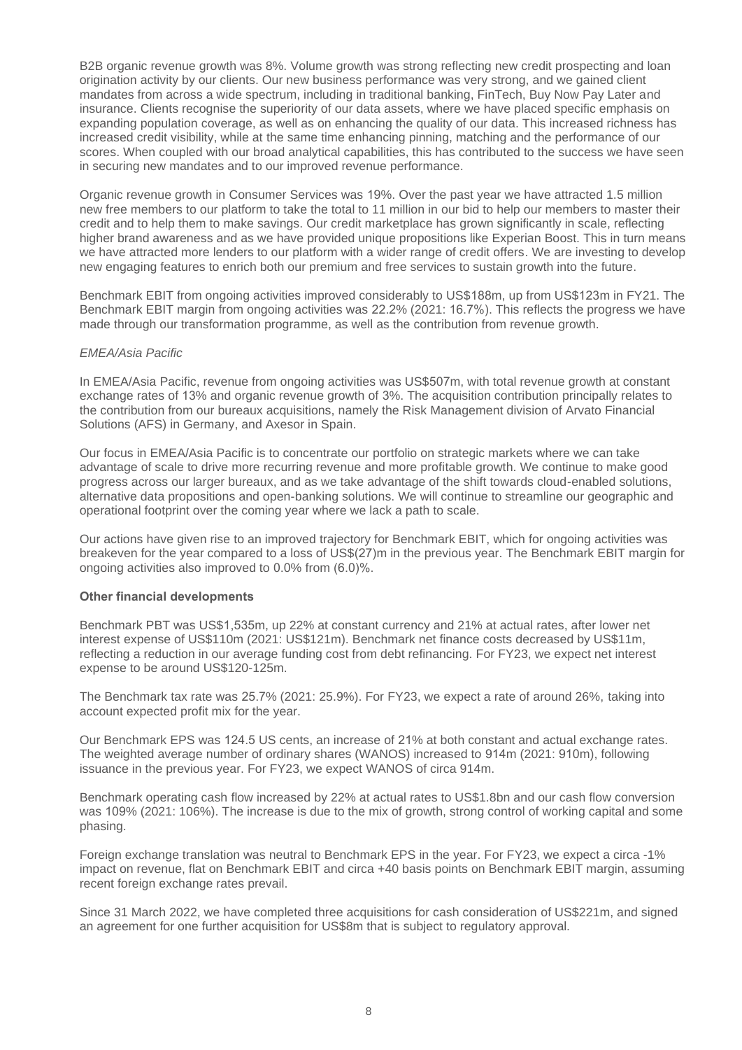B2B organic revenue growth was 8%. Volume growth was strong reflecting new credit prospecting and loan origination activity by our clients. Our new business performance was very strong, and we gained client mandates from across a wide spectrum, including in traditional banking, FinTech, Buy Now Pay Later and insurance. Clients recognise the superiority of our data assets, where we have placed specific emphasis on expanding population coverage, as well as on enhancing the quality of our data. This increased richness has increased credit visibility, while at the same time enhancing pinning, matching and the performance of our scores. When coupled with our broad analytical capabilities, this has contributed to the success we have seen in securing new mandates and to our improved revenue performance.

Organic revenue growth in Consumer Services was 19%. Over the past year we have attracted 1.5 million new free members to our platform to take the total to 11 million in our bid to help our members to master their credit and to help them to make savings. Our credit marketplace has grown significantly in scale, reflecting higher brand awareness and as we have provided unique propositions like Experian Boost. This in turn means we have attracted more lenders to our platform with a wider range of credit offers. We are investing to develop new engaging features to enrich both our premium and free services to sustain growth into the future.

Benchmark EBIT from ongoing activities improved considerably to US$188m, up from US$123m in FY21. The Benchmark EBIT margin from ongoing activities was 22.2% (2021: 16.7%). This reflects the progress we have made through our transformation programme, as well as the contribution from revenue growth.

*EMEA/Asia Pacific*

In EMEA/Asia Pacific, revenue from ongoing activities was US$507m, with total revenue growth at constant exchange rates of 13% and organic revenue growth of 3%. The acquisition contribution principally relates to the contribution from our bureaux acquisitions, namely the Risk Management division of Arvato Financial Solutions (AFS) in Germany, and Axesor in Spain.

Our focus in EMEA/Asia Pacific is to concentrate our portfolio on strategic markets where we can take advantage of scale to drive more recurring revenue and more profitable growth. We continue to make good progress across our larger bureaux, and as we take advantage of the shift towards cloud-enabled solutions, alternative data propositions and open-banking solutions. We will continue to streamline our geographic and operational footprint over the coming year where we lack a path to scale.

Our actions have given rise to an improved trajectory for Benchmark EBIT, which for ongoing activities was breakeven for the year compared to a loss of US$(27)m in the previous year. The Benchmark EBIT margin for ongoing activities also improved to 0.0% from (6.0)%.

**Other financial developments**

Benchmark PBT was US$1,535m, up 22% at constant currency and 21% at actual rates, after lower net interest expense of US$110m (2021: US$121m). Benchmark net finance costs decreased by US$11m, reflecting a reduction in our average funding cost from debt refinancing. For FY23, we expect net interest expense to be around US$120-125m.

The Benchmark tax rate was 25.7% (2021: 25.9%). For FY23, we expect a rate of around 26%, taking into account expected profit mix for the year.

Our Benchmark EPS was 124.5 US cents, an increase of 21% at both constant and actual exchange rates. The weighted average number of ordinary shares (WANOS) increased to 914m (2021: 910m), following issuance in the previous year. For FY23, we expect WANOS of circa 914m.

Benchmark operating cash flow increased by 22% at actual rates to US$1.8bn and our cash flow conversion was 109% (2021: 106%). The increase is due to the mix of growth, strong control of working capital and some phasing.

Foreign exchange translation was neutral to Benchmark EPS in the year. For FY23, we expect a circa -1% impact on revenue, flat on Benchmark EBIT and circa +40 basis points on Benchmark EBIT margin, assuming recent foreign exchange rates prevail.

Since 31 March 2022, we have completed three acquisitions for cash consideration of US$221m, and signed an agreement for one further acquisition for US$8m that is subject to regulatory approval.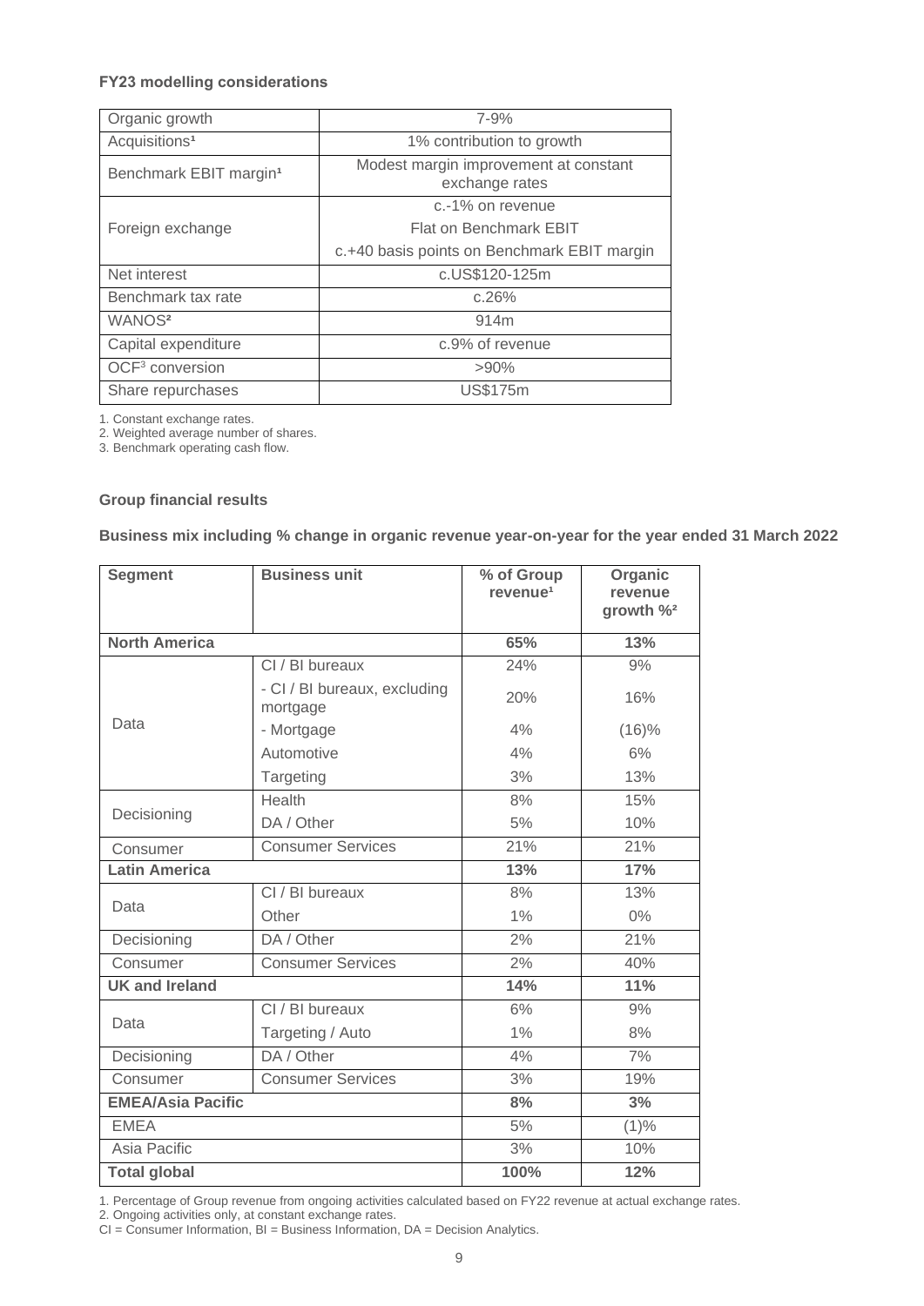### FY23 modelling considerations

| | |
|---|---|
| Organic growth | 7-9% |
| Acquisitions[1] | 1% contribution to growth |
| Benchmark EBIT margin[1] | Modest margin improvement at constant exchange rates |
| Foreign exchange | c.-1% on revenue<br>Flat on Benchmark EBIT<br>c.+40 basis points on Benchmark EBIT margin |
| Net interest | c.US$120-125m |
| Benchmark tax rate | c.26% |
| WANOS[2] | 914m |
| Capital expenditure | c.9% of revenue |
| OCF[3] conversion | >90% |
| Share repurchases | US$175m |

1. Constant exchange rates.
2. Weighted average number of shares.
3. Benchmark operating cash flow.

### Group financial results

**Business mix including % change in organic revenue year-on-year for the year ended 31 March 2022**

| Segment | Business unit | % of Group revenue[1] | Organic revenue growth %[2] |
|---|---|---|---|
| **North America** | | **65%** | **13%** |
| Data | CI / BI bureaux | 24% | 9% |
| | - CI / BI bureaux, excluding mortgage | 20% | 16% |
| | - Mortgage | 4% | (16)% |
| | Automotive | 4% | 6% |
| | Targeting | 3% | 13% |
| Decisioning | Health | 8% | 15% |
| | DA / Other | 5% | 10% |
| Consumer | Consumer Services | 21% | 21% |
| **Latin America** | | **13%** | **17%** |
| Data | CI / BI bureaux | 8% | 13% |
| | Other | 1% | 0% |
| Decisioning | DA / Other | 2% | 21% |
| Consumer | Consumer Services | 2% | 40% |
| **UK and Ireland** | | **14%** | **11%** |
| Data | CI / BI bureaux | 6% | 9% |
| | Targeting / Auto | 1% | 8% |
| Decisioning | DA / Other | 4% | 7% |
| Consumer | Consumer Services | 3% | 19% |
| **EMEA/Asia Pacific** | | **8%** | **3%** |
| EMEA | | 5% | (1)% |
| Asia Pacific | | 3% | 10% |
| **Total global** | | **100%** | **12%** |

1. Percentage of Group revenue from ongoing activities calculated based on FY22 revenue at actual exchange rates.
2. Ongoing activities only, at constant exchange rates.
CI = Consumer Information, BI = Business Information, DA = Decision Analytics.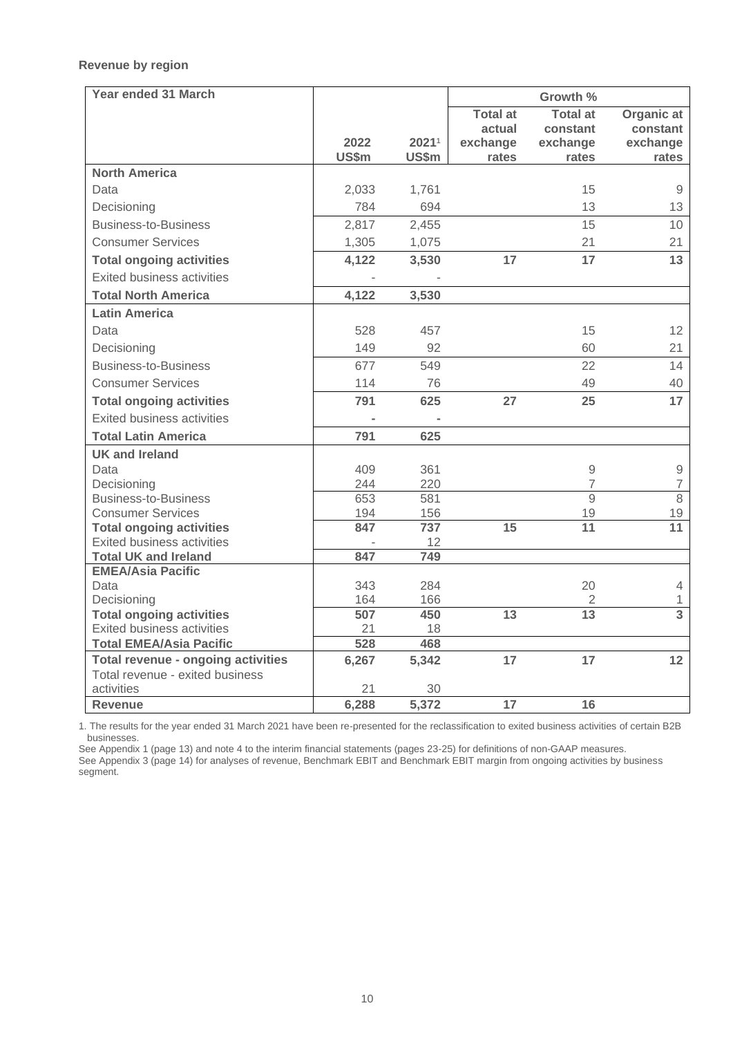**Revenue by region**

| Year ended 31 March | | | Growth % | | |
|---|---|---|---|---|---|
| | 2022 US$m | 2021[1] US$m | Total at actual exchange rates | Total at constant exchange rates | Organic at constant exchange rates |
| **North America** | | | | | |
| Data | 2,033 | 1,761 | | 15 | 9 |
| Decisioning | 784 | 694 | | 13 | 13 |
| Business-to-Business | 2,817 | 2,455 | | 15 | 10 |
| Consumer Services | 1,305 | 1,075 | | 21 | 21 |
| **Total ongoing activities** | **4,122** | **3,530** | **17** | **17** | **13** |
| Exited business activities | - | - | | | |
| **Total North America** | **4,122** | **3,530** | | | |
| **Latin America** | | | | | |
| Data | 528 | 457 | | 15 | 12 |
| Decisioning | 149 | 92 | | 60 | 21 |
| Business-to-Business | 677 | 549 | | 22 | 14 |
| Consumer Services | 114 | 76 | | 49 | 40 |
| **Total ongoing activities** | **791** | **625** | **27** | **25** | **17** |
| Exited business activities | **-** | **-** | | | |
| **Total Latin America** | **791** | **625** | | | |
| **UK and Ireland** | | | | | |
| Data | 409 | 361 | | 9 | 9 |
| Decisioning | 244 | 220 | | 7 | 7 |
| Business-to-Business | 653 | 581 | | 9 | 8 |
| Consumer Services | 194 | 156 | | 19 | 19 |
| **Total ongoing activities** | **847** | **737** | **15** | **11** | **11** |
| Exited business activities | - | 12 | | | |
| **Total UK and Ireland** | **847** | **749** | | | |
| **EMEA/Asia Pacific** | | | | | |
| Data | 343 | 284 | | 20 | 4 |
| Decisioning | 164 | 166 | | 2 | 1 |
| **Total ongoing activities** | **507** | **450** | **13** | **13** | **3** |
| Exited business activities | 21 | 18 | | | |
| **Total EMEA/Asia Pacific** | **528** | **468** | | | |
| **Total revenue - ongoing activities** | **6,267** | **5,342** | **17** | **17** | **12** |
| Total revenue - exited business activities | 21 | 30 | | | |
| **Revenue** | **6,288** | **5,372** | **17** | **16** | |

1. The results for the year ended 31 March 2021 have been re-presented for the reclassification to exited business activities of certain B2B businesses.

See Appendix 1 (page 13) and note 4 to the interim financial statements (pages 23-25) for definitions of non-GAAP measures.

See Appendix 3 (page 14) for analyses of revenue, Benchmark EBIT and Benchmark EBIT margin from ongoing activities by business segment.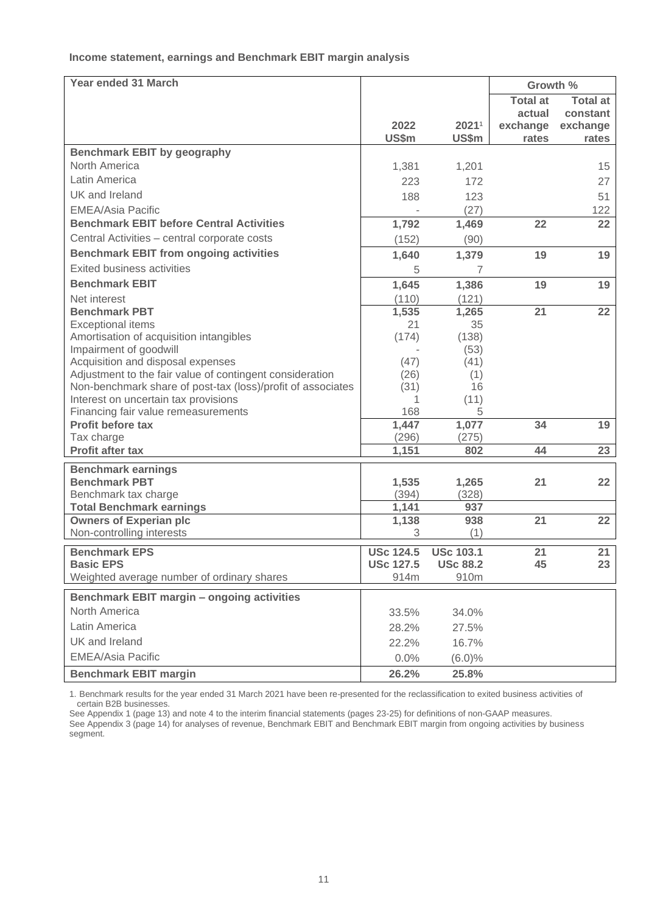**Income statement, earnings and Benchmark EBIT margin analysis**

| Year ended 31 March | | | Growth % | |
|---|---|---|---|---|
| | 2022 US$m | 2021[1] US$m | Total at actual exchange rates | Total at constant exchange rates |
| **Benchmark EBIT by geography** | | | | |
| North America | 1,381 | 1,201 | | 15 |
| Latin America | 223 | 172 | | 27 |
| UK and Ireland | 188 | 123 | | 51 |
| EMEA/Asia Pacific | - | (27) | | 122 |
| **Benchmark EBIT before Central Activities** | **1,792** | **1,469** | **22** | **22** |
| Central Activities – central corporate costs | (152) | (90) | | |
| **Benchmark EBIT from ongoing activities** | **1,640** | **1,379** | **19** | **19** |
| Exited business activities | 5 | 7 | | |
| **Benchmark EBIT** | **1,645** | **1,386** | **19** | **19** |
| Net interest | (110) | (121) | | |
| **Benchmark PBT** | **1,535** | **1,265** | **21** | **22** |
| Exceptional items | 21 | 35 | | |
| Amortisation of acquisition intangibles | (174) | (138) | | |
| Impairment of goodwill | - | (53) | | |
| Acquisition and disposal expenses | (47) | (41) | | |
| Adjustment to the fair value of contingent consideration | (26) | (1) | | |
| Non-benchmark share of post-tax (loss)/profit of associates | (31) | 16 | | |
| Interest on uncertain tax provisions | 1 | (11) | | |
| Financing fair value remeasurements | 168 | 5 | | |
| **Profit before tax** | **1,447** | **1,077** | **34** | **19** |
| Tax charge | (296) | (275) | | |
| **Profit after tax** | **1,151** | **802** | **44** | **23** |
| **Benchmark earnings** | | | | |
| **Benchmark PBT** | **1,535** | **1,265** | **21** | **22** |
| Benchmark tax charge | (394) | (328) | | |
| **Total Benchmark earnings** | **1,141** | **937** | | |
| **Owners of Experian plc** | **1,138** | **938** | **21** | **22** |
| Non-controlling interests | 3 | (1) | | |
| **Benchmark EPS** | **USc 124.5** | **USc 103.1** | **21** | **21** |
| **Basic EPS** | **USc 127.5** | **USc 88.2** | **45** | **23** |
| Weighted average number of ordinary shares | 914m | 910m | | |
| **Benchmark EBIT margin – ongoing activities** | | | | |
| North America | 33.5% | 34.0% | | |
| Latin America | 28.2% | 27.5% | | |
| UK and Ireland | 22.2% | 16.7% | | |
| EMEA/Asia Pacific | 0.0% | (6.0)% | | |
| **Benchmark EBIT margin** | **26.2%** | **25.8%** | | |

1. Benchmark results for the year ended 31 March 2021 have been re-presented for the reclassification to exited business activities of certain B2B businesses.

See Appendix 1 (page 13) and note 4 to the interim financial statements (pages 23-25) for definitions of non-GAAP measures.

See Appendix 3 (page 14) for analyses of revenue, Benchmark EBIT and Benchmark EBIT margin from ongoing activities by business segment.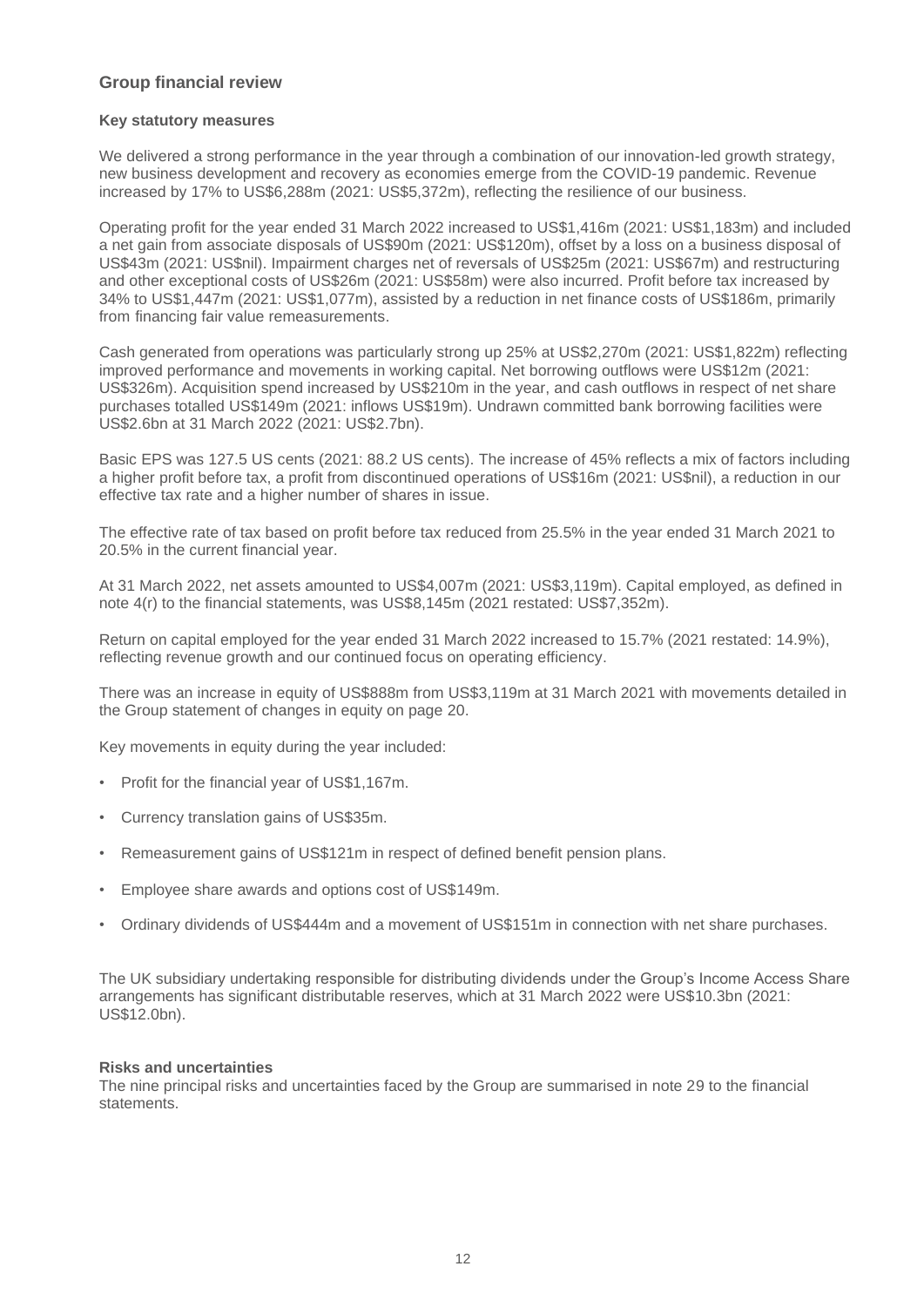## Group financial review

### Key statutory measures

We delivered a strong performance in the year through a combination of our innovation-led growth strategy, new business development and recovery as economies emerge from the COVID-19 pandemic. Revenue increased by 17% to US$6,288m (2021: US$5,372m), reflecting the resilience of our business.

Operating profit for the year ended 31 March 2022 increased to US$1,416m (2021: US$1,183m) and included a net gain from associate disposals of US$90m (2021: US$120m), offset by a loss on a business disposal of US$43m (2021: US$nil). Impairment charges net of reversals of US$25m (2021: US$67m) and restructuring and other exceptional costs of US$26m (2021: US$58m) were also incurred. Profit before tax increased by 34% to US$1,447m (2021: US$1,077m), assisted by a reduction in net finance costs of US$186m, primarily from financing fair value remeasurements.

Cash generated from operations was particularly strong up 25% at US$2,270m (2021: US$1,822m) reflecting improved performance and movements in working capital. Net borrowing outflows were US$12m (2021: US$326m). Acquisition spend increased by US$210m in the year, and cash outflows in respect of net share purchases totalled US$149m (2021: inflows US$19m). Undrawn committed bank borrowing facilities were US$2.6bn at 31 March 2022 (2021: US$2.7bn).

Basic EPS was 127.5 US cents (2021: 88.2 US cents). The increase of 45% reflects a mix of factors including a higher profit before tax, a profit from discontinued operations of US$16m (2021: US$nil), a reduction in our effective tax rate and a higher number of shares in issue.

The effective rate of tax based on profit before tax reduced from 25.5% in the year ended 31 March 2021 to 20.5% in the current financial year.

At 31 March 2022, net assets amounted to US$4,007m (2021: US$3,119m). Capital employed, as defined in note 4(r) to the financial statements, was US$8,145m (2021 restated: US$7,352m).

Return on capital employed for the year ended 31 March 2022 increased to 15.7% (2021 restated: 14.9%), reflecting revenue growth and our continued focus on operating efficiency.

There was an increase in equity of US$888m from US$3,119m at 31 March 2021 with movements detailed in the Group statement of changes in equity on page 20.

Key movements in equity during the year included:

- Profit for the financial year of US$1,167m.
- Currency translation gains of US$35m.
- Remeasurement gains of US$121m in respect of defined benefit pension plans.
- Employee share awards and options cost of US$149m.
- Ordinary dividends of US$444m and a movement of US$151m in connection with net share purchases.

The UK subsidiary undertaking responsible for distributing dividends under the Group's Income Access Share arrangements has significant distributable reserves, which at 31 March 2022 were US$10.3bn (2021: US$12.0bn).

### Risks and uncertainties

The nine principal risks and uncertainties faced by the Group are summarised in note 29 to the financial statements.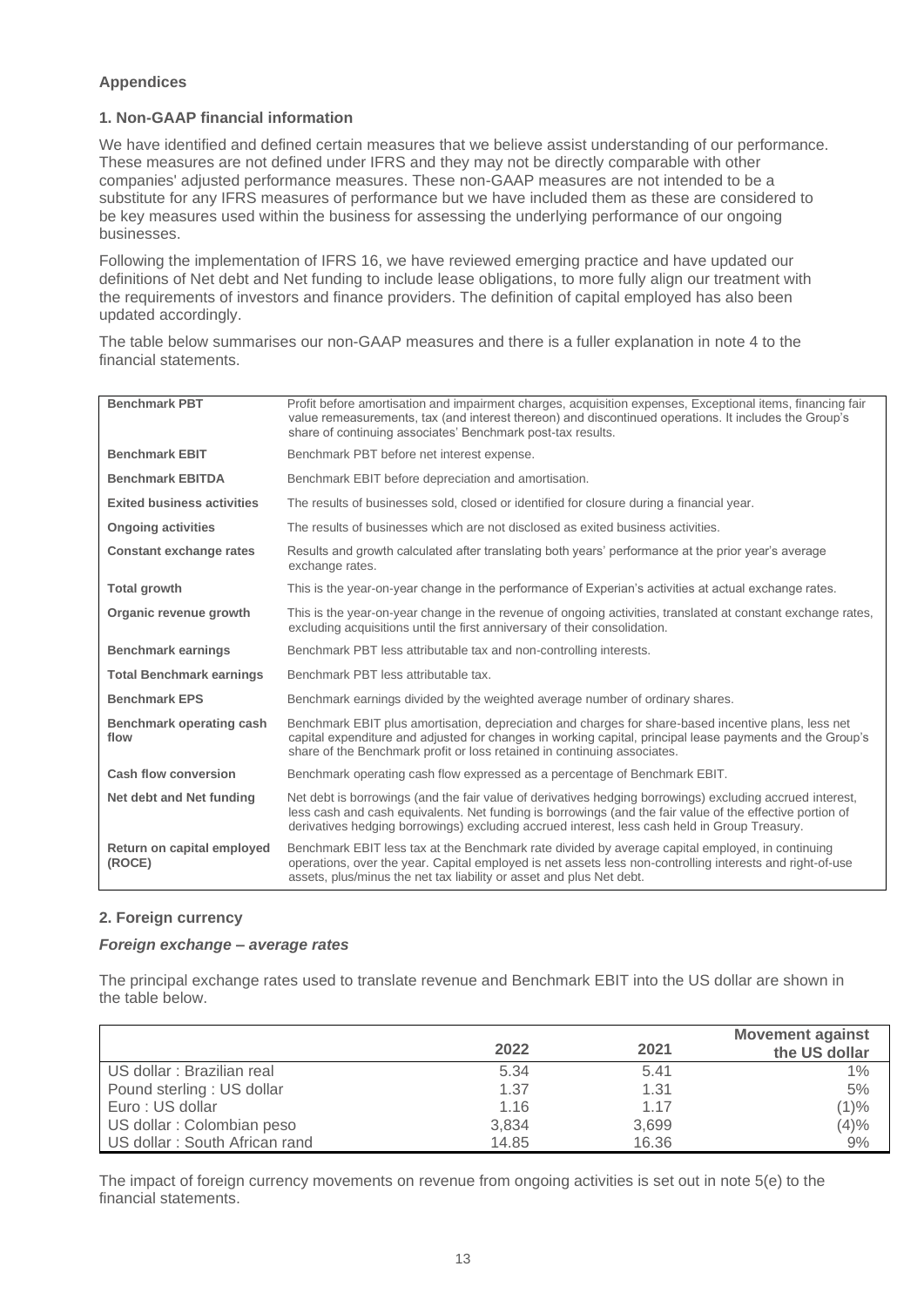## Appendices

### 1. Non-GAAP financial information

We have identified and defined certain measures that we believe assist understanding of our performance. These measures are not defined under IFRS and they may not be directly comparable with other companies' adjusted performance measures. These non-GAAP measures are not intended to be a substitute for any IFRS measures of performance but we have included them as these are considered to be key measures used within the business for assessing the underlying performance of our ongoing businesses.

Following the implementation of IFRS 16, we have reviewed emerging practice and have updated our definitions of Net debt and Net funding to include lease obligations, to more fully align our treatment with the requirements of investors and finance providers. The definition of capital employed has also been updated accordingly.

The table below summarises our non-GAAP measures and there is a fuller explanation in note 4 to the financial statements.

| | |
|---|---|
| **Benchmark PBT** | Profit before amortisation and impairment charges, acquisition expenses, Exceptional items, financing fair value remeasurements, tax (and interest thereon) and discontinued operations. It includes the Group's share of continuing associates' Benchmark post-tax results. |
| **Benchmark EBIT** | Benchmark PBT before net interest expense. |
| **Benchmark EBITDA** | Benchmark EBIT before depreciation and amortisation. |
| **Exited business activities** | The results of businesses sold, closed or identified for closure during a financial year. |
| **Ongoing activities** | The results of businesses which are not disclosed as exited business activities. |
| **Constant exchange rates** | Results and growth calculated after translating both years' performance at the prior year's average exchange rates. |
| **Total growth** | This is the year-on-year change in the performance of Experian's activities at actual exchange rates. |
| **Organic revenue growth** | This is the year-on-year change in the revenue of ongoing activities, translated at constant exchange rates, excluding acquisitions until the first anniversary of their consolidation. |
| **Benchmark earnings** | Benchmark PBT less attributable tax and non-controlling interests. |
| **Total Benchmark earnings** | Benchmark PBT less attributable tax. |
| **Benchmark EPS** | Benchmark earnings divided by the weighted average number of ordinary shares. |
| **Benchmark operating cash flow** | Benchmark EBIT plus amortisation, depreciation and charges for share-based incentive plans, less net capital expenditure and adjusted for changes in working capital, principal lease payments and the Group's share of the Benchmark profit or loss retained in continuing associates. |
| **Cash flow conversion** | Benchmark operating cash flow expressed as a percentage of Benchmark EBIT. |
| **Net debt and Net funding** | Net debt is borrowings (and the fair value of derivatives hedging borrowings) excluding accrued interest, less cash and cash equivalents. Net funding is borrowings (and the fair value of the effective portion of derivatives hedging borrowings) excluding accrued interest, less cash held in Group Treasury. |
| **Return on capital employed (ROCE)** | Benchmark EBIT less tax at the Benchmark rate divided by average capital employed, in continuing operations, over the year. Capital employed is net assets less non-controlling interests and right-of-use assets, plus/minus the net tax liability or asset and plus Net debt. |

### 2. Foreign currency

#### *Foreign exchange – average rates*

The principal exchange rates used to translate revenue and Benchmark EBIT into the US dollar are shown in the table below.

| | 2022 | 2021 | Movement against the US dollar |
|---|---|---|---|
| US dollar : Brazilian real | 5.34 | 5.41 | 1% |
| Pound sterling : US dollar | 1.37 | 1.31 | 5% |
| Euro : US dollar | 1.16 | 1.17 | (1)% |
| US dollar : Colombian peso | 3,834 | 3,699 | (4)% |
| US dollar : South African rand | 14.85 | 16.36 | 9% |

The impact of foreign currency movements on revenue from ongoing activities is set out in note 5(e) to the financial statements.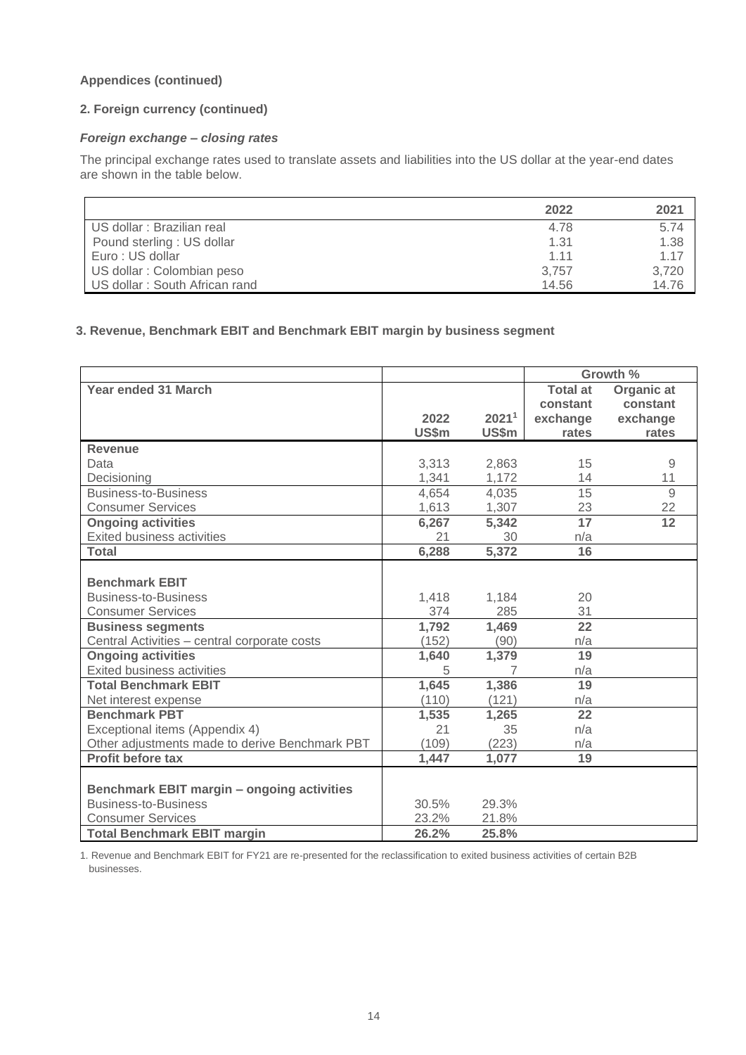**Appendices (continued)**

**2. Foreign currency (continued)**

***Foreign exchange – closing rates***

The principal exchange rates used to translate assets and liabilities into the US dollar at the year-end dates are shown in the table below.

| | 2022 | 2021 |
|---|---|---|
| US dollar : Brazilian real | 4.78 | 5.74 |
| Pound sterling : US dollar | 1.31 | 1.38 |
| Euro : US dollar | 1.11 | 1.17 |
| US dollar : Colombian peso | 3,757 | 3,720 |
| US dollar : South African rand | 14.56 | 14.76 |

**3. Revenue, Benchmark EBIT and Benchmark EBIT margin by business segment**

| | | | Growth % | |
|---|---|---|---|---|
| **Year ended 31 March** | **2022 US$m** | **2021[1] US$m** | **Total at constant exchange rates** | **Organic at constant exchange rates** |
| **Revenue** | | | | |
| Data | 3,313 | 2,863 | 15 | 9 |
| Decisioning | 1,341 | 1,172 | 14 | 11 |
| Business-to-Business | 4,654 | 4,035 | 15 | 9 |
| Consumer Services | 1,613 | 1,307 | 23 | 22 |
| **Ongoing activities** | **6,267** | **5,342** | **17** | **12** |
| Exited business activities | 21 | 30 | n/a | |
| **Total** | **6,288** | **5,372** | **16** | |
| | | | | |
| **Benchmark EBIT** | | | | |
| Business-to-Business | 1,418 | 1,184 | 20 | |
| Consumer Services | 374 | 285 | 31 | |
| **Business segments** | **1,792** | **1,469** | **22** | |
| Central Activities – central corporate costs | (152) | (90) | n/a | |
| **Ongoing activities** | **1,640** | **1,379** | **19** | |
| Exited business activities | 5 | 7 | n/a | |
| **Total Benchmark EBIT** | **1,645** | **1,386** | **19** | |
| Net interest expense | (110) | (121) | n/a | |
| **Benchmark PBT** | **1,535** | **1,265** | **22** | |
| Exceptional items (Appendix 4) | 21 | 35 | n/a | |
| Other adjustments made to derive Benchmark PBT | (109) | (223) | n/a | |
| **Profit before tax** | **1,447** | **1,077** | **19** | |
| | | | | |
| **Benchmark EBIT margin – ongoing activities** | | | | |
| Business-to-Business | 30.5% | 29.3% | | |
| Consumer Services | 23.2% | 21.8% | | |
| **Total Benchmark EBIT margin** | **26.2%** | **25.8%** | | |

1. Revenue and Benchmark EBIT for FY21 are re-presented for the reclassification to exited business activities of certain B2B businesses.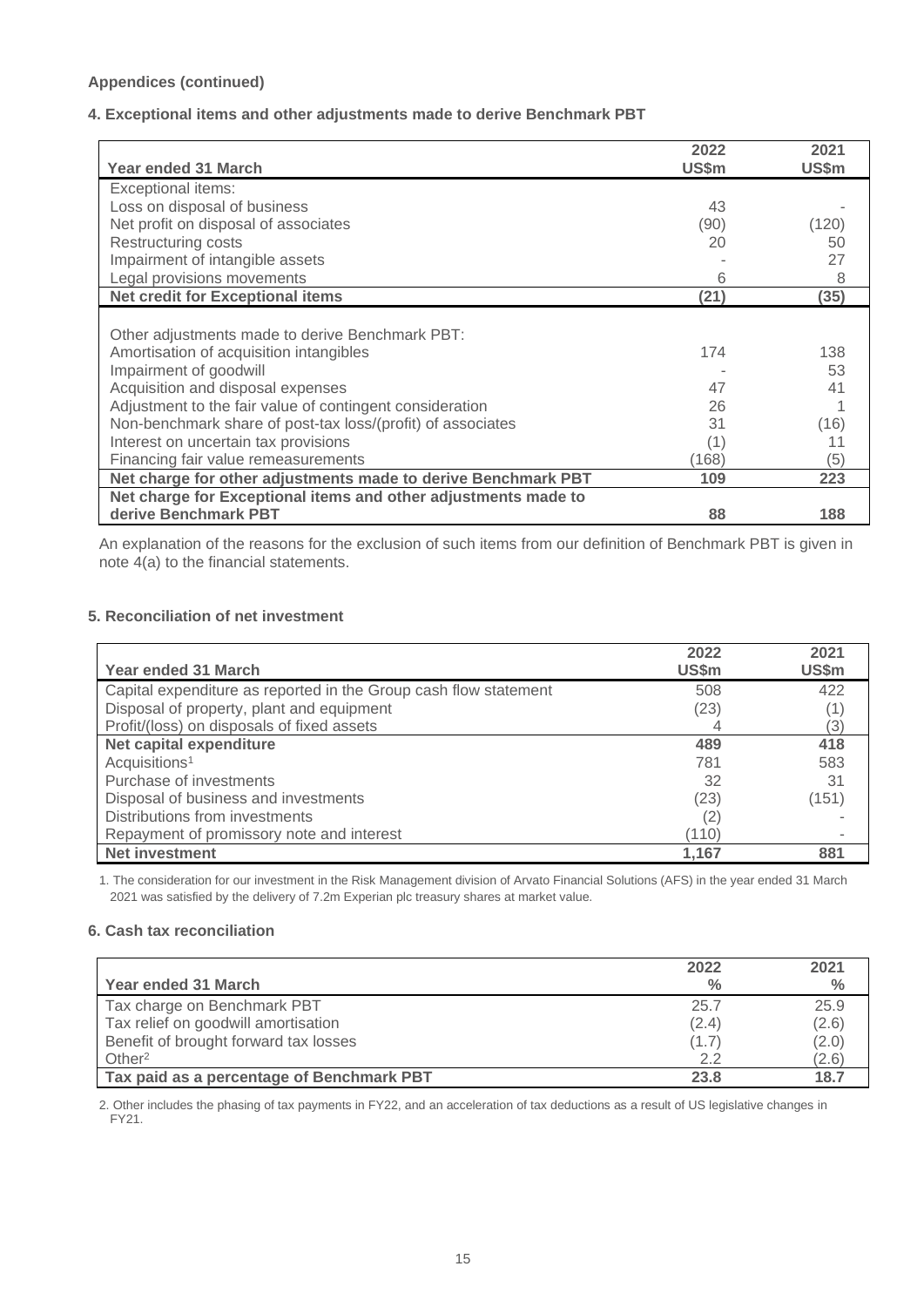**Appendices (continued)**

**4. Exceptional items and other adjustments made to derive Benchmark PBT**

| Year ended 31 March | 2022 US$m | 2021 US$m |
|---|---|---|
| Exceptional items: | | |
| Loss on disposal of business | 43 | - |
| Net profit on disposal of associates | (90) | (120) |
| Restructuring costs | 20 | 50 |
| Impairment of intangible assets | - | 27 |
| Legal provisions movements | 6 | 8 |
| **Net credit for Exceptional items** | **(21)** | **(35)** |
| | | |
| Other adjustments made to derive Benchmark PBT: | | |
| Amortisation of acquisition intangibles | 174 | 138 |
| Impairment of goodwill | - | 53 |
| Acquisition and disposal expenses | 47 | 41 |
| Adjustment to the fair value of contingent consideration | 26 | 1 |
| Non-benchmark share of post-tax loss/(profit) of associates | 31 | (16) |
| Interest on uncertain tax provisions | (1) | 11 |
| Financing fair value remeasurements | (168) | (5) |
| **Net charge for other adjustments made to derive Benchmark PBT** | **109** | **223** |
| **Net charge for Exceptional items and other adjustments made to derive Benchmark PBT** | **88** | **188** |

An explanation of the reasons for the exclusion of such items from our definition of Benchmark PBT is given in note 4(a) to the financial statements.

**5. Reconciliation of net investment**

| Year ended 31 March | 2022 US$m | 2021 US$m |
|---|---|---|
| Capital expenditure as reported in the Group cash flow statement | 508 | 422 |
| Disposal of property, plant and equipment | (23) | (1) |
| Profit/(loss) on disposals of fixed assets | 4 | (3) |
| **Net capital expenditure** | **489** | **418** |
| Acquisitions[1] | 781 | 583 |
| Purchase of investments | 32 | 31 |
| Disposal of business and investments | (23) | (151) |
| Distributions from investments | (2) | - |
| Repayment of promissory note and interest | (110) | - |
| **Net investment** | **1,167** | **881** |

1. The consideration for our investment in the Risk Management division of Arvato Financial Solutions (AFS) in the year ended 31 March 2021 was satisfied by the delivery of 7.2m Experian plc treasury shares at market value.

**6. Cash tax reconciliation**

| Year ended 31 March | 2022 % | 2021 % |
|---|---|---|
| Tax charge on Benchmark PBT | 25.7 | 25.9 |
| Tax relief on goodwill amortisation | (2.4) | (2.6) |
| Benefit of brought forward tax losses | (1.7) | (2.0) |
| Other[2] | 2.2 | (2.6) |
| **Tax paid as a percentage of Benchmark PBT** | **23.8** | **18.7** |

2. Other includes the phasing of tax payments in FY22, and an acceleration of tax deductions as a result of US legislative changes in FY21.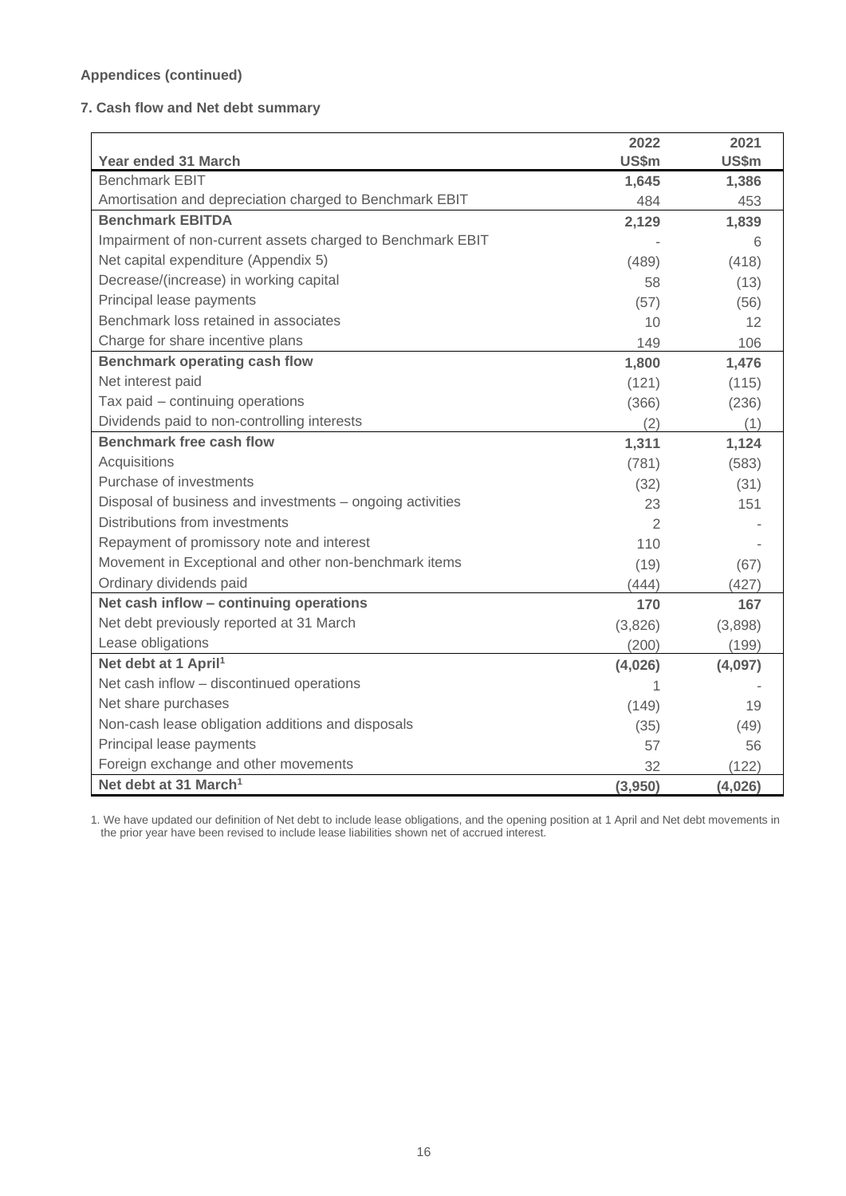**Appendices (continued)**

**7. Cash flow and Net debt summary**

| Year ended 31 March | 2022<br>US$m | 2021<br>US$m |
|---|---|---|
| Benchmark EBIT | **1,645** | **1,386** |
| Amortisation and depreciation charged to Benchmark EBIT | 484 | 453 |
| **Benchmark EBITDA** | **2,129** | **1,839** |
| Impairment of non-current assets charged to Benchmark EBIT | - | 6 |
| Net capital expenditure (Appendix 5) | (489) | (418) |
| Decrease/(increase) in working capital | 58 | (13) |
| Principal lease payments | (57) | (56) |
| Benchmark loss retained in associates | 10 | 12 |
| Charge for share incentive plans | 149 | 106 |
| **Benchmark operating cash flow** | **1,800** | **1,476** |
| Net interest paid | (121) | (115) |
| Tax paid – continuing operations | (366) | (236) |
| Dividends paid to non-controlling interests | (2) | (1) |
| **Benchmark free cash flow** | **1,311** | **1,124** |
| Acquisitions | (781) | (583) |
| Purchase of investments | (32) | (31) |
| Disposal of business and investments – ongoing activities | 23 | 151 |
| Distributions from investments | 2 | - |
| Repayment of promissory note and interest | 110 | - |
| Movement in Exceptional and other non-benchmark items | (19) | (67) |
| Ordinary dividends paid | (444) | (427) |
| **Net cash inflow – continuing operations** | **170** | **167** |
| Net debt previously reported at 31 March | (3,826) | (3,898) |
| Lease obligations | (200) | (199) |
| **Net debt at 1 April[1]** | **(4,026)** | **(4,097)** |
| Net cash inflow – discontinued operations | 1 | - |
| Net share purchases | (149) | 19 |
| Non-cash lease obligation additions and disposals | (35) | (49) |
| Principal lease payments | 57 | 56 |
| Foreign exchange and other movements | 32 | (122) |
| **Net debt at 31 March[1]** | **(3,950)** | **(4,026)** |

1. We have updated our definition of Net debt to include lease obligations, and the opening position at 1 April and Net debt movements in the prior year have been revised to include lease liabilities shown net of accrued interest.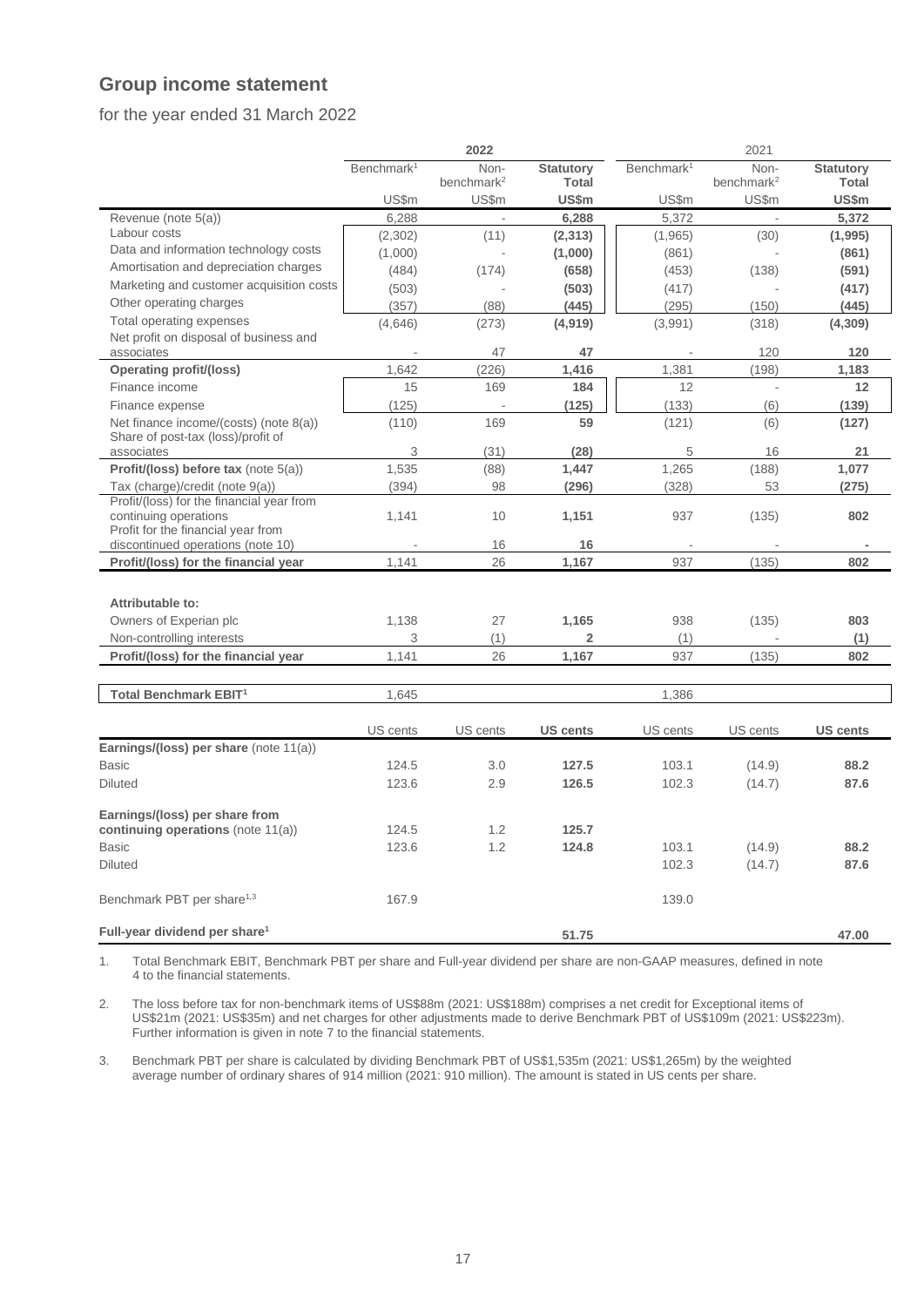## Group income statement

for the year ended 31 March 2022

| | 2022 | | | 2021 | | |
|---|---|---|---|---|---|---|
| | Benchmark[1] | Non-benchmark[2] | **Statutory Total** | Benchmark[1] | Non-benchmark[2] | **Statutory Total** |
| | US$m | US$m | **US$m** | US$m | US$m | **US$m** |
| Revenue (note 5(a)) | 6,288 | - | **6,288** | 5,372 | - | **5,372** |
| Labour costs | (2,302) | (11) | **(2,313)** | (1,965) | (30) | **(1,995)** |
| Data and information technology costs | (1,000) | - | **(1,000)** | (861) | - | **(861)** |
| Amortisation and depreciation charges | (484) | (174) | **(658)** | (453) | (138) | **(591)** |
| Marketing and customer acquisition costs | (503) | - | **(503)** | (417) | - | **(417)** |
| Other operating charges | (357) | (88) | **(445)** | (295) | (150) | **(445)** |
| Total operating expenses | (4,646) | (273) | **(4,919)** | (3,991) | (318) | **(4,309)** |
| Net profit on disposal of business and associates | - | 47 | **47** | - | 120 | **120** |
| **Operating profit/(loss)** | 1,642 | (226) | **1,416** | 1,381 | (198) | **1,183** |
| Finance income | 15 | 169 | **184** | 12 | - | **12** |
| Finance expense | (125) | - | **(125)** | (133) | (6) | **(139)** |
| Net finance income/(costs) (note 8(a)) | (110) | 169 | **59** | (121) | (6) | **(127)** |
| Share of post-tax (loss)/profit of associates | 3 | (31) | **(28)** | 5 | 16 | **21** |
| **Profit/(loss) before tax** (note 5(a)) | 1,535 | (88) | **1,447** | 1,265 | (188) | **1,077** |
| Tax (charge)/credit (note 9(a)) | (394) | 98 | **(296)** | (328) | 53 | **(275)** |
| Profit/(loss) for the financial year from continuing operations | 1,141 | 10 | **1,151** | 937 | (135) | **802** |
| Profit for the financial year from discontinued operations (note 10) | - | 16 | **16** | - | - | **-** |
| **Profit/(loss) for the financial year** | 1,141 | 26 | **1,167** | 937 | (135) | **802** |
| | | | | | | |
| **Attributable to:** | | | | | | |
| Owners of Experian plc | 1,138 | 27 | **1,165** | 938 | (135) | **803** |
| Non-controlling interests | 3 | (1) | **2** | (1) | - | **(1)** |
| **Profit/(loss) for the financial year** | 1,141 | 26 | **1,167** | 937 | (135) | **802** |
| | | | | | | |
| **Total Benchmark EBIT[1]** | 1,645 | | | 1,386 | | |
| | | | | | | |
| | US cents | US cents | **US cents** | US cents | US cents | **US cents** |
| **Earnings/(loss) per share** (note 11(a)) | | | | | | |
| Basic | 124.5 | 3.0 | **127.5** | 103.1 | (14.9) | **88.2** |
| Diluted | 123.6 | 2.9 | **126.5** | 102.3 | (14.7) | **87.6** |
| | | | | | | |
| **Earnings/(loss) per share from continuing operations** (note 11(a)) | 124.5 | 1.2 | **125.7** | | | |
| Basic | 123.6 | 1.2 | **124.8** | 103.1 | (14.9) | **88.2** |
| Diluted | | | | 102.3 | (14.7) | **87.6** |
| | | | | | | |
| Benchmark PBT per share[1,3] | 167.9 | | | 139.0 | | |
| | | | | | | |
| **Full-year dividend per share[1]** | | | **51.75** | | | **47.00** |

1. Total Benchmark EBIT, Benchmark PBT per share and Full-year dividend per share are non-GAAP measures, defined in note 4 to the financial statements.

2. The loss before tax for non-benchmark items of US$88m (2021: US$188m) comprises a net credit for Exceptional items of US$21m (2021: US$35m) and net charges for other adjustments made to derive Benchmark PBT of US$109m (2021: US$223m). Further information is given in note 7 to the financial statements.

3. Benchmark PBT per share is calculated by dividing Benchmark PBT of US$1,535m (2021: US$1,265m) by the weighted average number of ordinary shares of 914 million (2021: 910 million). The amount is stated in US cents per share.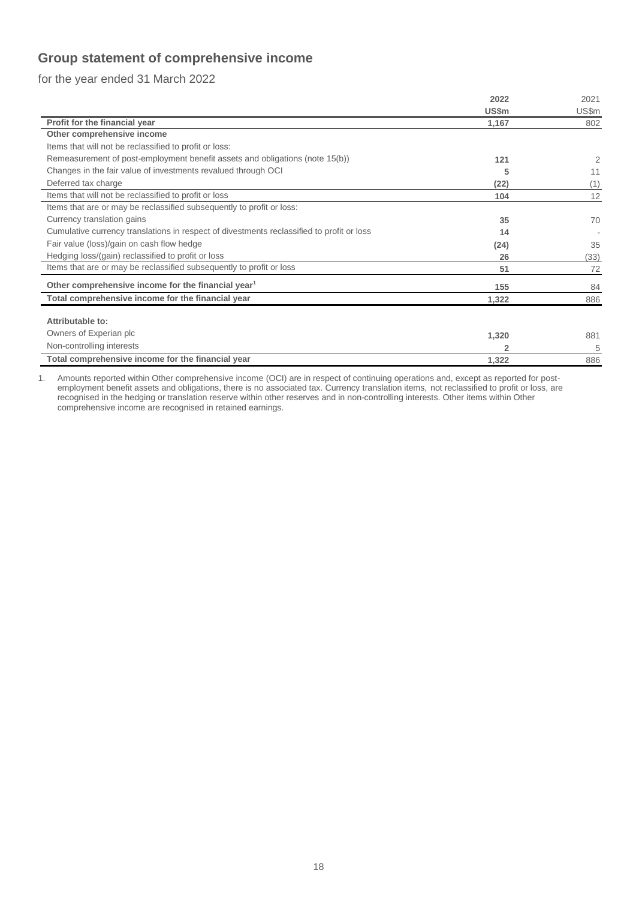## Group statement of comprehensive income

for the year ended 31 March 2022

| | 2022 | 2021 |
|---|---|---|
| | US$m | US$m |
| **Profit for the financial year** | **1,167** | 802 |
| **Other comprehensive income** | | |
| Items that will not be reclassified to profit or loss: | | |
| Remeasurement of post-employment benefit assets and obligations (note 15(b)) | **121** | 2 |
| Changes in the fair value of investments revalued through OCI | **5** | 11 |
| Deferred tax charge | **(22)** | (1) |
| Items that will not be reclassified to profit or loss | **104** | 12 |
| Items that are or may be reclassified subsequently to profit or loss: | | |
| Currency translation gains | **35** | 70 |
| Cumulative currency translations in respect of divestments reclassified to profit or loss | **14** | - |
| Fair value (loss)/gain on cash flow hedge | **(24)** | 35 |
| Hedging loss/(gain) reclassified to profit or loss | **26** | (33) |
| Items that are or may be reclassified subsequently to profit or loss | **51** | 72 |
| **Other comprehensive income for the financial year[1]** | **155** | 84 |
| **Total comprehensive income for the financial year** | **1,322** | 886 |
| | | |
| **Attributable to:** | | |
| Owners of Experian plc | **1,320** | 881 |
| Non-controlling interests | **2** | 5 |
| **Total comprehensive income for the financial year** | **1,322** | 886 |

1. Amounts reported within Other comprehensive income (OCI) are in respect of continuing operations and, except as reported for post-employment benefit assets and obligations, there is no associated tax. Currency translation items, not reclassified to profit or loss, are recognised in the hedging or translation reserve within other reserves and in non-controlling interests. Other items within Other comprehensive income are recognised in retained earnings.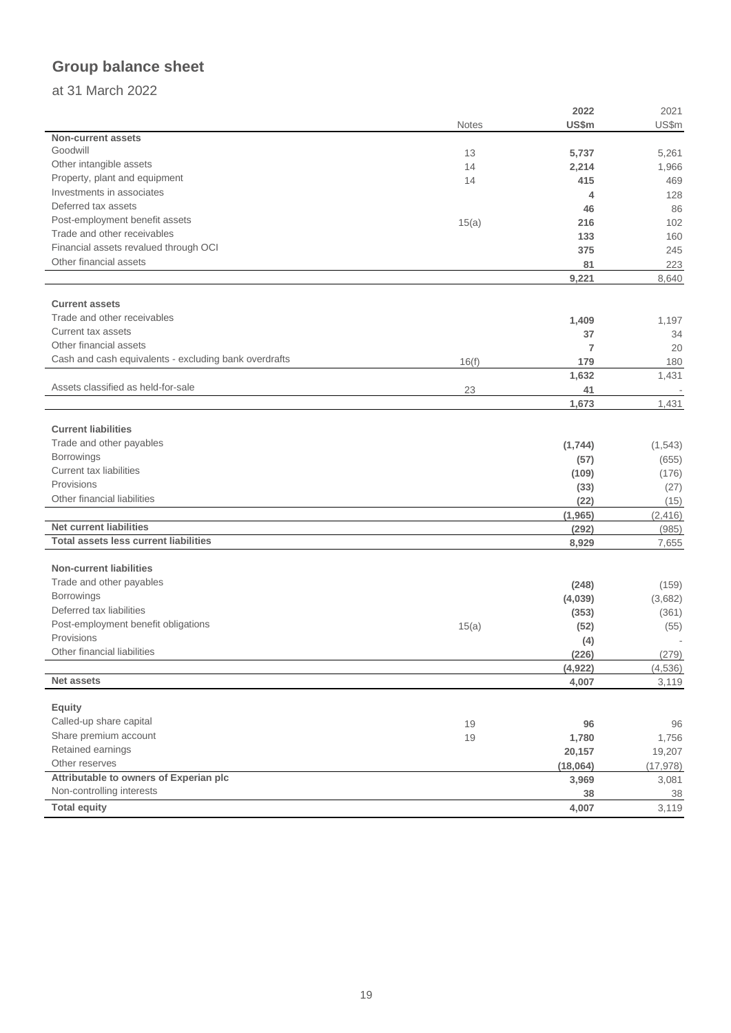# Group balance sheet

at 31 March 2022

| | Notes | 2022 US$m | 2021 US$m |
|---|---|---|---|
| **Non-current assets** | | | |
| Goodwill | 13 | **5,737** | 5,261 |
| Other intangible assets | 14 | **2,214** | 1,966 |
| Property, plant and equipment | 14 | **415** | 469 |
| Investments in associates | | **4** | 128 |
| Deferred tax assets | | **46** | 86 |
| Post-employment benefit assets | 15(a) | **216** | 102 |
| Trade and other receivables | | **133** | 160 |
| Financial assets revalued through OCI | | **375** | 245 |
| Other financial assets | | **81** | 223 |
| | | **9,221** | 8,640 |
| **Current assets** | | | |
| Trade and other receivables | | **1,409** | 1,197 |
| Current tax assets | | **37** | 34 |
| Other financial assets | | **7** | 20 |
| Cash and cash equivalents - excluding bank overdrafts | 16(f) | **179** | 180 |
| | | **1,632** | 1,431 |
| Assets classified as held-for-sale | 23 | **41** | - |
| | | **1,673** | 1,431 |
| **Current liabilities** | | | |
| Trade and other payables | | **(1,744)** | (1,543) |
| Borrowings | | **(57)** | (655) |
| Current tax liabilities | | **(109)** | (176) |
| Provisions | | **(33)** | (27) |
| Other financial liabilities | | **(22)** | (15) |
| | | **(1,965)** | (2,416) |
| **Net current liabilities** | | **(292)** | (985) |
| **Total assets less current liabilities** | | **8,929** | 7,655 |
| **Non-current liabilities** | | | |
| Trade and other payables | | **(248)** | (159) |
| Borrowings | | **(4,039)** | (3,682) |
| Deferred tax liabilities | | **(353)** | (361) |
| Post-employment benefit obligations | 15(a) | **(52)** | (55) |
| Provisions | | **(4)** | - |
| Other financial liabilities | | **(226)** | (279) |
| | | **(4,922)** | (4,536) |
| **Net assets** | | **4,007** | 3,119 |
| **Equity** | | | |
| Called-up share capital | 19 | **96** | 96 |
| Share premium account | 19 | **1,780** | 1,756 |
| Retained earnings | | **20,157** | 19,207 |
| Other reserves | | **(18,064)** | (17,978) |
| **Attributable to owners of Experian plc** | | **3,969** | 3,081 |
| Non-controlling interests | | **38** | 38 |
| **Total equity** | | **4,007** | 3,119 |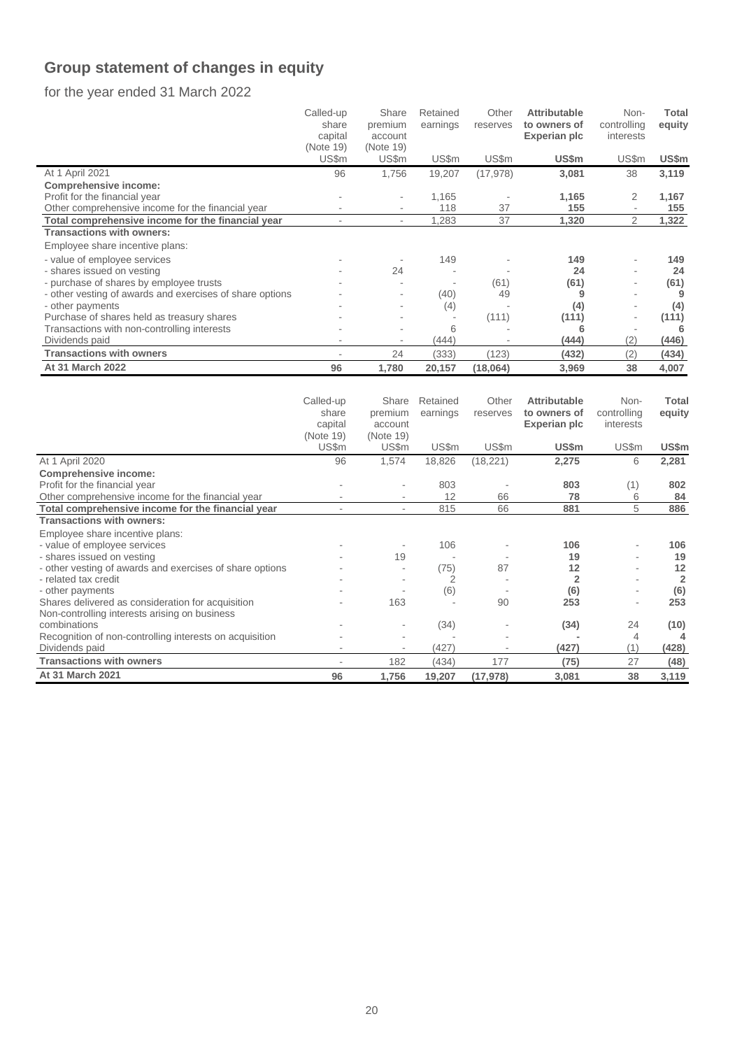# Group statement of changes in equity

for the year ended 31 March 2022

| | Called-up share capital (Note 19) | Share premium account (Note 19) | Retained earnings | Other reserves | **Attributable to owners of Experian plc** | Non-controlling interests | **Total equity** |
|---|---|---|---|---|---|---|---|
| | US$m | US$m | US$m | US$m | **US$m** | US$m | **US$m** |
| At 1 April 2021 | 96 | 1,756 | 19,207 | (17,978) | **3,081** | 38 | **3,119** |
| **Comprehensive income:** | | | | | | | |
| Profit for the financial year | - | - | 1,165 | - | **1,165** | 2 | **1,167** |
| Other comprehensive income for the financial year | - | - | 118 | 37 | **155** | - | **155** |
| **Total comprehensive income for the financial year** | - | - | 1,283 | 37 | **1,320** | 2 | **1,322** |
| **Transactions with owners:** | | | | | | | |
| Employee share incentive plans: | | | | | | | |
| - value of employee services | - | - | 149 | - | **149** | - | **149** |
| - shares issued on vesting | - | 24 | - | - | **24** | - | **24** |
| - purchase of shares by employee trusts | - | - | - | (61) | **(61)** | - | **(61)** |
| - other vesting of awards and exercises of share options | - | - | (40) | 49 | **9** | - | **9** |
| - other payments | - | - | (4) | - | **(4)** | - | **(4)** |
| Purchase of shares held as treasury shares | - | - | - | (111) | **(111)** | - | **(111)** |
| Transactions with non-controlling interests | - | - | 6 | - | **6** | - | **6** |
| Dividends paid | - | - | (444) | - | **(444)** | (2) | **(446)** |
| **Transactions with owners** | - | 24 | (333) | (123) | **(432)** | (2) | **(434)** |
| **At 31 March 2022** | **96** | **1,780** | **20,157** | **(18,064)** | **3,969** | **38** | **4,007** |

| | Called-up share capital (Note 19) | Share premium account (Note 19) | Retained earnings | Other reserves | **Attributable to owners of Experian plc** | Non-controlling interests | **Total equity** |
|---|---|---|---|---|---|---|---|
| | US$m | US$m | US$m | US$m | **US$m** | US$m | **US$m** |
| At 1 April 2020 | 96 | 1,574 | 18,826 | (18,221) | **2,275** | 6 | **2,281** |
| **Comprehensive income:** | | | | | | | |
| Profit for the financial year | - | - | 803 | - | **803** | (1) | **802** |
| Other comprehensive income for the financial year | - | - | 12 | 66 | **78** | 6 | **84** |
| **Total comprehensive income for the financial year** | - | - | 815 | 66 | **881** | 5 | **886** |
| **Transactions with owners:** | | | | | | | |
| Employee share incentive plans: | | | | | | | |
| - value of employee services | - | - | 106 | - | **106** | - | **106** |
| - shares issued on vesting | - | 19 | - | - | **19** | - | **19** |
| - other vesting of awards and exercises of share options | - | - | (75) | 87 | **12** | - | **12** |
| - related tax credit | - | - | 2 | - | **2** | - | **2** |
| - other payments | - | - | (6) | - | **(6)** | - | **(6)** |
| Shares delivered as consideration for acquisition | - | 163 | - | 90 | **253** | - | **253** |
| Non-controlling interests arising on business combinations | - | - | (34) | - | **(34)** | 24 | **(10)** |
| Recognition of non-controlling interests on acquisition | - | - | - | - | **-** | 4 | **4** |
| Dividends paid | - | - | (427) | - | **(427)** | (1) | **(428)** |
| **Transactions with owners** | - | 182 | (434) | 177 | **(75)** | 27 | **(48)** |
| **At 31 March 2021** | **96** | **1,756** | **19,207** | **(17,978)** | **3,081** | **38** | **3,119** |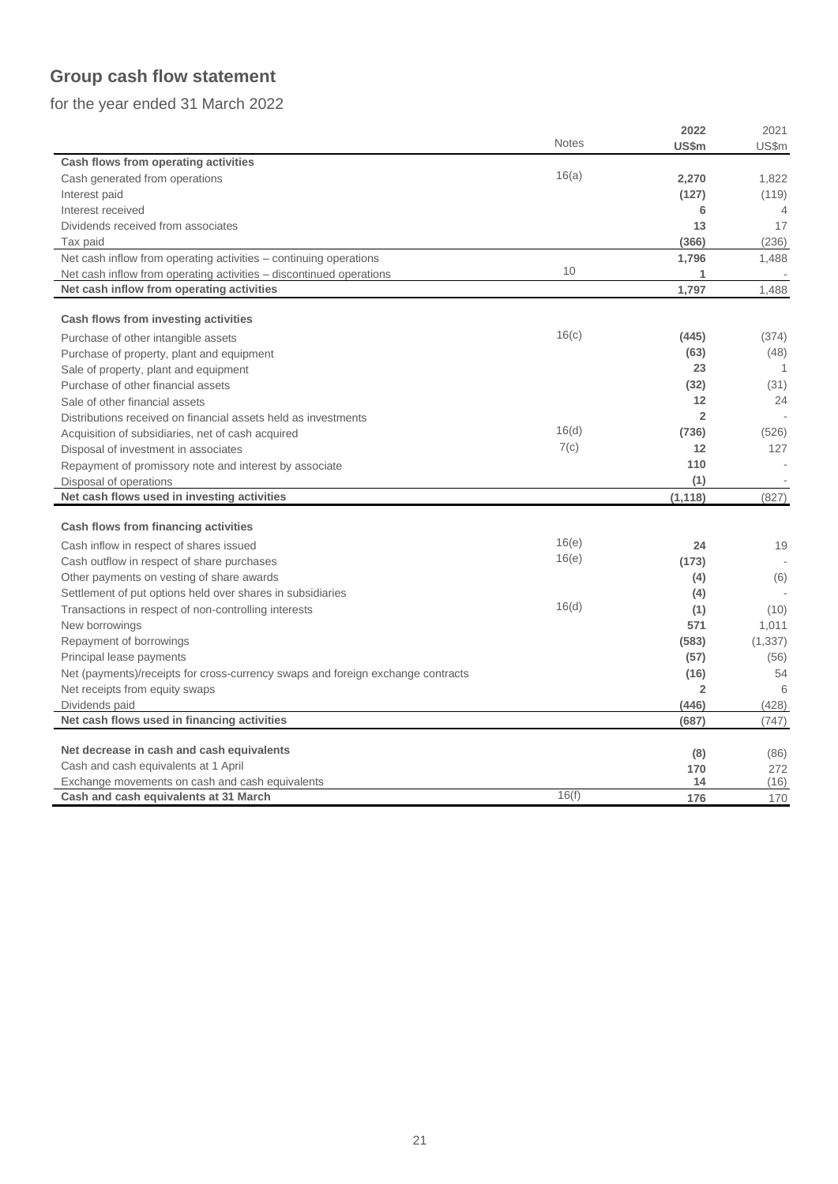# Group cash flow statement

for the year ended 31 March 2022

| | Notes | 2022 US$m | 2021 US$m |
|---|---|---|---|
| **Cash flows from operating activities** | | | |
| Cash generated from operations | 16(a) | **2,270** | 1,822 |
| Interest paid | | **(127)** | (119) |
| Interest received | | **6** | 4 |
| Dividends received from associates | | **13** | 17 |
| Tax paid | | **(366)** | (236) |
| Net cash inflow from operating activities – continuing operations | | **1,796** | 1,488 |
| Net cash inflow from operating activities – discontinued operations | 10 | **1** | - |
| **Net cash inflow from operating activities** | | **1,797** | 1,488 |
| | | | |
| **Cash flows from investing activities** | | | |
| Purchase of other intangible assets | 16(c) | **(445)** | (374) |
| Purchase of property, plant and equipment | | **(63)** | (48) |
| Sale of property, plant and equipment | | **23** | 1 |
| Purchase of other financial assets | | **(32)** | (31) |
| Sale of other financial assets | | **12** | 24 |
| Distributions received on financial assets held as investments | | **2** | - |
| Acquisition of subsidiaries, net of cash acquired | 16(d) | **(736)** | (526) |
| Disposal of investment in associates | 7(c) | **12** | 127 |
| Repayment of promissory note and interest by associate | | **110** | - |
| Disposal of operations | | **(1)** | - |
| **Net cash flows used in investing activities** | | **(1,118)** | (827) |
| | | | |
| **Cash flows from financing activities** | | | |
| Cash inflow in respect of shares issued | 16(e) | **24** | 19 |
| Cash outflow in respect of share purchases | 16(e) | **(173)** | - |
| Other payments on vesting of share awards | | **(4)** | (6) |
| Settlement of put options held over shares in subsidiaries | | **(4)** | - |
| Transactions in respect of non-controlling interests | 16(d) | **(1)** | (10) |
| New borrowings | | **571** | 1,011 |
| Repayment of borrowings | | **(583)** | (1,337) |
| Principal lease payments | | **(57)** | (56) |
| Net (payments)/receipts for cross-currency swaps and foreign exchange contracts | | **(16)** | 54 |
| Net receipts from equity swaps | | **2** | 6 |
| Dividends paid | | **(446)** | (428) |
| **Net cash flows used in financing activities** | | **(687)** | (747) |
| | | | |
| **Net decrease in cash and cash equivalents** | | **(8)** | (86) |
| Cash and cash equivalents at 1 April | | **170** | 272 |
| Exchange movements on cash and cash equivalents | | **14** | (16) |
| **Cash and cash equivalents at 31 March** | 16(f) | **176** | 170 |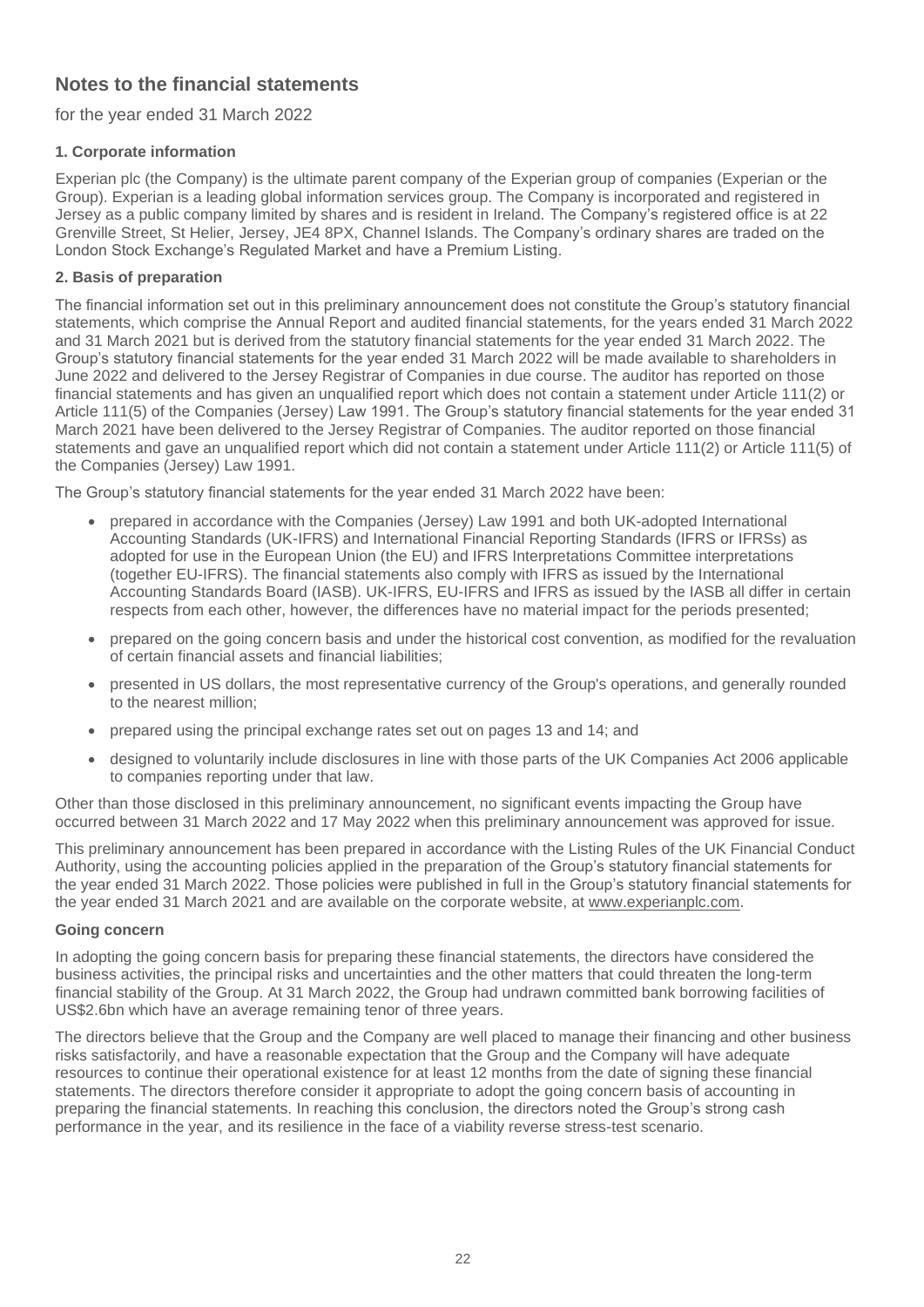# Notes to the financial statements

for the year ended 31 March 2022

### 1. Corporate information

Experian plc (the Company) is the ultimate parent company of the Experian group of companies (Experian or the Group). Experian is a leading global information services group. The Company is incorporated and registered in Jersey as a public company limited by shares and is resident in Ireland. The Company's registered office is at 22 Grenville Street, St Helier, Jersey, JE4 8PX, Channel Islands. The Company's ordinary shares are traded on the London Stock Exchange's Regulated Market and have a Premium Listing.

### 2. Basis of preparation

The financial information set out in this preliminary announcement does not constitute the Group's statutory financial statements, which comprise the Annual Report and audited financial statements, for the years ended 31 March 2022 and 31 March 2021 but is derived from the statutory financial statements for the year ended 31 March 2022. The Group's statutory financial statements for the year ended 31 March 2022 will be made available to shareholders in June 2022 and delivered to the Jersey Registrar of Companies in due course. The auditor has reported on those financial statements and has given an unqualified report which does not contain a statement under Article 111(2) or Article 111(5) of the Companies (Jersey) Law 1991. The Group's statutory financial statements for the year ended 31 March 2021 have been delivered to the Jersey Registrar of Companies. The auditor reported on those financial statements and gave an unqualified report which did not contain a statement under Article 111(2) or Article 111(5) of the Companies (Jersey) Law 1991.

The Group's statutory financial statements for the year ended 31 March 2022 have been:

- prepared in accordance with the Companies (Jersey) Law 1991 and both UK-adopted International Accounting Standards (UK-IFRS) and International Financial Reporting Standards (IFRS or IFRSs) as adopted for use in the European Union (the EU) and IFRS Interpretations Committee interpretations (together EU-IFRS). The financial statements also comply with IFRS as issued by the International Accounting Standards Board (IASB). UK-IFRS, EU-IFRS and IFRS as issued by the IASB all differ in certain respects from each other, however, the differences have no material impact for the periods presented;
- prepared on the going concern basis and under the historical cost convention, as modified for the revaluation of certain financial assets and financial liabilities;
- presented in US dollars, the most representative currency of the Group's operations, and generally rounded to the nearest million;
- prepared using the principal exchange rates set out on pages 13 and 14; and
- designed to voluntarily include disclosures in line with those parts of the UK Companies Act 2006 applicable to companies reporting under that law.

Other than those disclosed in this preliminary announcement, no significant events impacting the Group have occurred between 31 March 2022 and 17 May 2022 when this preliminary announcement was approved for issue.

This preliminary announcement has been prepared in accordance with the Listing Rules of the UK Financial Conduct Authority, using the accounting policies applied in the preparation of the Group's statutory financial statements for the year ended 31 March 2022. Those policies were published in full in the Group's statutory financial statements for the year ended 31 March 2021 and are available on the corporate website, at www.experianplc.com.

#### Going concern

In adopting the going concern basis for preparing these financial statements, the directors have considered the business activities, the principal risks and uncertainties and the other matters that could threaten the long-term financial stability of the Group. At 31 March 2022, the Group had undrawn committed bank borrowing facilities of US$2.6bn which have an average remaining tenor of three years.

The directors believe that the Group and the Company are well placed to manage their financing and other business risks satisfactorily, and have a reasonable expectation that the Group and the Company will have adequate resources to continue their operational existence for at least 12 months from the date of signing these financial statements. The directors therefore consider it appropriate to adopt the going concern basis of accounting in preparing the financial statements. In reaching this conclusion, the directors noted the Group's strong cash performance in the year, and its resilience in the face of a viability reverse stress-test scenario.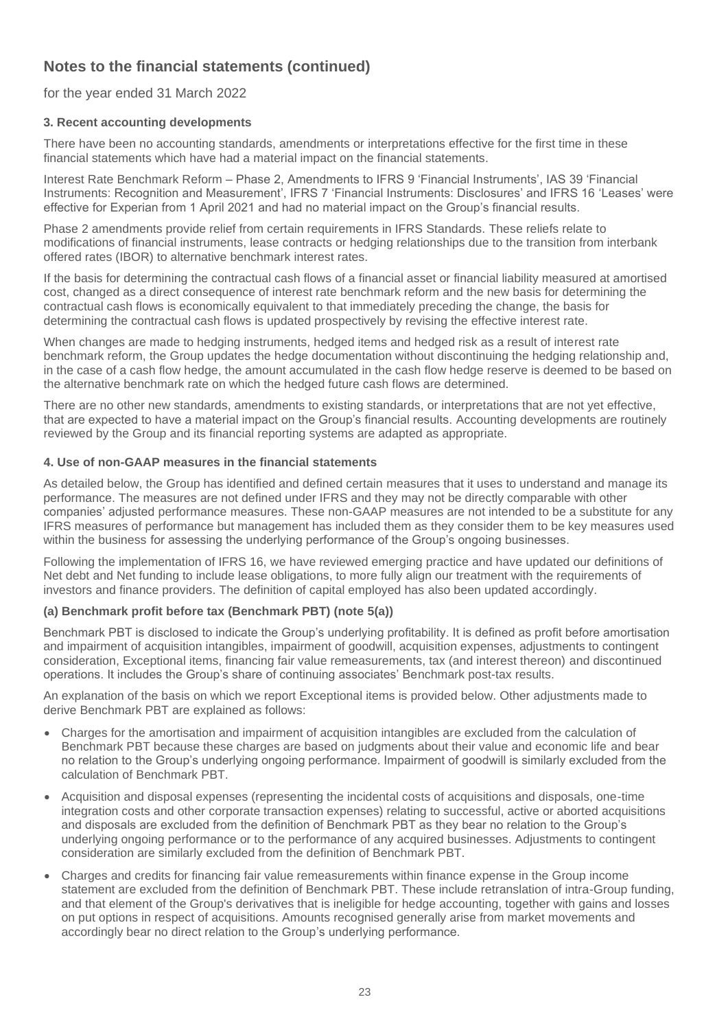# Notes to the financial statements (continued)

for the year ended 31 March 2022

### 3. Recent accounting developments

There have been no accounting standards, amendments or interpretations effective for the first time in these financial statements which have had a material impact on the financial statements.

Interest Rate Benchmark Reform – Phase 2, Amendments to IFRS 9 'Financial Instruments', IAS 39 'Financial Instruments: Recognition and Measurement', IFRS 7 'Financial Instruments: Disclosures' and IFRS 16 'Leases' were effective for Experian from 1 April 2021 and had no material impact on the Group's financial results.

Phase 2 amendments provide relief from certain requirements in IFRS Standards. These reliefs relate to modifications of financial instruments, lease contracts or hedging relationships due to the transition from interbank offered rates (IBOR) to alternative benchmark interest rates.

If the basis for determining the contractual cash flows of a financial asset or financial liability measured at amortised cost, changed as a direct consequence of interest rate benchmark reform and the new basis for determining the contractual cash flows is economically equivalent to that immediately preceding the change, the basis for determining the contractual cash flows is updated prospectively by revising the effective interest rate.

When changes are made to hedging instruments, hedged items and hedged risk as a result of interest rate benchmark reform, the Group updates the hedge documentation without discontinuing the hedging relationship and, in the case of a cash flow hedge, the amount accumulated in the cash flow hedge reserve is deemed to be based on the alternative benchmark rate on which the hedged future cash flows are determined.

There are no other new standards, amendments to existing standards, or interpretations that are not yet effective, that are expected to have a material impact on the Group's financial results. Accounting developments are routinely reviewed by the Group and its financial reporting systems are adapted as appropriate.

### 4. Use of non-GAAP measures in the financial statements

As detailed below, the Group has identified and defined certain measures that it uses to understand and manage its performance. The measures are not defined under IFRS and they may not be directly comparable with other companies' adjusted performance measures. These non-GAAP measures are not intended to be a substitute for any IFRS measures of performance but management has included them as they consider them to be key measures used within the business for assessing the underlying performance of the Group's ongoing businesses.

Following the implementation of IFRS 16, we have reviewed emerging practice and have updated our definitions of Net debt and Net funding to include lease obligations, to more fully align our treatment with the requirements of investors and finance providers. The definition of capital employed has also been updated accordingly.

#### (a) Benchmark profit before tax (Benchmark PBT) (note 5(a))

Benchmark PBT is disclosed to indicate the Group's underlying profitability. It is defined as profit before amortisation and impairment of acquisition intangibles, impairment of goodwill, acquisition expenses, adjustments to contingent consideration, Exceptional items, financing fair value remeasurements, tax (and interest thereon) and discontinued operations. It includes the Group's share of continuing associates' Benchmark post-tax results.

An explanation of the basis on which we report Exceptional items is provided below. Other adjustments made to derive Benchmark PBT are explained as follows:

- Charges for the amortisation and impairment of acquisition intangibles are excluded from the calculation of Benchmark PBT because these charges are based on judgments about their value and economic life and bear no relation to the Group's underlying ongoing performance. Impairment of goodwill is similarly excluded from the calculation of Benchmark PBT.
- Acquisition and disposal expenses (representing the incidental costs of acquisitions and disposals, one-time integration costs and other corporate transaction expenses) relating to successful, active or aborted acquisitions and disposals are excluded from the definition of Benchmark PBT as they bear no relation to the Group's underlying ongoing performance or to the performance of any acquired businesses. Adjustments to contingent consideration are similarly excluded from the definition of Benchmark PBT.
- Charges and credits for financing fair value remeasurements within finance expense in the Group income statement are excluded from the definition of Benchmark PBT. These include retranslation of intra-Group funding, and that element of the Group's derivatives that is ineligible for hedge accounting, together with gains and losses on put options in respect of acquisitions. Amounts recognised generally arise from market movements and accordingly bear no direct relation to the Group's underlying performance.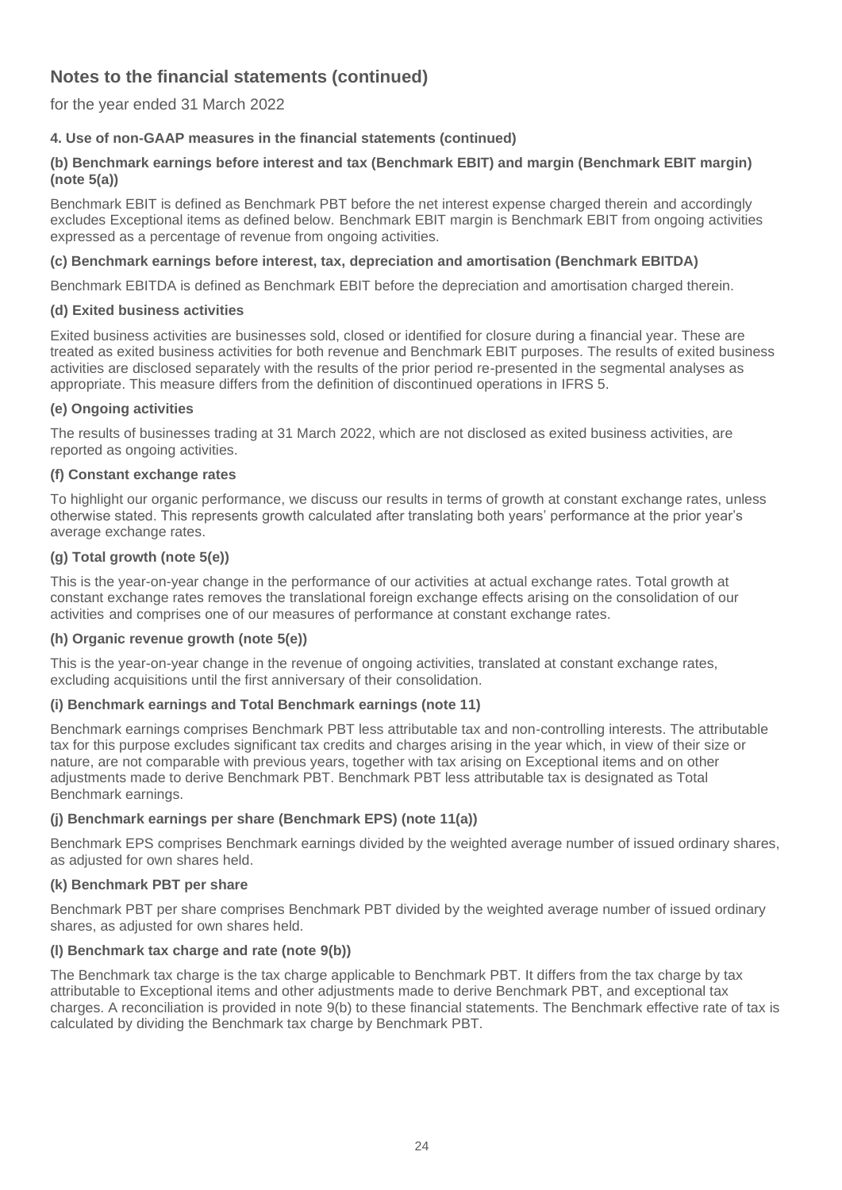## Notes to the financial statements (continued)

for the year ended 31 March 2022

#### 4. Use of non-GAAP measures in the financial statements (continued)

#### (b) Benchmark earnings before interest and tax (Benchmark EBIT) and margin (Benchmark EBIT margin) (note 5(a))

Benchmark EBIT is defined as Benchmark PBT before the net interest expense charged therein and accordingly excludes Exceptional items as defined below. Benchmark EBIT margin is Benchmark EBIT from ongoing activities expressed as a percentage of revenue from ongoing activities.

#### (c) Benchmark earnings before interest, tax, depreciation and amortisation (Benchmark EBITDA)

Benchmark EBITDA is defined as Benchmark EBIT before the depreciation and amortisation charged therein.

#### (d) Exited business activities

Exited business activities are businesses sold, closed or identified for closure during a financial year. These are treated as exited business activities for both revenue and Benchmark EBIT purposes. The results of exited business activities are disclosed separately with the results of the prior period re-presented in the segmental analyses as appropriate. This measure differs from the definition of discontinued operations in IFRS 5.

#### (e) Ongoing activities

The results of businesses trading at 31 March 2022, which are not disclosed as exited business activities, are reported as ongoing activities.

#### (f) Constant exchange rates

To highlight our organic performance, we discuss our results in terms of growth at constant exchange rates, unless otherwise stated. This represents growth calculated after translating both years' performance at the prior year's average exchange rates.

#### (g) Total growth (note 5(e))

This is the year-on-year change in the performance of our activities at actual exchange rates. Total growth at constant exchange rates removes the translational foreign exchange effects arising on the consolidation of our activities and comprises one of our measures of performance at constant exchange rates.

#### (h) Organic revenue growth (note 5(e))

This is the year-on-year change in the revenue of ongoing activities, translated at constant exchange rates, excluding acquisitions until the first anniversary of their consolidation.

#### (i) Benchmark earnings and Total Benchmark earnings (note 11)

Benchmark earnings comprises Benchmark PBT less attributable tax and non-controlling interests. The attributable tax for this purpose excludes significant tax credits and charges arising in the year which, in view of their size or nature, are not comparable with previous years, together with tax arising on Exceptional items and on other adjustments made to derive Benchmark PBT. Benchmark PBT less attributable tax is designated as Total Benchmark earnings.

#### (j) Benchmark earnings per share (Benchmark EPS) (note 11(a))

Benchmark EPS comprises Benchmark earnings divided by the weighted average number of issued ordinary shares, as adjusted for own shares held.

#### (k) Benchmark PBT per share

Benchmark PBT per share comprises Benchmark PBT divided by the weighted average number of issued ordinary shares, as adjusted for own shares held.

#### (l) Benchmark tax charge and rate (note 9(b))

The Benchmark tax charge is the tax charge applicable to Benchmark PBT. It differs from the tax charge by tax attributable to Exceptional items and other adjustments made to derive Benchmark PBT, and exceptional tax charges. A reconciliation is provided in note 9(b) to these financial statements. The Benchmark effective rate of tax is calculated by dividing the Benchmark tax charge by Benchmark PBT.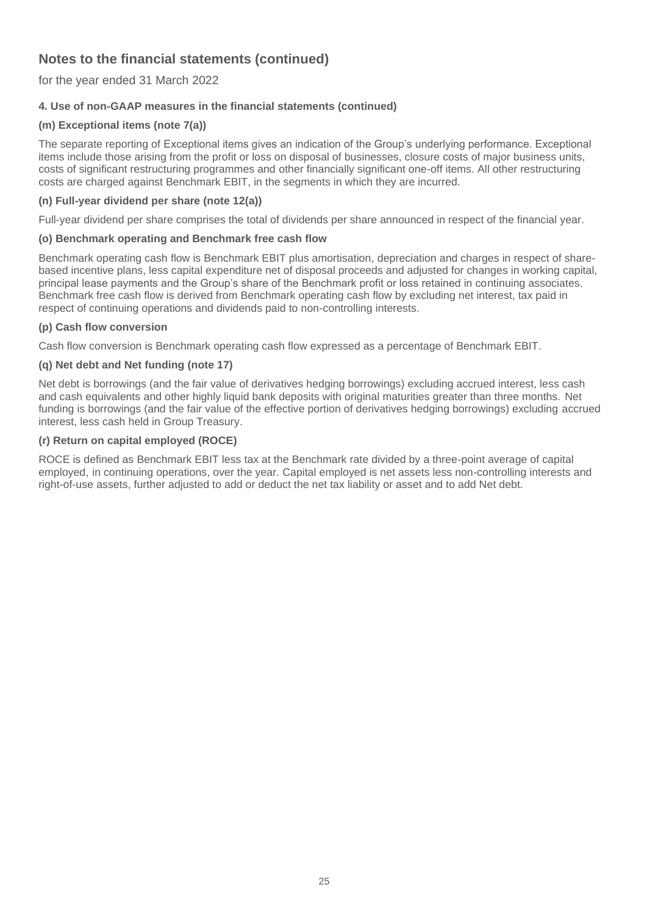## Notes to the financial statements (continued)

for the year ended 31 March 2022

### 4. Use of non-GAAP measures in the financial statements (continued)

#### (m) Exceptional items (note 7(a))

The separate reporting of Exceptional items gives an indication of the Group's underlying performance. Exceptional items include those arising from the profit or loss on disposal of businesses, closure costs of major business units, costs of significant restructuring programmes and other financially significant one-off items. All other restructuring costs are charged against Benchmark EBIT, in the segments in which they are incurred.

#### (n) Full-year dividend per share (note 12(a))

Full-year dividend per share comprises the total of dividends per share announced in respect of the financial year.

#### (o) Benchmark operating and Benchmark free cash flow

Benchmark operating cash flow is Benchmark EBIT plus amortisation, depreciation and charges in respect of share-based incentive plans, less capital expenditure net of disposal proceeds and adjusted for changes in working capital, principal lease payments and the Group's share of the Benchmark profit or loss retained in continuing associates. Benchmark free cash flow is derived from Benchmark operating cash flow by excluding net interest, tax paid in respect of continuing operations and dividends paid to non-controlling interests.

#### (p) Cash flow conversion

Cash flow conversion is Benchmark operating cash flow expressed as a percentage of Benchmark EBIT.

#### (q) Net debt and Net funding (note 17)

Net debt is borrowings (and the fair value of derivatives hedging borrowings) excluding accrued interest, less cash and cash equivalents and other highly liquid bank deposits with original maturities greater than three months. Net funding is borrowings (and the fair value of the effective portion of derivatives hedging borrowings) excluding accrued interest, less cash held in Group Treasury.

#### (r) Return on capital employed (ROCE)

ROCE is defined as Benchmark EBIT less tax at the Benchmark rate divided by a three-point average of capital employed, in continuing operations, over the year. Capital employed is net assets less non-controlling interests and right-of-use assets, further adjusted to add or deduct the net tax liability or asset and to add Net debt.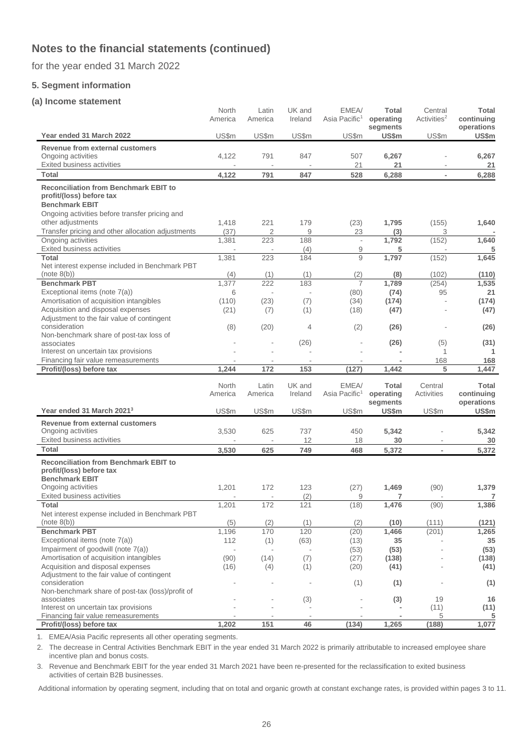# Notes to the financial statements (continued)

for the year ended 31 March 2022

### 5. Segment information

#### (a) Income statement

| Year ended 31 March 2022 | North America US$m | Latin America US$m | UK and Ireland US$m | EMEA/ Asia Pacific[1] US$m | **Total operating segments US$m** | Central Activities[2] US$m | **Total continuing operations US$m** |
|---|---|---|---|---|---|---|---|
| **Revenue from external customers** | | | | | | | |
| Ongoing activities | 4,122 | 791 | 847 | 507 | **6,267** | - | **6,267** |
| Exited business activities | - | - | - | 21 | **21** | - | **21** |
| **Total** | **4,122** | **791** | **847** | **528** | **6,288** | **-** | **6,288** |
| **Reconciliation from Benchmark EBIT to profit/(loss) before tax** | | | | | | | |
| **Benchmark EBIT** | | | | | | | |
| Ongoing activities before transfer pricing and other adjustments | 1,418 | 221 | 179 | (23) | **1,795** | (155) | **1,640** |
| Transfer pricing and other allocation adjustments | (37) | 2 | 9 | 23 | **(3)** | 3 | **-** |
| Ongoing activities | 1,381 | 223 | 188 | - | **1,792** | (152) | **1,640** |
| Exited business activities | - | - | (4) | 9 | **5** | - | **5** |
| **Total** | 1,381 | 223 | 184 | 9 | **1,797** | (152) | **1,645** |
| Net interest expense included in Benchmark PBT (note 8(b)) | (4) | (1) | (1) | (2) | **(8)** | (102) | **(110)** |
| **Benchmark PBT** | 1,377 | 222 | 183 | 7 | **1,789** | (254) | **1,535** |
| Exceptional items (note 7(a)) | 6 | - | - | (80) | **(74)** | 95 | **21** |
| Amortisation of acquisition intangibles | (110) | (23) | (7) | (34) | **(174)** | - | **(174)** |
| Acquisition and disposal expenses | (21) | (7) | (1) | (18) | **(47)** | - | **(47)** |
| Adjustment to the fair value of contingent consideration | (8) | (20) | 4 | (2) | **(26)** | - | **(26)** |
| Non-benchmark share of post-tax loss of associates | - | - | (26) | - | **(26)** | (5) | **(31)** |
| Interest on uncertain tax provisions | - | - | - | - | **-** | 1 | **1** |
| Financing fair value remeasurements | - | - | - | - | **-** | 168 | **168** |
| **Profit/(loss) before tax** | **1,244** | **172** | **153** | **(127)** | **1,442** | **5** | **1,447** |

| Year ended 31 March 2021[3] | North America US$m | Latin America US$m | UK and Ireland US$m | EMEA/ Asia Pacific[1] US$m | **Total operating segments US$m** | Central Activities US$m | **Total continuing operations US$m** |
|---|---|---|---|---|---|---|---|
| **Revenue from external customers** | | | | | | | |
| Ongoing activities | 3,530 | 625 | 737 | 450 | **5,342** | - | **5,342** |
| Exited business activities | - | - | 12 | 18 | **30** | - | **30** |
| **Total** | **3,530** | **625** | **749** | **468** | **5,372** | **-** | **5,372** |
| **Reconciliation from Benchmark EBIT to profit/(loss) before tax** | | | | | | | |
| **Benchmark EBIT** | | | | | | | |
| Ongoing activities | 1,201 | 172 | 123 | (27) | **1,469** | (90) | **1,379** |
| Exited business activities | - | - | (2) | 9 | **7** | - | **7** |
| **Total** | 1,201 | 172 | 121 | (18) | **1,476** | (90) | **1,386** |
| Net interest expense included in Benchmark PBT (note 8(b)) | (5) | (2) | (1) | (2) | **(10)** | (111) | **(121)** |
| **Benchmark PBT** | 1,196 | 170 | 120 | (20) | **1,466** | (201) | **1,265** |
| Exceptional items (note 7(a)) | 112 | (1) | (63) | (13) | **35** | - | **35** |
| Impairment of goodwill (note 7(a)) | - | - | - | (53) | **(53)** | - | **(53)** |
| Amortisation of acquisition intangibles | (90) | (14) | (7) | (27) | **(138)** | - | **(138)** |
| Acquisition and disposal expenses | (16) | (4) | (1) | (20) | **(41)** | - | **(41)** |
| Adjustment to the fair value of contingent consideration | - | - | - | (1) | **(1)** | - | **(1)** |
| Non-benchmark share of post-tax (loss)/profit of associates | - | - | (3) | - | **(3)** | 19 | **16** |
| Interest on uncertain tax provisions | - | - | - | - | **-** | (11) | **(11)** |
| Financing fair value remeasurements | - | - | - | - | **-** | 5 | **5** |
| **Profit/(loss) before tax** | **1,202** | **151** | **46** | **(134)** | **1,265** | **(188)** | **1,077** |

1. EMEA/Asia Pacific represents all other operating segments.
2. The decrease in Central Activities Benchmark EBIT in the year ended 31 March 2022 is primarily attributable to increased employee share incentive plan and bonus costs.
3. Revenue and Benchmark EBIT for the year ended 31 March 2021 have been re-presented for the reclassification to exited business activities of certain B2B businesses.

Additional information by operating segment, including that on total and organic growth at constant exchange rates, is provided within pages 3 to 11.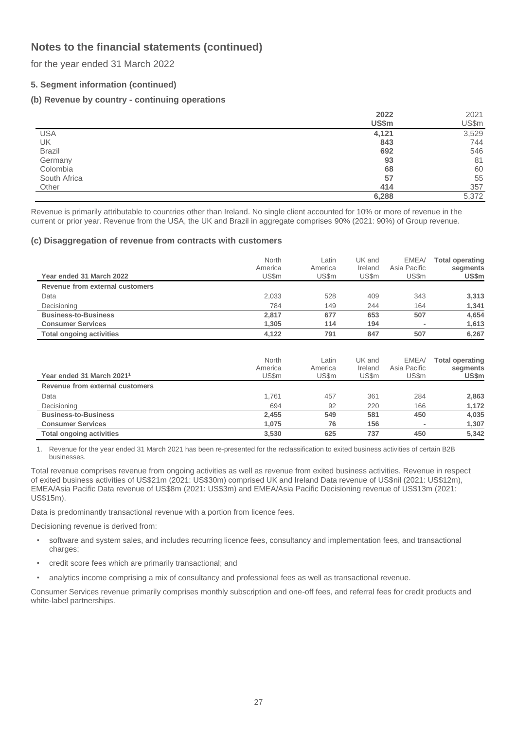# Notes to the financial statements (continued)

for the year ended 31 March 2022

### 5. Segment information (continued)

#### (b) Revenue by country - continuing operations

| | 2022 US$m | 2021 US$m |
|---|---|---|
| USA | **4,121** | 3,529 |
| UK | **843** | 744 |
| Brazil | **692** | 546 |
| Germany | **93** | 81 |
| Colombia | **68** | 60 |
| South Africa | **57** | 55 |
| Other | **414** | 357 |
| | **6,288** | 5,372 |

Revenue is primarily attributable to countries other than Ireland. No single client accounted for 10% or more of revenue in the current or prior year. Revenue from the USA, the UK and Brazil in aggregate comprises 90% (2021: 90%) of Group revenue.

#### (c) Disaggregation of revenue from contracts with customers

| Year ended 31 March 2022 | North America US$m | Latin America US$m | UK and Ireland US$m | EMEA/ Asia Pacific US$m | **Total operating segments US$m** |
|---|---|---|---|---|---|
| **Revenue from external customers** | | | | | |
| Data | 2,033 | 528 | 409 | 343 | **3,313** |
| Decisioning | 784 | 149 | 244 | 164 | **1,341** |
| **Business-to-Business** | **2,817** | **677** | **653** | **507** | **4,654** |
| **Consumer Services** | **1,305** | **114** | **194** | **-** | **1,613** |
| **Total ongoing activities** | **4,122** | **791** | **847** | **507** | **6,267** |

| Year ended 31 March 2021[1] | North America US$m | Latin America US$m | UK and Ireland US$m | EMEA/ Asia Pacific US$m | **Total operating segments US$m** |
|---|---|---|---|---|---|
| **Revenue from external customers** | | | | | |
| Data | 1,761 | 457 | 361 | 284 | **2,863** |
| Decisioning | 694 | 92 | 220 | 166 | **1,172** |
| **Business-to-Business** | **2,455** | **549** | **581** | **450** | **4,035** |
| **Consumer Services** | **1,075** | **76** | **156** | **-** | **1,307** |
| **Total ongoing activities** | **3,530** | **625** | **737** | **450** | **5,342** |

1. Revenue for the year ended 31 March 2021 has been re-presented for the reclassification to exited business activities of certain B2B businesses.

Total revenue comprises revenue from ongoing activities as well as revenue from exited business activities. Revenue in respect of exited business activities of US$21m (2021: US$30m) comprised UK and Ireland Data revenue of US$nil (2021: US$12m), EMEA/Asia Pacific Data revenue of US$8m (2021: US$3m) and EMEA/Asia Pacific Decisioning revenue of US$13m (2021: US$15m).

Data is predominantly transactional revenue with a portion from licence fees.

Decisioning revenue is derived from:

- software and system sales, and includes recurring licence fees, consultancy and implementation fees, and transactional charges;
- credit score fees which are primarily transactional; and
- analytics income comprising a mix of consultancy and professional fees as well as transactional revenue.

Consumer Services revenue primarily comprises monthly subscription and one-off fees, and referral fees for credit products and white-label partnerships.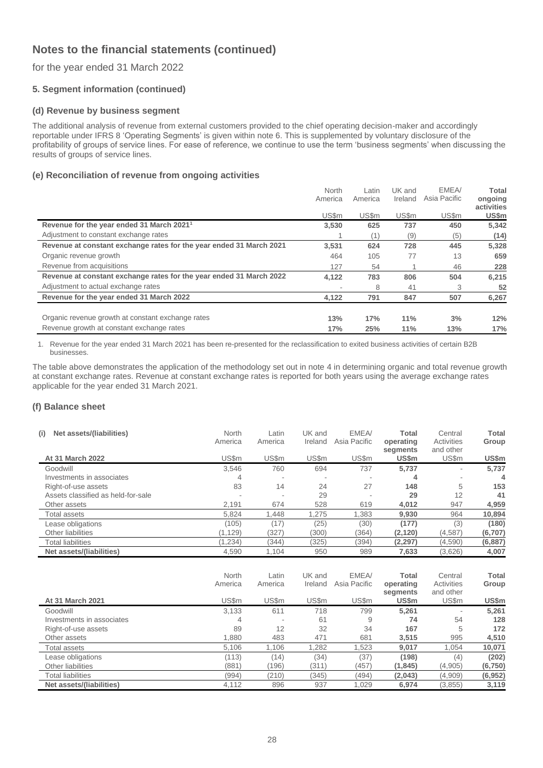# Notes to the financial statements (continued)

for the year ended 31 March 2022

### 5. Segment information (continued)

#### (d) Revenue by business segment

The additional analysis of revenue from external customers provided to the chief operating decision-maker and accordingly reportable under IFRS 8 'Operating Segments' is given within note 6. This is supplemented by voluntary disclosure of the profitability of groups of service lines. For ease of reference, we continue to use the term 'business segments' when discussing the results of groups of service lines.

#### (e) Reconciliation of revenue from ongoing activities

| | North America | Latin America | UK and Ireland | EMEA/ Asia Pacific | **Total ongoing activities** |
|---|---|---|---|---|---|
| | US$m | US$m | US$m | US$m | **US$m** |
| **Revenue for the year ended 31 March 2021[1]** | **3,530** | **625** | **737** | **450** | **5,342** |
| Adjustment to constant exchange rates | 1 | (1) | (9) | (5) | **(14)** |
| **Revenue at constant exchange rates for the year ended 31 March 2021** | **3,531** | **624** | **728** | **445** | **5,328** |
| Organic revenue growth | 464 | 105 | 77 | 13 | **659** |
| Revenue from acquisitions | 127 | 54 | 1 | 46 | **228** |
| **Revenue at constant exchange rates for the year ended 31 March 2022** | **4,122** | **783** | **806** | **504** | **6,215** |
| Adjustment to actual exchange rates | - | 8 | 41 | 3 | **52** |
| **Revenue for the year ended 31 March 2022** | **4,122** | **791** | **847** | **507** | **6,267** |
| | | | | | |
| Organic revenue growth at constant exchange rates | **13%** | **17%** | **11%** | **3%** | **12%** |
| Revenue growth at constant exchange rates | **17%** | **25%** | **11%** | **13%** | **17%** |

1. Revenue for the year ended 31 March 2021 has been re-presented for the reclassification to exited business activities of certain B2B businesses.

The table above demonstrates the application of the methodology set out in note 4 in determining organic and total revenue growth at constant exchange rates. Revenue at constant exchange rates is reported for both years using the average exchange rates applicable for the year ended 31 March 2021.

#### (f) Balance sheet

| **(i) Net assets/(liabilities)** | North America | Latin America | UK and Ireland | EMEA/ Asia Pacific | **Total operating segments** | Central Activities and other | **Total Group** |
|---|---|---|---|---|---|---|---|
| **At 31 March 2022** | US$m | US$m | US$m | US$m | **US$m** | US$m | **US$m** |
| Goodwill | 3,546 | 760 | 694 | 737 | **5,737** | - | **5,737** |
| Investments in associates | 4 | - | - | - | **4** | - | **4** |
| Right-of-use assets | 83 | 14 | 24 | 27 | **148** | 5 | **153** |
| Assets classified as held-for-sale | - | - | 29 | - | **29** | 12 | **41** |
| Other assets | 2,191 | 674 | 528 | 619 | **4,012** | 947 | **4,959** |
| Total assets | 5,824 | 1,448 | 1,275 | 1,383 | **9,930** | 964 | **10,894** |
| Lease obligations | (105) | (17) | (25) | (30) | **(177)** | (3) | **(180)** |
| Other liabilities | (1,129) | (327) | (300) | (364) | **(2,120)** | (4,587) | **(6,707)** |
| Total liabilities | (1,234) | (344) | (325) | (394) | **(2,297)** | (4,590) | **(6,887)** |
| **Net assets/(liabilities)** | 4,590 | 1,104 | 950 | 989 | **7,633** | (3,626) | **4,007** |

| | North America | Latin America | UK and Ireland | EMEA/ Asia Pacific | **Total operating segments** | Central Activities and other | **Total Group** |
|---|---|---|---|---|---|---|---|
| **At 31 March 2021** | US$m | US$m | US$m | US$m | **US$m** | US$m | **US$m** |
| Goodwill | 3,133 | 611 | 718 | 799 | **5,261** | - | **5,261** |
| Investments in associates | 4 | - | 61 | 9 | **74** | 54 | **128** |
| Right-of-use assets | 89 | 12 | 32 | 34 | **167** | 5 | **172** |
| Other assets | 1,880 | 483 | 471 | 681 | **3,515** | 995 | **4,510** |
| Total assets | 5,106 | 1,106 | 1,282 | 1,523 | **9,017** | 1,054 | **10,071** |
| Lease obligations | (113) | (14) | (34) | (37) | **(198)** | (4) | **(202)** |
| Other liabilities | (881) | (196) | (311) | (457) | **(1,845)** | (4,905) | **(6,750)** |
| Total liabilities | (994) | (210) | (345) | (494) | **(2,043)** | (4,909) | **(6,952)** |
| **Net assets/(liabilities)** | 4,112 | 896 | 937 | 1,029 | **6,974** | (3,855) | **3,119** |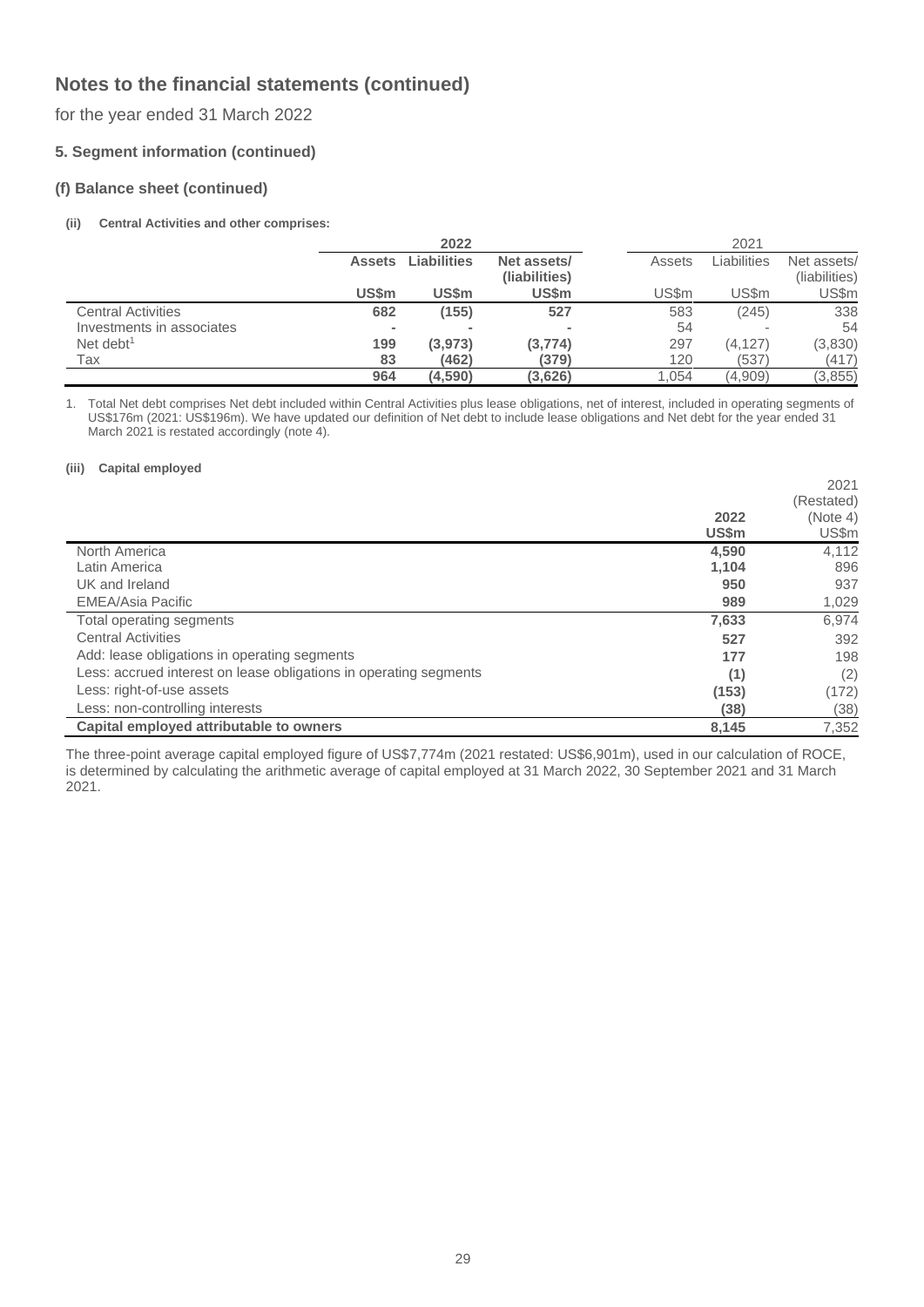# Notes to the financial statements (continued)

for the year ended 31 March 2022

### 5. Segment information (continued)

### (f) Balance sheet (continued)

**(ii) Central Activities and other comprises:**

| | 2022 | | | 2021 | | |
|---|---|---|---|---|---|---|
| | **Assets** | **Liabilities** | **Net assets/ (liabilities)** | Assets | Liabilities | Net assets/ (liabilities) |
| | **US$m** | **US$m** | **US$m** | US$m | US$m | US$m |
| Central Activities | **682** | **(155)** | **527** | 583 | (245) | 338 |
| Investments in associates | **-** | **-** | **-** | 54 | - | 54 |
| Net debt[1] | **199** | **(3,973)** | **(3,774)** | 297 | (4,127) | (3,830) |
| Tax | **83** | **(462)** | **(379)** | 120 | (537) | (417) |
| | **964** | **(4,590)** | **(3,626)** | 1,054 | (4,909) | (3,855) |

1. Total Net debt comprises Net debt included within Central Activities plus lease obligations, net of interest, included in operating segments of US$176m (2021: US$196m). We have updated our definition of Net debt to include lease obligations and Net debt for the year ended 31 March 2021 is restated accordingly (note 4).

**(iii) Capital employed**

| | 2022 US$m | 2021 (Restated) (Note 4) US$m |
|---|---|---|
| North America | **4,590** | 4,112 |
| Latin America | **1,104** | 896 |
| UK and Ireland | **950** | 937 |
| EMEA/Asia Pacific | **989** | 1,029 |
| Total operating segments | **7,633** | 6,974 |
| Central Activities | **527** | 392 |
| Add: lease obligations in operating segments | **177** | 198 |
| Less: accrued interest on lease obligations in operating segments | **(1)** | (2) |
| Less: right-of-use assets | **(153)** | (172) |
| Less: non-controlling interests | **(38)** | (38) |
| **Capital employed attributable to owners** | **8,145** | 7,352 |

The three-point average capital employed figure of US$7,774m (2021 restated: US$6,901m), used in our calculation of ROCE, is determined by calculating the arithmetic average of capital employed at 31 March 2022, 30 September 2021 and 31 March 2021.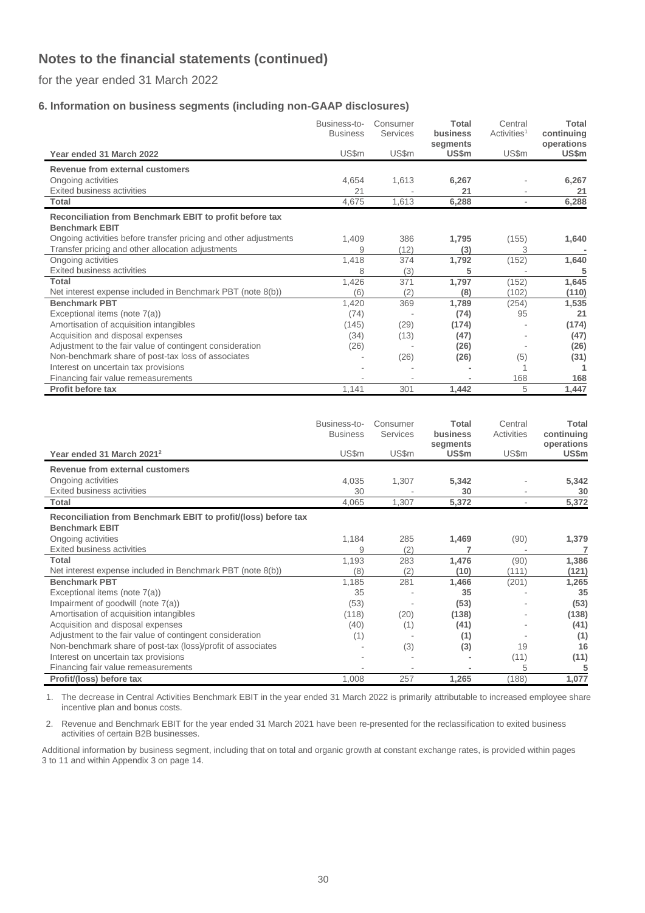# Notes to the financial statements (continued)

for the year ended 31 March 2022

### 6. Information on business segments (including non-GAAP disclosures)

| Year ended 31 March 2022 | Business-to-Business US$m | Consumer Services US$m | **Total business segments US$m** | Central Activities[1] US$m | **Total continuing operations US$m** |
|---|---|---|---|---|---|
| **Revenue from external customers** | | | | | |
| Ongoing activities | 4,654 | 1,613 | **6,267** | - | **6,267** |
| Exited business activities | 21 | - | **21** | - | **21** |
| **Total** | 4,675 | 1,613 | **6,288** | - | **6,288** |
| **Reconciliation from Benchmark EBIT to profit before tax** | | | | | |
| **Benchmark EBIT** | | | | | |
| Ongoing activities before transfer pricing and other adjustments | 1,409 | 386 | **1,795** | (155) | **1,640** |
| Transfer pricing and other allocation adjustments | 9 | (12) | **(3)** | 3 | **-** |
| Ongoing activities | 1,418 | 374 | **1,792** | (152) | **1,640** |
| Exited business activities | 8 | (3) | **5** | - | **5** |
| **Total** | 1,426 | 371 | **1,797** | (152) | **1,645** |
| Net interest expense included in Benchmark PBT (note 8(b)) | (6) | (2) | **(8)** | (102) | **(110)** |
| **Benchmark PBT** | 1,420 | 369 | **1,789** | (254) | **1,535** |
| Exceptional items (note 7(a)) | (74) | - | **(74)** | 95 | **21** |
| Amortisation of acquisition intangibles | (145) | (29) | **(174)** | - | **(174)** |
| Acquisition and disposal expenses | (34) | (13) | **(47)** | - | **(47)** |
| Adjustment to the fair value of contingent consideration | (26) | - | **(26)** | - | **(26)** |
| Non-benchmark share of post-tax loss of associates | - | (26) | **(26)** | (5) | **(31)** |
| Interest on uncertain tax provisions | - | - | **-** | 1 | **1** |
| Financing fair value remeasurements | - | - | **-** | 168 | **168** |
| **Profit before tax** | 1,141 | 301 | **1,442** | 5 | **1,447** |

| Year ended 31 March 2021[2] | Business-to-Business US$m | Consumer Services US$m | **Total business segments US$m** | Central Activities US$m | **Total continuing operations US$m** |
|---|---|---|---|---|---|
| **Revenue from external customers** | | | | | |
| Ongoing activities | 4,035 | 1,307 | **5,342** | - | **5,342** |
| Exited business activities | 30 | - | **30** | - | **30** |
| **Total** | 4,065 | 1,307 | **5,372** | - | **5,372** |
| **Reconciliation from Benchmark EBIT to profit/(loss) before tax** | | | | | |
| **Benchmark EBIT** | | | | | |
| Ongoing activities | 1,184 | 285 | **1,469** | (90) | **1,379** |
| Exited business activities | 9 | (2) | **7** | - | **7** |
| **Total** | 1,193 | 283 | **1,476** | (90) | **1,386** |
| Net interest expense included in Benchmark PBT (note 8(b)) | (8) | (2) | **(10)** | (111) | **(121)** |
| **Benchmark PBT** | 1,185 | 281 | **1,466** | (201) | **1,265** |
| Exceptional items (note 7(a)) | 35 | - | **35** | - | **35** |
| Impairment of goodwill (note 7(a)) | (53) | - | **(53)** | - | **(53)** |
| Amortisation of acquisition intangibles | (118) | (20) | **(138)** | - | **(138)** |
| Acquisition and disposal expenses | (40) | (1) | **(41)** | - | **(41)** |
| Adjustment to the fair value of contingent consideration | (1) | - | **(1)** | - | **(1)** |
| Non-benchmark share of post-tax (loss)/profit of associates | - | (3) | **(3)** | 19 | **16** |
| Interest on uncertain tax provisions | - | - | **-** | (11) | **(11)** |
| Financing fair value remeasurements | - | - | **-** | 5 | **5** |
| **Profit/(loss) before tax** | 1,008 | 257 | **1,265** | (188) | **1,077** |

1. The decrease in Central Activities Benchmark EBIT in the year ended 31 March 2022 is primarily attributable to increased employee share incentive plan and bonus costs.

2. Revenue and Benchmark EBIT for the year ended 31 March 2021 have been re-presented for the reclassification to exited business activities of certain B2B businesses.

Additional information by business segment, including that on total and organic growth at constant exchange rates, is provided within pages 3 to 11 and within Appendix 3 on page 14.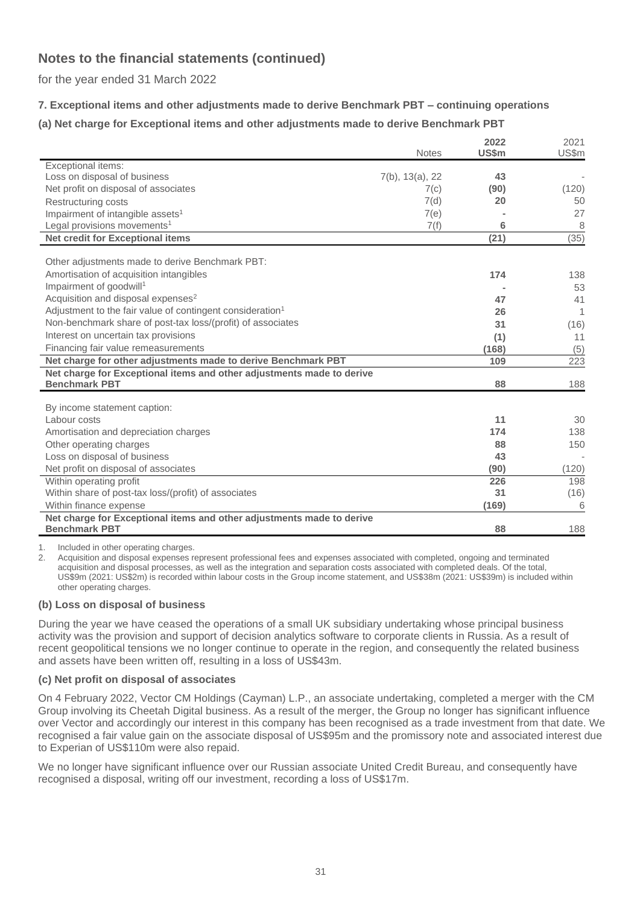# Notes to the financial statements (continued)

for the year ended 31 March 2022

### 7. Exceptional items and other adjustments made to derive Benchmark PBT – continuing operations

#### (a) Net charge for Exceptional items and other adjustments made to derive Benchmark PBT

| | Notes | 2022 US$m | 2021 US$m |
|---|---|---|---|
| Exceptional items: | | | |
| Loss on disposal of business | 7(b), 13(a), 22 | **43** | - |
| Net profit on disposal of associates | 7(c) | **(90)** | (120) |
| Restructuring costs | 7(d) | **20** | 50 |
| Impairment of intangible assets[1] | 7(e) | **-** | 27 |
| Legal provisions movements[1] | 7(f) | **6** | 8 |
| **Net credit for Exceptional items** | | **(21)** | (35) |
| Other adjustments made to derive Benchmark PBT: | | | |
| Amortisation of acquisition intangibles | | **174** | 138 |
| Impairment of goodwill[1] | | **-** | 53 |
| Acquisition and disposal expenses[2] | | **47** | 41 |
| Adjustment to the fair value of contingent consideration[1] | | **26** | 1 |
| Non-benchmark share of post-tax loss/(profit) of associates | | **31** | (16) |
| Interest on uncertain tax provisions | | **(1)** | 11 |
| Financing fair value remeasurements | | **(168)** | (5) |
| **Net charge for other adjustments made to derive Benchmark PBT** | | **109** | 223 |
| **Net charge for Exceptional items and other adjustments made to derive Benchmark PBT** | | **88** | 188 |
| By income statement caption: | | | |
| Labour costs | | **11** | 30 |
| Amortisation and depreciation charges | | **174** | 138 |
| Other operating charges | | **88** | 150 |
| Loss on disposal of business | | **43** | - |
| Net profit on disposal of associates | | **(90)** | (120) |
| Within operating profit | | **226** | 198 |
| Within share of post-tax loss/(profit) of associates | | **31** | (16) |
| Within finance expense | | **(169)** | 6 |
| **Net charge for Exceptional items and other adjustments made to derive Benchmark PBT** | | **88** | 188 |

1. Included in other operating charges.
2. Acquisition and disposal expenses represent professional fees and expenses associated with completed, ongoing and terminated acquisition and disposal processes, as well as the integration and separation costs associated with completed deals. Of the total, US$9m (2021: US$2m) is recorded within labour costs in the Group income statement, and US$38m (2021: US$39m) is included within other operating charges.

#### (b) Loss on disposal of business

During the year we have ceased the operations of a small UK subsidiary undertaking whose principal business activity was the provision and support of decision analytics software to corporate clients in Russia. As a result of recent geopolitical tensions we no longer continue to operate in the region, and consequently the related business and assets have been written off, resulting in a loss of US$43m.

#### (c) Net profit on disposal of associates

On 4 February 2022, Vector CM Holdings (Cayman) L.P., an associate undertaking, completed a merger with the CM Group involving its Cheetah Digital business. As a result of the merger, the Group no longer has significant influence over Vector and accordingly our interest in this company has been recognised as a trade investment from that date. We recognised a fair value gain on the associate disposal of US$95m and the promissory note and associated interest due to Experian of US$110m were also repaid.

We no longer have significant influence over our Russian associate United Credit Bureau, and consequently have recognised a disposal, writing off our investment, recording a loss of US$17m.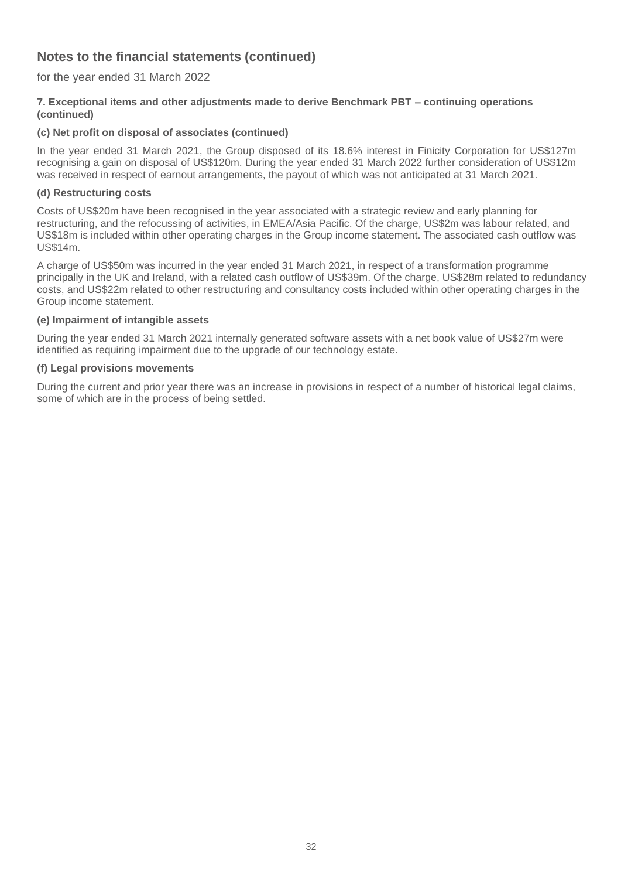## Notes to the financial statements (continued)

for the year ended 31 March 2022

### 7. Exceptional items and other adjustments made to derive Benchmark PBT – continuing operations (continued)

#### (c) Net profit on disposal of associates (continued)

In the year ended 31 March 2021, the Group disposed of its 18.6% interest in Finicity Corporation for US$127m recognising a gain on disposal of US$120m. During the year ended 31 March 2022 further consideration of US$12m was received in respect of earnout arrangements, the payout of which was not anticipated at 31 March 2021.

#### (d) Restructuring costs

Costs of US$20m have been recognised in the year associated with a strategic review and early planning for restructuring, and the refocussing of activities, in EMEA/Asia Pacific. Of the charge, US$2m was labour related, and US$18m is included within other operating charges in the Group income statement. The associated cash outflow was US$14m.

A charge of US$50m was incurred in the year ended 31 March 2021, in respect of a transformation programme principally in the UK and Ireland, with a related cash outflow of US$39m. Of the charge, US$28m related to redundancy costs, and US$22m related to other restructuring and consultancy costs included within other operating charges in the Group income statement.

#### (e) Impairment of intangible assets

During the year ended 31 March 2021 internally generated software assets with a net book value of US$27m were identified as requiring impairment due to the upgrade of our technology estate.

#### (f) Legal provisions movements

During the current and prior year there was an increase in provisions in respect of a number of historical legal claims, some of which are in the process of being settled.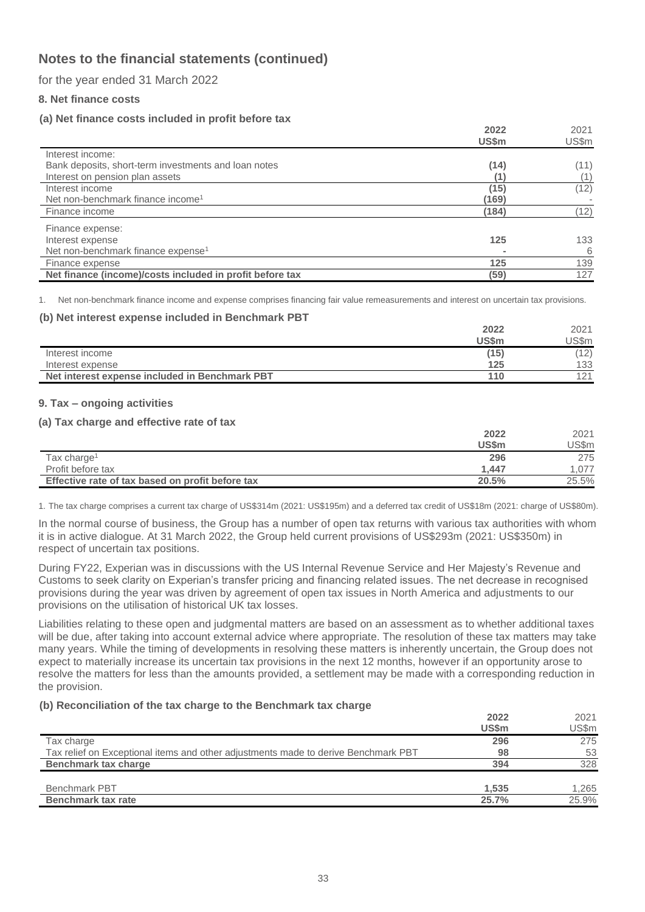# Notes to the financial statements (continued)

for the year ended 31 March 2022

### 8. Net finance costs

#### (a) Net finance costs included in profit before tax

| | 2022 US$m | 2021 US$m |
|---|---|---|
| Interest income: | | |
| Bank deposits, short-term investments and loan notes | (14) | (11) |
| Interest on pension plan assets | (1) | (1) |
| Interest income | (15) | (12) |
| Net non-benchmark finance income[1] | (169) | - |
| Finance income | (184) | (12) |
| Finance expense: | | |
| Interest expense | 125 | 133 |
| Net non-benchmark finance expense[1] | - | 6 |
| Finance expense | 125 | 139 |
| **Net finance (income)/costs included in profit before tax** | (59) | 127 |

1. Net non-benchmark finance income and expense comprises financing fair value remeasurements and interest on uncertain tax provisions.

#### (b) Net interest expense included in Benchmark PBT

| | 2022 US$m | 2021 US$m |
|---|---|---|
| Interest income | (15) | (12) |
| Interest expense | 125 | 133 |
| **Net interest expense included in Benchmark PBT** | 110 | 121 |

### 9. Tax – ongoing activities

#### (a) Tax charge and effective rate of tax

| | 2022 US$m | 2021 US$m |
|---|---|---|
| Tax charge[1] | 296 | 275 |
| Profit before tax | 1,447 | 1,077 |
| **Effective rate of tax based on profit before tax** | 20.5% | 25.5% |

1. The tax charge comprises a current tax charge of US$314m (2021: US$195m) and a deferred tax credit of US$18m (2021: charge of US$80m).

In the normal course of business, the Group has a number of open tax returns with various tax authorities with whom it is in active dialogue. At 31 March 2022, the Group held current provisions of US$293m (2021: US$350m) in respect of uncertain tax positions.

During FY22, Experian was in discussions with the US Internal Revenue Service and Her Majesty's Revenue and Customs to seek clarity on Experian's transfer pricing and financing related issues. The net decrease in recognised provisions during the year was driven by agreement of open tax issues in North America and adjustments to our provisions on the utilisation of historical UK tax losses.

Liabilities relating to these open and judgmental matters are based on an assessment as to whether additional taxes will be due, after taking into account external advice where appropriate. The resolution of these tax matters may take many years. While the timing of developments in resolving these matters is inherently uncertain, the Group does not expect to materially increase its uncertain tax provisions in the next 12 months, however if an opportunity arose to resolve the matters for less than the amounts provided, a settlement may be made with a corresponding reduction in the provision.

#### (b) Reconciliation of the tax charge to the Benchmark tax charge

| | 2022 US$m | 2021 US$m |
|---|---|---|
| Tax charge | 296 | 275 |
| Tax relief on Exceptional items and other adjustments made to derive Benchmark PBT | 98 | 53 |
| **Benchmark tax charge** | 394 | 328 |
| | | |
| Benchmark PBT | 1,535 | 1,265 |
| **Benchmark tax rate** | 25.7% | 25.9% |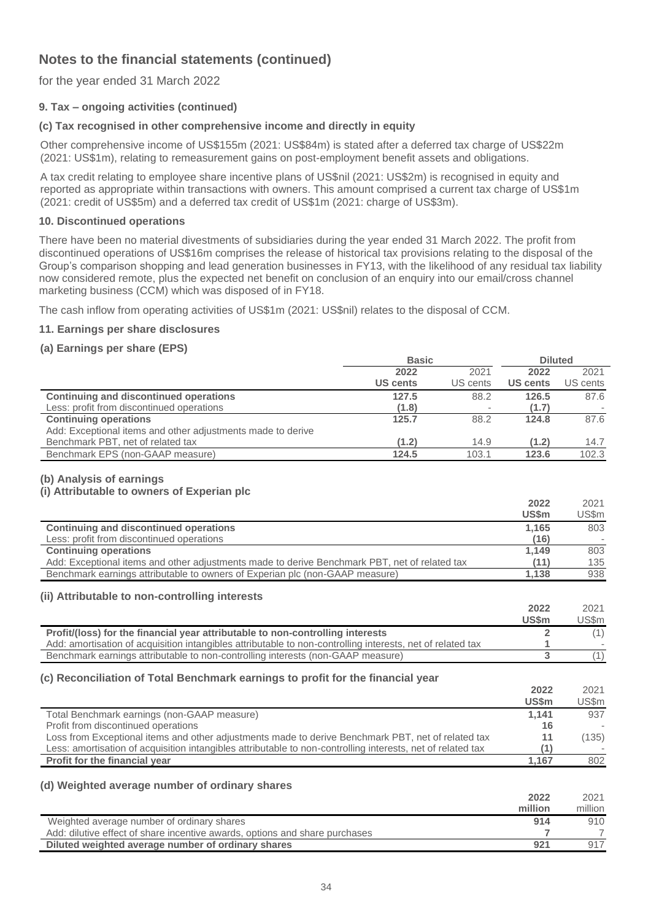# Notes to the financial statements (continued)

for the year ended 31 March 2022

### 9. Tax – ongoing activities (continued)

#### (c) Tax recognised in other comprehensive income and directly in equity

Other comprehensive income of US$155m (2021: US$84m) is stated after a deferred tax charge of US$22m (2021: US$1m), relating to remeasurement gains on post-employment benefit assets and obligations.

A tax credit relating to employee share incentive plans of US$nil (2021: US$2m) is recognised in equity and reported as appropriate within transactions with owners. This amount comprised a current tax charge of US$1m (2021: credit of US$5m) and a deferred tax credit of US$1m (2021: charge of US$3m).

### 10. Discontinued operations

There have been no material divestments of subsidiaries during the year ended 31 March 2022. The profit from discontinued operations of US$16m comprises the release of historical tax provisions relating to the disposal of the Group's comparison shopping and lead generation businesses in FY13, with the likelihood of any residual tax liability now considered remote, plus the expected net benefit on conclusion of an enquiry into our email/cross channel marketing business (CCM) which was disposed of in FY18.

The cash inflow from operating activities of US$1m (2021: US$nil) relates to the disposal of CCM.

### 11. Earnings per share disclosures

#### (a) Earnings per share (EPS)

| | Basic | | Diluted | |
|---|---|---|---|---|
| | **2022** | 2021 | **2022** | 2021 |
| | **US cents** | US cents | **US cents** | US cents |
| **Continuing and discontinued operations** | **127.5** | 88.2 | **126.5** | 87.6 |
| Less: profit from discontinued operations | **(1.8)** | - | **(1.7)** | - |
| **Continuing operations** | **125.7** | 88.2 | **124.8** | 87.6 |
| Add: Exceptional items and other adjustments made to derive Benchmark PBT, net of related tax | **(1.2)** | 14.9 | **(1.2)** | 14.7 |
| Benchmark EPS (non-GAAP measure) | **124.5** | 103.1 | **123.6** | 102.3 |

#### (b) Analysis of earnings

#### (i) Attributable to owners of Experian plc

| | **2022** | 2021 |
|---|---|---|
| | **US$m** | US$m |
| **Continuing and discontinued operations** | **1,165** | 803 |
| Less: profit from discontinued operations | **(16)** | - |
| **Continuing operations** | **1,149** | 803 |
| Add: Exceptional items and other adjustments made to derive Benchmark PBT, net of related tax | **(11)** | 135 |
| Benchmark earnings attributable to owners of Experian plc (non-GAAP measure) | **1,138** | 938 |

#### (ii) Attributable to non-controlling interests

| | **2022** | 2021 |
|---|---|---|
| | **US$m** | US$m |
| **Profit/(loss) for the financial year attributable to non-controlling interests** | **2** | (1) |
| Add: amortisation of acquisition intangibles attributable to non-controlling interests, net of related tax | **1** | - |
| Benchmark earnings attributable to non-controlling interests (non-GAAP measure) | **3** | (1) |

#### (c) Reconciliation of Total Benchmark earnings to profit for the financial year

| | **2022** | 2021 |
|---|---|---|
| | **US$m** | US$m |
| Total Benchmark earnings (non-GAAP measure) | **1,141** | 937 |
| Profit from discontinued operations | **16** | - |
| Loss from Exceptional items and other adjustments made to derive Benchmark PBT, net of related tax | **11** | (135) |
| Less: amortisation of acquisition intangibles attributable to non-controlling interests, net of related tax | **(1)** | - |
| **Profit for the financial year** | **1,167** | 802 |

#### (d) Weighted average number of ordinary shares

| | **2022** | 2021 |
|---|---|---|
| | **million** | million |
| Weighted average number of ordinary shares | **914** | 910 |
| Add: dilutive effect of share incentive awards, options and share purchases | **7** | 7 |
| **Diluted weighted average number of ordinary shares** | **921** | 917 |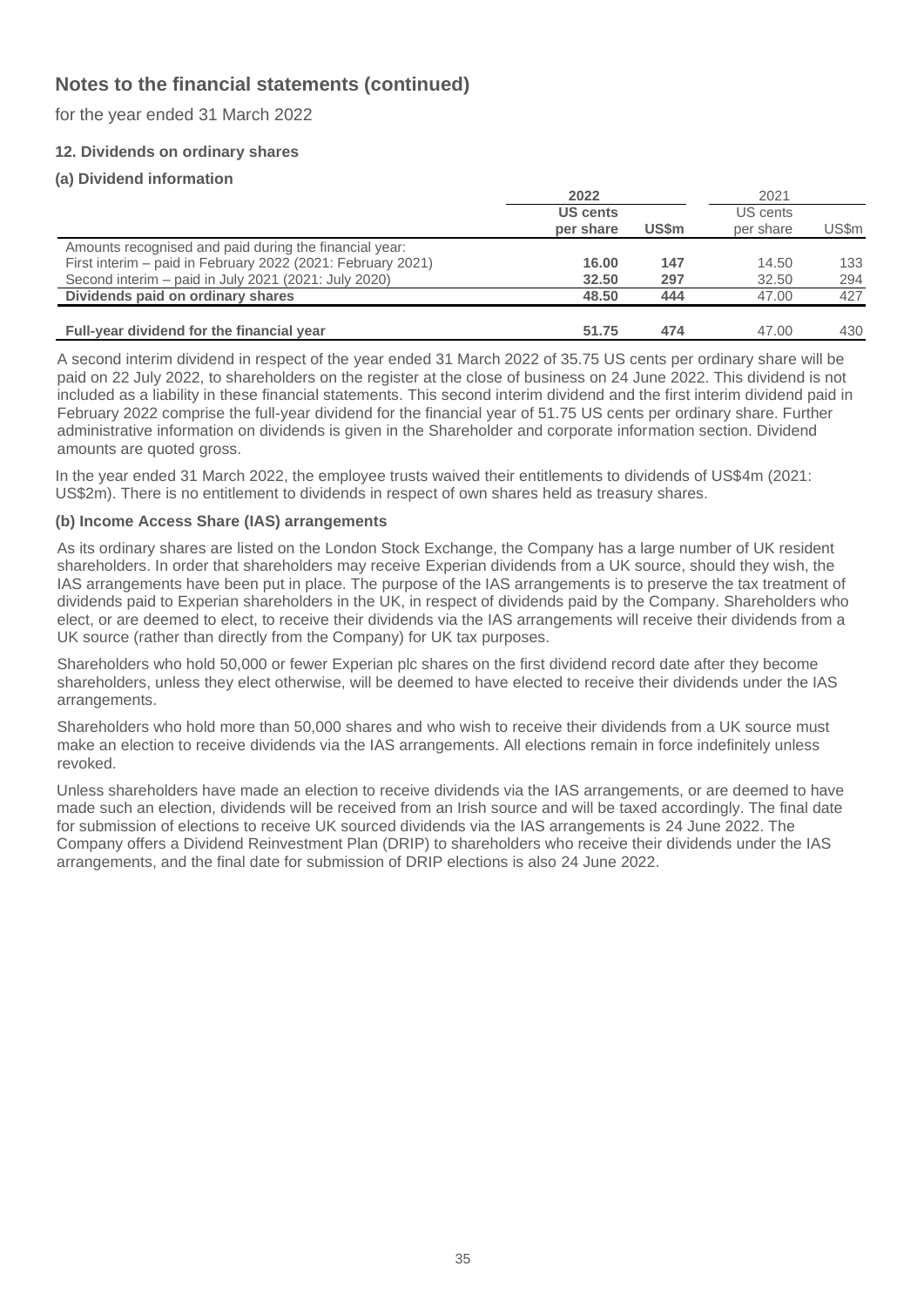# Notes to the financial statements (continued)

for the year ended 31 March 2022

### 12. Dividends on ordinary shares

#### (a) Dividend information

| | **2022** | | 2021 | |
|---|---|---|---|---|
| | **US cents per share** | **US$m** | US cents per share | US$m |
| Amounts recognised and paid during the financial year: | | | | |
| First interim – paid in February 2022 (2021: February 2021) | **16.00** | **147** | 14.50 | 133 |
| Second interim – paid in July 2021 (2021: July 2020) | **32.50** | **297** | 32.50 | 294 |
| **Dividends paid on ordinary shares** | **48.50** | **444** | 47.00 | 427 |
| **Full-year dividend for the financial year** | **51.75** | **474** | 47.00 | 430 |

A second interim dividend in respect of the year ended 31 March 2022 of 35.75 US cents per ordinary share will be paid on 22 July 2022, to shareholders on the register at the close of business on 24 June 2022. This dividend is not included as a liability in these financial statements. This second interim dividend and the first interim dividend paid in February 2022 comprise the full-year dividend for the financial year of 51.75 US cents per ordinary share. Further administrative information on dividends is given in the Shareholder and corporate information section. Dividend amounts are quoted gross.

In the year ended 31 March 2022, the employee trusts waived their entitlements to dividends of US$4m (2021: US$2m). There is no entitlement to dividends in respect of own shares held as treasury shares.

#### (b) Income Access Share (IAS) arrangements

As its ordinary shares are listed on the London Stock Exchange, the Company has a large number of UK resident shareholders. In order that shareholders may receive Experian dividends from a UK source, should they wish, the IAS arrangements have been put in place. The purpose of the IAS arrangements is to preserve the tax treatment of dividends paid to Experian shareholders in the UK, in respect of dividends paid by the Company. Shareholders who elect, or are deemed to elect, to receive their dividends via the IAS arrangements will receive their dividends from a UK source (rather than directly from the Company) for UK tax purposes.

Shareholders who hold 50,000 or fewer Experian plc shares on the first dividend record date after they become shareholders, unless they elect otherwise, will be deemed to have elected to receive their dividends under the IAS arrangements.

Shareholders who hold more than 50,000 shares and who wish to receive their dividends from a UK source must make an election to receive dividends via the IAS arrangements. All elections remain in force indefinitely unless revoked.

Unless shareholders have made an election to receive dividends via the IAS arrangements, or are deemed to have made such an election, dividends will be received from an Irish source and will be taxed accordingly. The final date for submission of elections to receive UK sourced dividends via the IAS arrangements is 24 June 2022. The Company offers a Dividend Reinvestment Plan (DRIP) to shareholders who receive their dividends under the IAS arrangements, and the final date for submission of DRIP elections is also 24 June 2022.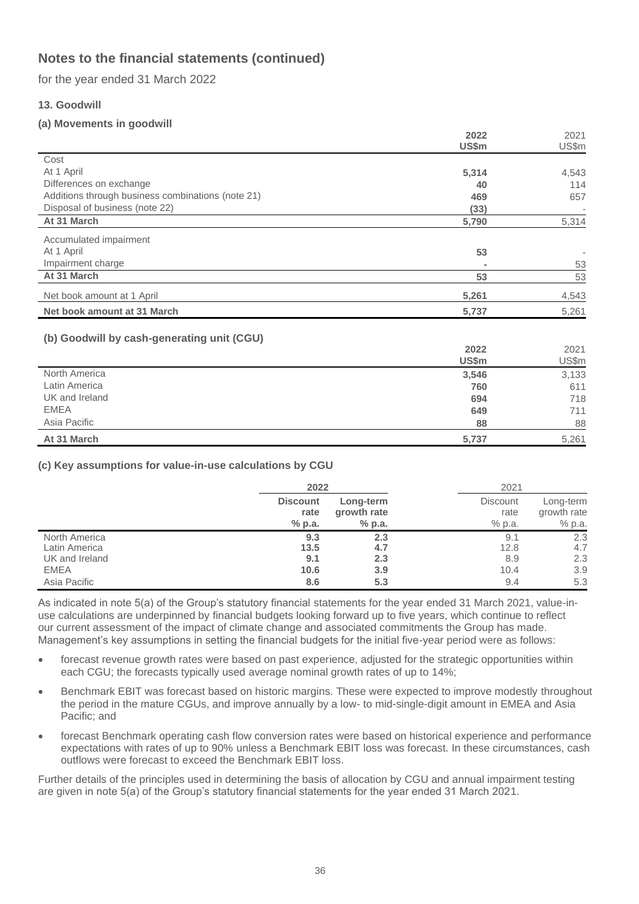# Notes to the financial statements (continued)

for the year ended 31 March 2022

### 13. Goodwill

#### (a) Movements in goodwill

| | 2022 US$m | 2021 US$m |
|---|---|---|
| Cost | | |
| At 1 April | **5,314** | 4,543 |
| Differences on exchange | **40** | 114 |
| Additions through business combinations (note 21) | **469** | 657 |
| Disposal of business (note 22) | **(33)** | - |
| **At 31 March** | **5,790** | 5,314 |
| Accumulated impairment | | |
| At 1 April | **53** | - |
| Impairment charge | **-** | 53 |
| **At 31 March** | **53** | 53 |
| Net book amount at 1 April | **5,261** | 4,543 |
| **Net book amount at 31 March** | **5,737** | 5,261 |

#### (b) Goodwill by cash-generating unit (CGU)

| | 2022 US$m | 2021 US$m |
|---|---|---|
| North America | **3,546** | 3,133 |
| Latin America | **760** | 611 |
| UK and Ireland | **694** | 718 |
| EMEA | **649** | 711 |
| Asia Pacific | **88** | 88 |
| **At 31 March** | **5,737** | 5,261 |

#### (c) Key assumptions for value-in-use calculations by CGU

| | **2022** | | 2021 | |
|---|---|---|---|---|
| | **Discount rate % p.a.** | **Long-term growth rate % p.a.** | Discount rate % p.a. | Long-term growth rate % p.a. |
| North America | **9.3** | **2.3** | 9.1 | 2.3 |
| Latin America | **13.5** | **4.7** | 12.8 | 4.7 |
| UK and Ireland | **9.1** | **2.3** | 8.9 | 2.3 |
| EMEA | **10.6** | **3.9** | 10.4 | 3.9 |
| Asia Pacific | **8.6** | **5.3** | 9.4 | 5.3 |

As indicated in note 5(a) of the Group's statutory financial statements for the year ended 31 March 2021, value-in-use calculations are underpinned by financial budgets looking forward up to five years, which continue to reflect our current assessment of the impact of climate change and associated commitments the Group has made. Management's key assumptions in setting the financial budgets for the initial five-year period were as follows:

- forecast revenue growth rates were based on past experience, adjusted for the strategic opportunities within each CGU; the forecasts typically used average nominal growth rates of up to 14%;
- Benchmark EBIT was forecast based on historic margins. These were expected to improve modestly throughout the period in the mature CGUs, and improve annually by a low- to mid-single-digit amount in EMEA and Asia Pacific; and
- forecast Benchmark operating cash flow conversion rates were based on historical experience and performance expectations with rates of up to 90% unless a Benchmark EBIT loss was forecast. In these circumstances, cash outflows were forecast to exceed the Benchmark EBIT loss.

Further details of the principles used in determining the basis of allocation by CGU and annual impairment testing are given in note 5(a) of the Group's statutory financial statements for the year ended 31 March 2021.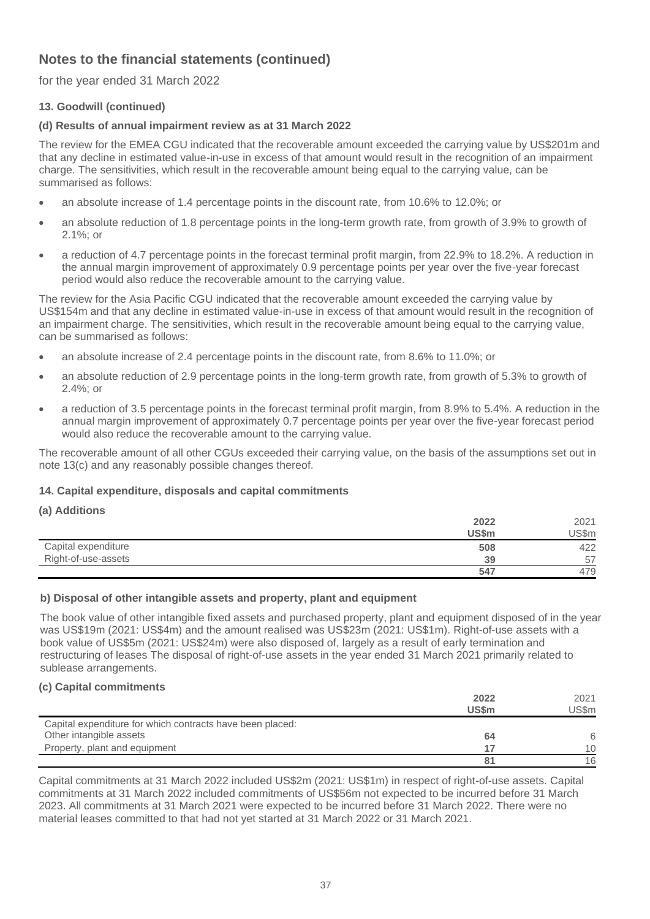# Notes to the financial statements (continued)

for the year ended 31 March 2022

### 13. Goodwill (continued)

#### (d) Results of annual impairment review as at 31 March 2022

The review for the EMEA CGU indicated that the recoverable amount exceeded the carrying value by US$201m and that any decline in estimated value-in-use in excess of that amount would result in the recognition of an impairment charge. The sensitivities, which result in the recoverable amount being equal to the carrying value, can be summarised as follows:

- an absolute increase of 1.4 percentage points in the discount rate, from 10.6% to 12.0%; or
- an absolute reduction of 1.8 percentage points in the long-term growth rate, from growth of 3.9% to growth of 2.1%; or
- a reduction of 4.7 percentage points in the forecast terminal profit margin, from 22.9% to 18.2%. A reduction in the annual margin improvement of approximately 0.9 percentage points per year over the five-year forecast period would also reduce the recoverable amount to the carrying value.

The review for the Asia Pacific CGU indicated that the recoverable amount exceeded the carrying value by US$154m and that any decline in estimated value-in-use in excess of that amount would result in the recognition of an impairment charge. The sensitivities, which result in the recoverable amount being equal to the carrying value, can be summarised as follows:

- an absolute increase of 2.4 percentage points in the discount rate, from 8.6% to 11.0%; or
- an absolute reduction of 2.9 percentage points in the long-term growth rate, from growth of 5.3% to growth of 2.4%; or
- a reduction of 3.5 percentage points in the forecast terminal profit margin, from 8.9% to 5.4%. A reduction in the annual margin improvement of approximately 0.7 percentage points per year over the five-year forecast period would also reduce the recoverable amount to the carrying value.

The recoverable amount of all other CGUs exceeded their carrying value, on the basis of the assumptions set out in note 13(c) and any reasonably possible changes thereof.

### 14. Capital expenditure, disposals and capital commitments

#### (a) Additions

| | **2022 US$m** | 2021 US$m |
|---|---|---|
| Capital expenditure | **508** | 422 |
| Right-of-use-assets | **39** | 57 |
| | **547** | 479 |

#### b) Disposal of other intangible assets and property, plant and equipment

The book value of other intangible fixed assets and purchased property, plant and equipment disposed of in the year was US$19m (2021: US$4m) and the amount realised was US$23m (2021: US$1m). Right-of-use assets with a book value of US$5m (2021: US$24m) were also disposed of, largely as a result of early termination and restructuring of leases The disposal of right-of-use assets in the year ended 31 March 2021 primarily related to sublease arrangements.

#### (c) Capital commitments

| | **2022 US$m** | 2021 US$m |
|---|---|---|
| Capital expenditure for which contracts have been placed: | | |
| Other intangible assets | **64** | 6 |
| Property, plant and equipment | **17** | 10 |
| | **81** | 16 |

Capital commitments at 31 March 2022 included US$2m (2021: US$1m) in respect of right-of-use assets. Capital commitments at 31 March 2022 included commitments of US$56m not expected to be incurred before 31 March 2023. All commitments at 31 March 2021 were expected to be incurred before 31 March 2022. There were no material leases committed to that had not yet started at 31 March 2022 or 31 March 2021.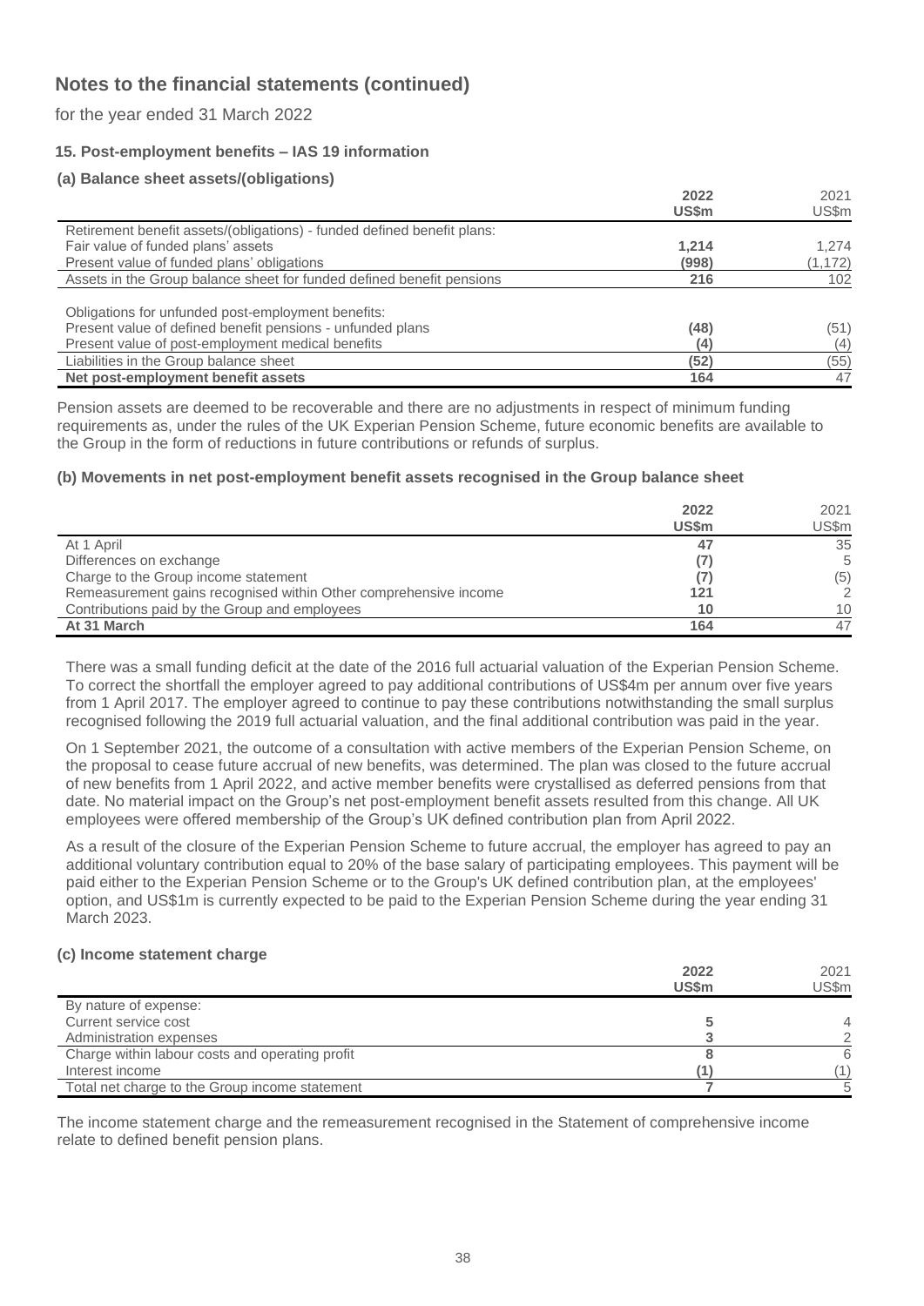# Notes to the financial statements (continued)

for the year ended 31 March 2022

### 15. Post-employment benefits – IAS 19 information

#### (a) Balance sheet assets/(obligations)

| | 2022 US$m | 2021 US$m |
|---|---|---|
| Retirement benefit assets/(obligations) - funded defined benefit plans: | | |
| Fair value of funded plans' assets | **1,214** | 1,274 |
| Present value of funded plans' obligations | **(998)** | (1,172) |
| Assets in the Group balance sheet for funded defined benefit pensions | **216** | 102 |
| | | |
| Obligations for unfunded post-employment benefits: | | |
| Present value of defined benefit pensions - unfunded plans | **(48)** | (51) |
| Present value of post-employment medical benefits | **(4)** | (4) |
| Liabilities in the Group balance sheet | **(52)** | (55) |
| **Net post-employment benefit assets** | **164** | 47 |

Pension assets are deemed to be recoverable and there are no adjustments in respect of minimum funding requirements as, under the rules of the UK Experian Pension Scheme, future economic benefits are available to the Group in the form of reductions in future contributions or refunds of surplus.

#### (b) Movements in net post-employment benefit assets recognised in the Group balance sheet

| | 2022 US$m | 2021 US$m |
|---|---|---|
| At 1 April | **47** | 35 |
| Differences on exchange | **(7)** | 5 |
| Charge to the Group income statement | **(7)** | (5) |
| Remeasurement gains recognised within Other comprehensive income | **121** | 2 |
| Contributions paid by the Group and employees | **10** | 10 |
| **At 31 March** | **164** | 47 |

There was a small funding deficit at the date of the 2016 full actuarial valuation of the Experian Pension Scheme. To correct the shortfall the employer agreed to pay additional contributions of US$4m per annum over five years from 1 April 2017. The employer agreed to continue to pay these contributions notwithstanding the small surplus recognised following the 2019 full actuarial valuation, and the final additional contribution was paid in the year.

On 1 September 2021, the outcome of a consultation with active members of the Experian Pension Scheme, on the proposal to cease future accrual of new benefits, was determined. The plan was closed to the future accrual of new benefits from 1 April 2022, and active member benefits were crystallised as deferred pensions from that date. No material impact on the Group's net post-employment benefit assets resulted from this change. All UK employees were offered membership of the Group's UK defined contribution plan from April 2022.

As a result of the closure of the Experian Pension Scheme to future accrual, the employer has agreed to pay an additional voluntary contribution equal to 20% of the base salary of participating employees. This payment will be paid either to the Experian Pension Scheme or to the Group's UK defined contribution plan, at the employees' option, and US$1m is currently expected to be paid to the Experian Pension Scheme during the year ending 31 March 2023.

#### (c) Income statement charge

| | 2022 US$m | 2021 US$m |
|---|---|---|
| By nature of expense: | | |
| Current service cost | **5** | 4 |
| Administration expenses | **3** | 2 |
| Charge within labour costs and operating profit | **8** | 6 |
| Interest income | **(1)** | (1) |
| Total net charge to the Group income statement | **7** | 5 |

The income statement charge and the remeasurement recognised in the Statement of comprehensive income relate to defined benefit pension plans.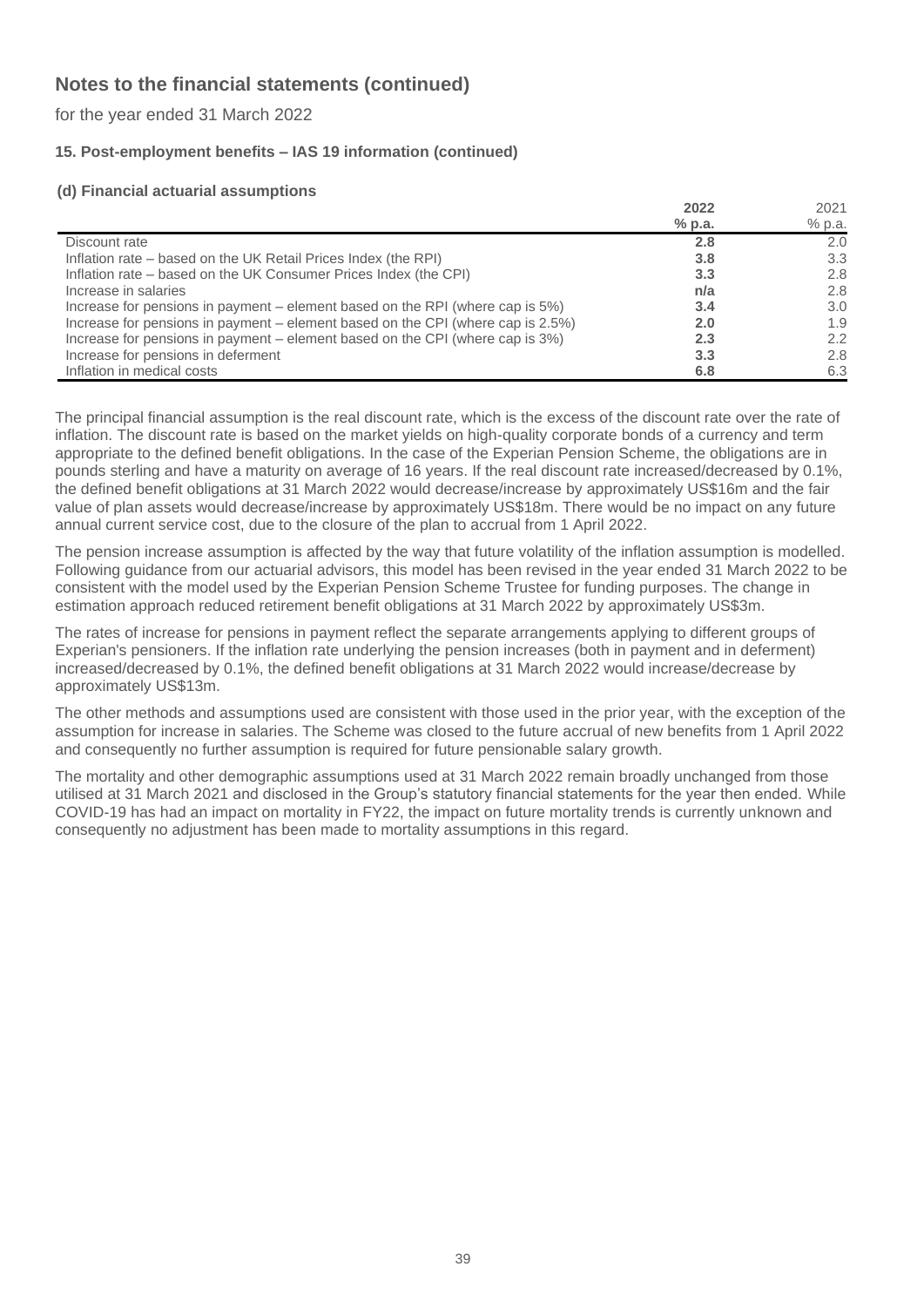## Notes to the financial statements (continued)

for the year ended 31 March 2022

### 15. Post-employment benefits – IAS 19 information (continued)

#### (d) Financial actuarial assumptions

| | **2022** **% p.a.** | 2021 % p.a. |
|---|---|---|
| Discount rate | **2.8** | 2.0 |
| Inflation rate – based on the UK Retail Prices Index (the RPI) | **3.8** | 3.3 |
| Inflation rate – based on the UK Consumer Prices Index (the CPI) | **3.3** | 2.8 |
| Increase in salaries | **n/a** | 2.8 |
| Increase for pensions in payment – element based on the RPI (where cap is 5%) | **3.4** | 3.0 |
| Increase for pensions in payment – element based on the CPI (where cap is 2.5%) | **2.0** | 1.9 |
| Increase for pensions in payment – element based on the CPI (where cap is 3%) | **2.3** | 2.2 |
| Increase for pensions in deferment | **3.3** | 2.8 |
| Inflation in medical costs | **6.8** | 6.3 |

The principal financial assumption is the real discount rate, which is the excess of the discount rate over the rate of inflation. The discount rate is based on the market yields on high-quality corporate bonds of a currency and term appropriate to the defined benefit obligations. In the case of the Experian Pension Scheme, the obligations are in pounds sterling and have a maturity on average of 16 years. If the real discount rate increased/decreased by 0.1%, the defined benefit obligations at 31 March 2022 would decrease/increase by approximately US$16m and the fair value of plan assets would decrease/increase by approximately US$18m. There would be no impact on any future annual current service cost, due to the closure of the plan to accrual from 1 April 2022.

The pension increase assumption is affected by the way that future volatility of the inflation assumption is modelled. Following guidance from our actuarial advisors, this model has been revised in the year ended 31 March 2022 to be consistent with the model used by the Experian Pension Scheme Trustee for funding purposes. The change in estimation approach reduced retirement benefit obligations at 31 March 2022 by approximately US$3m.

The rates of increase for pensions in payment reflect the separate arrangements applying to different groups of Experian's pensioners. If the inflation rate underlying the pension increases (both in payment and in deferment) increased/decreased by 0.1%, the defined benefit obligations at 31 March 2022 would increase/decrease by approximately US$13m.

The other methods and assumptions used are consistent with those used in the prior year, with the exception of the assumption for increase in salaries. The Scheme was closed to the future accrual of new benefits from 1 April 2022 and consequently no further assumption is required for future pensionable salary growth.

The mortality and other demographic assumptions used at 31 March 2022 remain broadly unchanged from those utilised at 31 March 2021 and disclosed in the Group's statutory financial statements for the year then ended. While COVID-19 has had an impact on mortality in FY22, the impact on future mortality trends is currently unknown and consequently no adjustment has been made to mortality assumptions in this regard.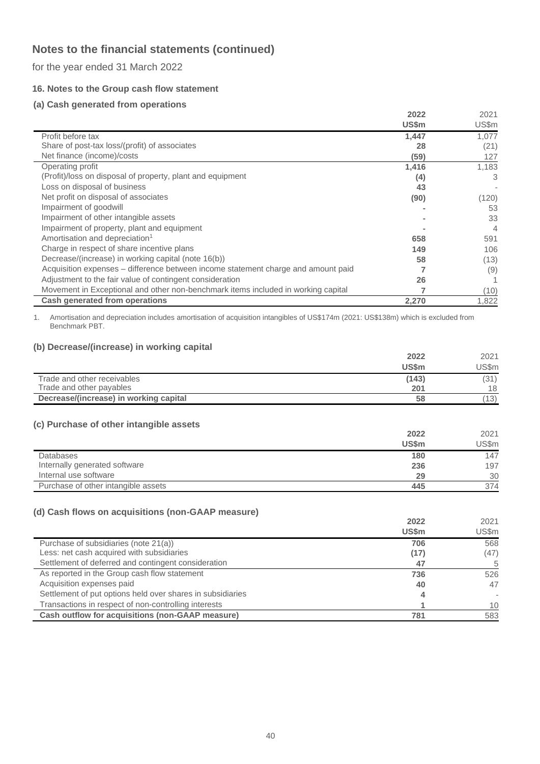# Notes to the financial statements (continued)

for the year ended 31 March 2022

### 16. Notes to the Group cash flow statement

#### (a) Cash generated from operations

| | 2022 US$m | 2021 US$m |
|---|---|---|
| Profit before tax | **1,447** | 1,077 |
| Share of post-tax loss/(profit) of associates | **28** | (21) |
| Net finance (income)/costs | **(59)** | 127 |
| Operating profit | **1,416** | 1,183 |
| (Profit)/loss on disposal of property, plant and equipment | **(4)** | 3 |
| Loss on disposal of business | **43** | - |
| Net profit on disposal of associates | **(90)** | (120) |
| Impairment of goodwill | **-** | 53 |
| Impairment of other intangible assets | **-** | 33 |
| Impairment of property, plant and equipment | **-** | 4 |
| Amortisation and depreciation[1] | **658** | 591 |
| Charge in respect of share incentive plans | **149** | 106 |
| Decrease/(increase) in working capital (note 16(b)) | **58** | (13) |
| Acquisition expenses – difference between income statement charge and amount paid | **7** | (9) |
| Adjustment to the fair value of contingent consideration | **26** | 1 |
| Movement in Exceptional and other non-benchmark items included in working capital | **7** | (10) |
| **Cash generated from operations** | **2,270** | 1,822 |

1. Amortisation and depreciation includes amortisation of acquisition intangibles of US$174m (2021: US$138m) which is excluded from Benchmark PBT.

#### (b) Decrease/(increase) in working capital

| | 2022 US$m | 2021 US$m |
|---|---|---|
| Trade and other receivables | **(143)** | (31) |
| Trade and other payables | **201** | 18 |
| **Decrease/(increase) in working capital** | **58** | (13) |

#### (c) Purchase of other intangible assets

| | 2022 US$m | 2021 US$m |
|---|---|---|
| Databases | **180** | 147 |
| Internally generated software | **236** | 197 |
| Internal use software | **29** | 30 |
| Purchase of other intangible assets | **445** | 374 |

#### (d) Cash flows on acquisitions (non-GAAP measure)

| | 2022 US$m | 2021 US$m |
|---|---|---|
| Purchase of subsidiaries (note 21(a)) | **706** | 568 |
| Less: net cash acquired with subsidiaries | **(17)** | (47) |
| Settlement of deferred and contingent consideration | **47** | 5 |
| As reported in the Group cash flow statement | **736** | 526 |
| Acquisition expenses paid | **40** | 47 |
| Settlement of put options held over shares in subsidiaries | **4** | - |
| Transactions in respect of non-controlling interests | **1** | 10 |
| **Cash outflow for acquisitions (non-GAAP measure)** | **781** | 583 |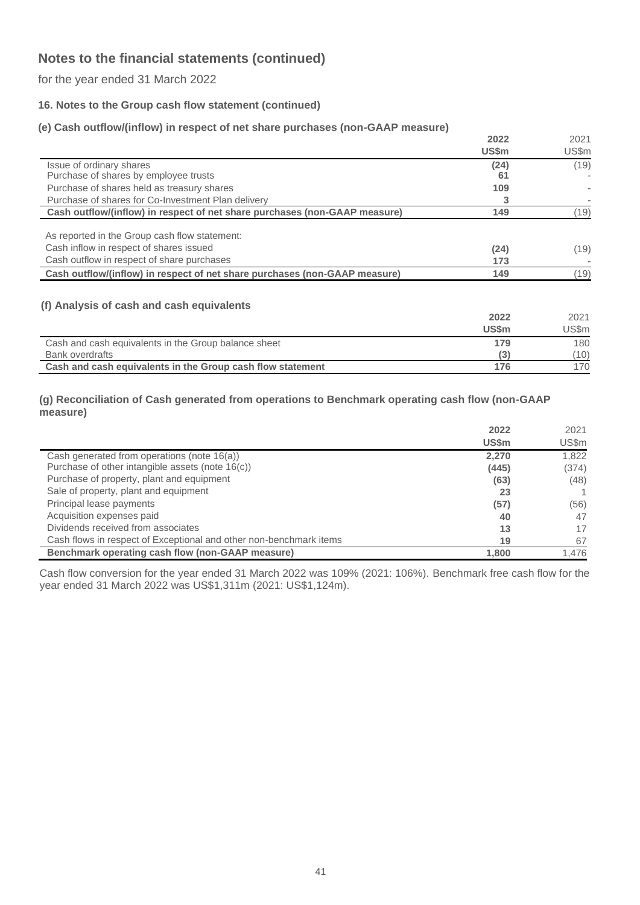# Notes to the financial statements (continued)

for the year ended 31 March 2022

### 16. Notes to the Group cash flow statement (continued)

#### (e) Cash outflow/(inflow) in respect of net share purchases (non-GAAP measure)

| | **2022** | 2021 |
|---|---|---|
| | **US$m** | US$m |
| Issue of ordinary shares | **(24)** | (19) |
| Purchase of shares by employee trusts | **61** | - |
| Purchase of shares held as treasury shares | **109** | - |
| Purchase of shares for Co-Investment Plan delivery | **3** | - |
| **Cash outflow/(inflow) in respect of net share purchases (non-GAAP measure)** | **149** | (19) |
| | | |
| As reported in the Group cash flow statement: | | |
| Cash inflow in respect of shares issued | **(24)** | (19) |
| Cash outflow in respect of share purchases | **173** | - |
| **Cash outflow/(inflow) in respect of net share purchases (non-GAAP measure)** | **149** | (19) |

#### (f) Analysis of cash and cash equivalents

| | **2022** | 2021 |
|---|---|---|
| | **US$m** | US$m |
| Cash and cash equivalents in the Group balance sheet | **179** | 180 |
| Bank overdrafts | **(3)** | (10) |
| **Cash and cash equivalents in the Group cash flow statement** | **176** | 170 |

#### (g) Reconciliation of Cash generated from operations to Benchmark operating cash flow (non-GAAP measure)

| | **2022** | 2021 |
|---|---|---|
| | **US$m** | US$m |
| Cash generated from operations (note 16(a)) | **2,270** | 1,822 |
| Purchase of other intangible assets (note 16(c)) | **(445)** | (374) |
| Purchase of property, plant and equipment | **(63)** | (48) |
| Sale of property, plant and equipment | **23** | 1 |
| Principal lease payments | **(57)** | (56) |
| Acquisition expenses paid | **40** | 47 |
| Dividends received from associates | **13** | 17 |
| Cash flows in respect of Exceptional and other non-benchmark items | **19** | 67 |
| **Benchmark operating cash flow (non-GAAP measure)** | **1,800** | 1,476 |

Cash flow conversion for the year ended 31 March 2022 was 109% (2021: 106%). Benchmark free cash flow for the year ended 31 March 2022 was US$1,311m (2021: US$1,124m).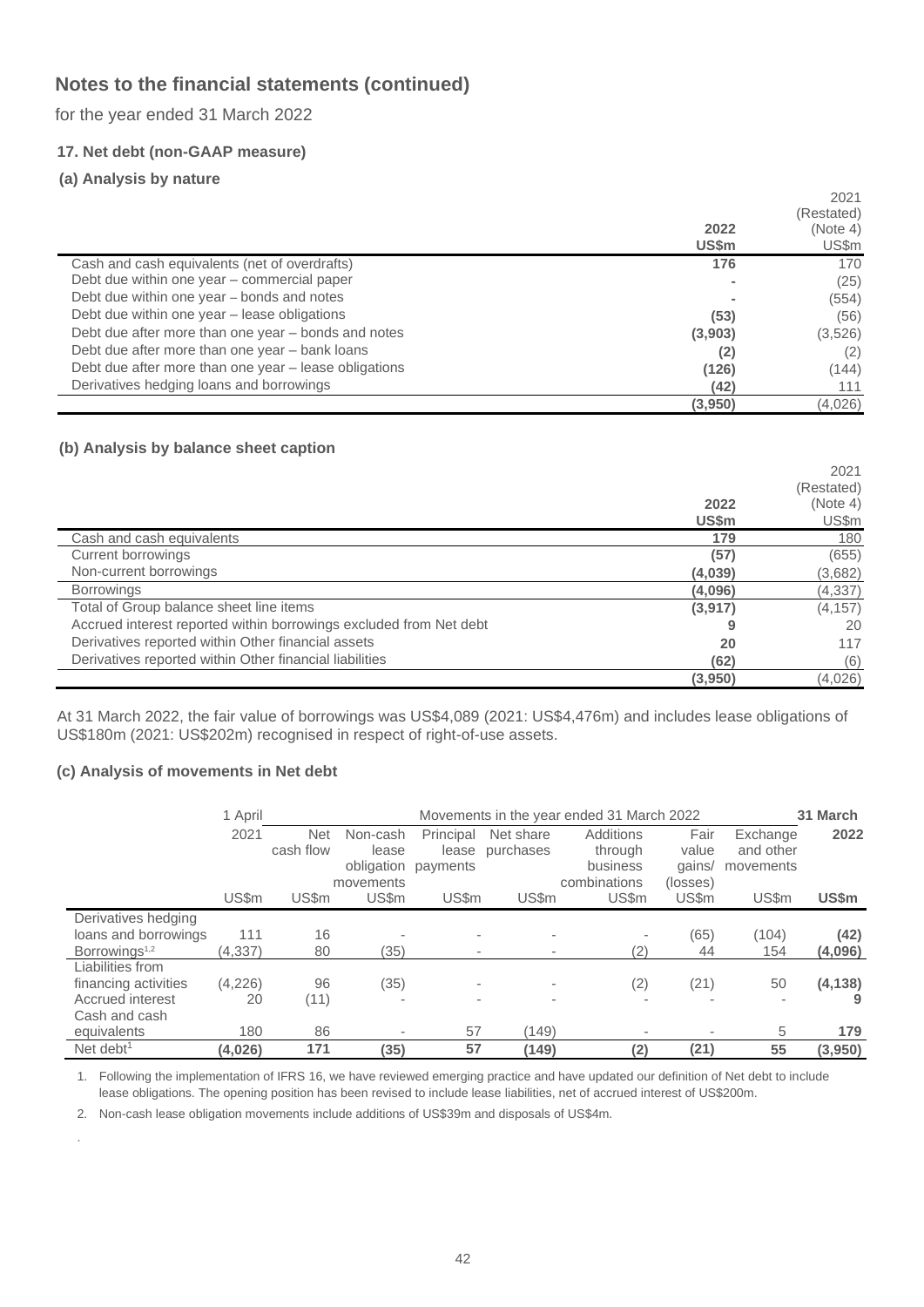# Notes to the financial statements (continued)

for the year ended 31 March 2022

### 17. Net debt (non-GAAP measure)

#### (a) Analysis by nature

| | 2022 US$m | 2021 (Restated) (Note 4) US$m |
|---|---|---|
| Cash and cash equivalents (net of overdrafts) | **176** | 170 |
| Debt due within one year – commercial paper | **-** | (25) |
| Debt due within one year – bonds and notes | **-** | (554) |
| Debt due within one year – lease obligations | **(53)** | (56) |
| Debt due after more than one year – bonds and notes | **(3,903)** | (3,526) |
| Debt due after more than one year – bank loans | **(2)** | (2) |
| Debt due after more than one year – lease obligations | **(126)** | (144) |
| Derivatives hedging loans and borrowings | **(42)** | 111 |
| | **(3,950)** | (4,026) |

#### (b) Analysis by balance sheet caption

| | 2022 US$m | 2021 (Restated) (Note 4) US$m |
|---|---|---|
| Cash and cash equivalents | **179** | 180 |
| Current borrowings | **(57)** | (655) |
| Non-current borrowings | **(4,039)** | (3,682) |
| Borrowings | **(4,096)** | (4,337) |
| Total of Group balance sheet line items | **(3,917)** | (4,157) |
| Accrued interest reported within borrowings excluded from Net debt | **9** | 20 |
| Derivatives reported within Other financial assets | **20** | 117 |
| Derivatives reported within Other financial liabilities | **(62)** | (6) |
| | **(3,950)** | (4,026) |

At 31 March 2022, the fair value of borrowings was US$4,089 (2021: US$4,476m) and includes lease obligations of US$180m (2021: US$202m) recognised in respect of right-of-use assets.

#### (c) Analysis of movements in Net debt

| | 1 April 2021 | Movements in the year ended 31 March 2022 | | | | | | | 31 March 2022 |
|---|---|---|---|---|---|---|---|---|---|
| | | Net cash flow | Non-cash lease obligation movements | Principal lease payments | Net share purchases | Additions through business combinations | Fair value gains/ (losses) | Exchange and other movements | |
| | US$m | US$m | US$m | US$m | US$m | US$m | US$m | US$m | **US$m** |
| Derivatives hedging loans and borrowings | 111 | 16 | - | - | - | - | (65) | (104) | **(42)** |
| Borrowings[1,2] | (4,337) | 80 | (35) | - | - | (2) | 44 | 154 | **(4,096)** |
| Liabilities from financing activities | (4,226) | 96 | (35) | - | - | (2) | (21) | 50 | **(4,138)** |
| Accrued interest | 20 | (11) | - | - | - | - | - | - | **9** |
| Cash and cash equivalents | 180 | 86 | - | 57 | (149) | - | - | 5 | **179** |
| Net debt[1] | **(4,026)** | **171** | **(35)** | **57** | **(149)** | **(2)** | **(21)** | **55** | **(3,950)** |

1. Following the implementation of IFRS 16, we have reviewed emerging practice and have updated our definition of Net debt to include lease obligations. The opening position has been revised to include lease liabilities, net of accrued interest of US$200m.

2. Non-cash lease obligation movements include additions of US$39m and disposals of US$4m.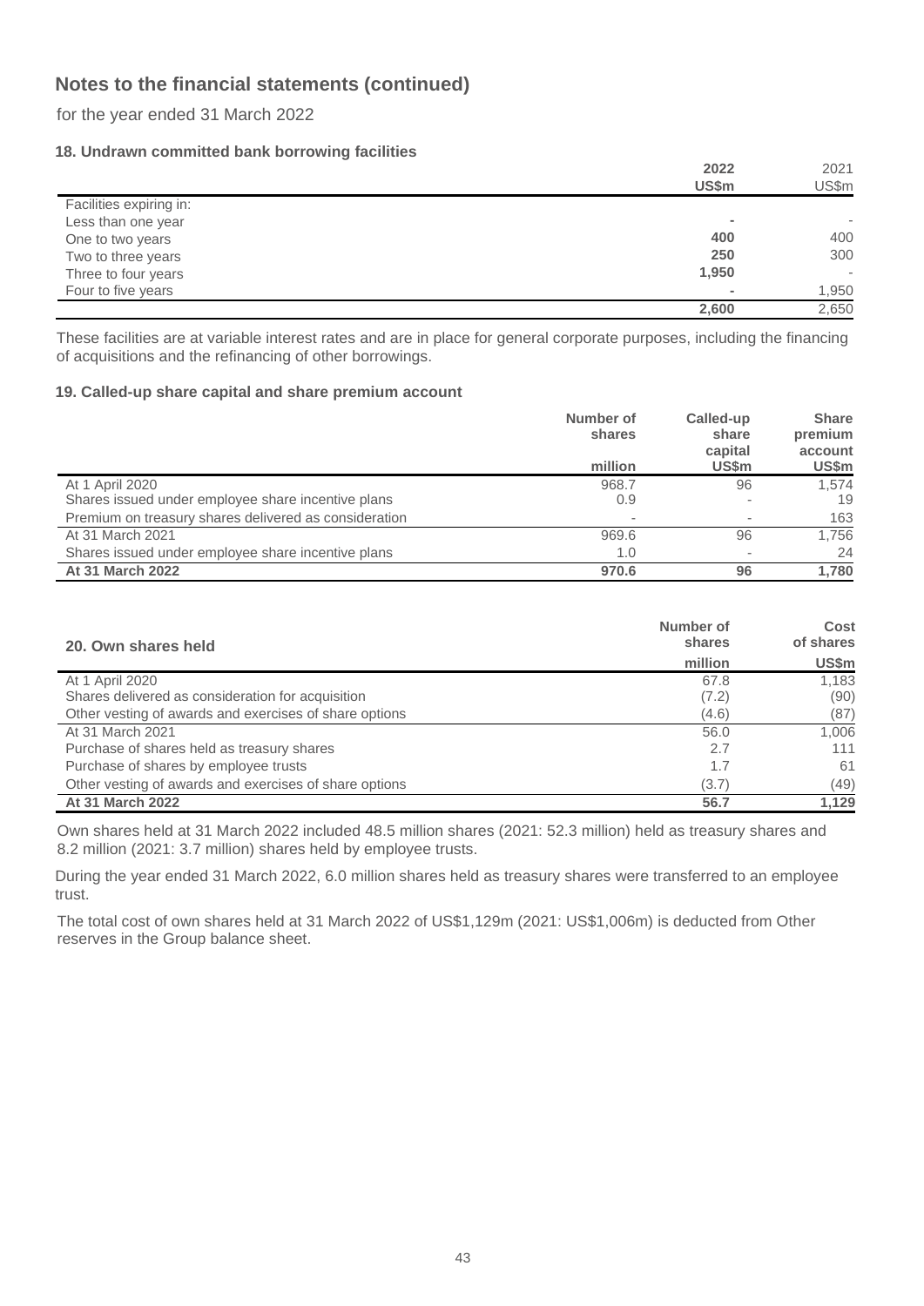## Notes to the financial statements (continued)

for the year ended 31 March 2022

### 18. Undrawn committed bank borrowing facilities

| | **2022** | 2021 |
|---|---|---|
| | **US$m** | US$m |
| Facilities expiring in: | | |
| Less than one year | **-** | - |
| One to two years | **400** | 400 |
| Two to three years | **250** | 300 |
| Three to four years | **1,950** | - |
| Four to five years | **-** | 1,950 |
| | **2,600** | 2,650 |

These facilities are at variable interest rates and are in place for general corporate purposes, including the financing of acquisitions and the refinancing of other borrowings.

### 19. Called-up share capital and share premium account

| | **Number of shares** | **Called-up share capital** | **Share premium account** |
|---|---|---|---|
| | **million** | **US$m** | **US$m** |
| At 1 April 2020 | 968.7 | 96 | 1,574 |
| Shares issued under employee share incentive plans | 0.9 | - | 19 |
| Premium on treasury shares delivered as consideration | - | - | 163 |
| At 31 March 2021 | 969.6 | 96 | 1,756 |
| Shares issued under employee share incentive plans | 1.0 | - | 24 |
| **At 31 March 2022** | **970.6** | **96** | **1,780** |

### 20. Own shares held

| | **Number of shares** | **Cost of shares** |
|---|---|---|
| | **million** | **US$m** |
| At 1 April 2020 | 67.8 | 1,183 |
| Shares delivered as consideration for acquisition | (7.2) | (90) |
| Other vesting of awards and exercises of share options | (4.6) | (87) |
| At 31 March 2021 | 56.0 | 1,006 |
| Purchase of shares held as treasury shares | 2.7 | 111 |
| Purchase of shares by employee trusts | 1.7 | 61 |
| Other vesting of awards and exercises of share options | (3.7) | (49) |
| **At 31 March 2022** | **56.7** | **1,129** |

Own shares held at 31 March 2022 included 48.5 million shares (2021: 52.3 million) held as treasury shares and 8.2 million (2021: 3.7 million) shares held by employee trusts.

During the year ended 31 March 2022, 6.0 million shares held as treasury shares were transferred to an employee trust.

The total cost of own shares held at 31 March 2022 of US$1,129m (2021: US$1,006m) is deducted from Other reserves in the Group balance sheet.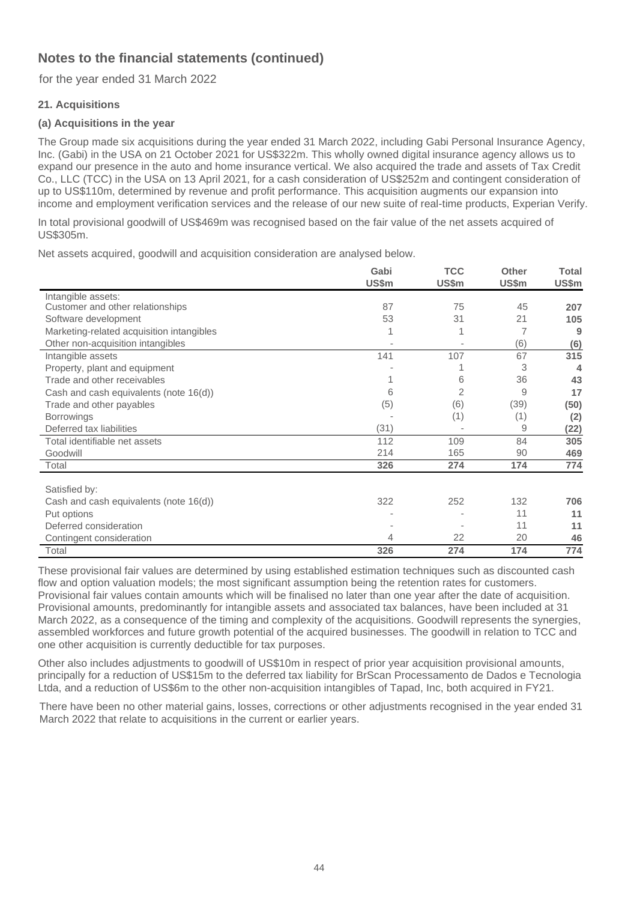# Notes to the financial statements (continued)

for the year ended 31 March 2022

### 21. Acquisitions

#### (a) Acquisitions in the year

The Group made six acquisitions during the year ended 31 March 2022, including Gabi Personal Insurance Agency, Inc. (Gabi) in the USA on 21 October 2021 for US$322m. This wholly owned digital insurance agency allows us to expand our presence in the auto and home insurance vertical. We also acquired the trade and assets of Tax Credit Co., LLC (TCC) in the USA on 13 April 2021, for a cash consideration of US$252m and contingent consideration of up to US$110m, determined by revenue and profit performance. This acquisition augments our expansion into income and employment verification services and the release of our new suite of real-time products, Experian Verify.

In total provisional goodwill of US$469m was recognised based on the fair value of the net assets acquired of US$305m.

Net assets acquired, goodwill and acquisition consideration are analysed below.

| | Gabi US$m | TCC US$m | Other US$m | Total US$m |
|---|---|---|---|---|
| Intangible assets: | | | | |
| Customer and other relationships | 87 | 75 | 45 | **207** |
| Software development | 53 | 31 | 21 | **105** |
| Marketing-related acquisition intangibles | 1 | 1 | 7 | **9** |
| Other non-acquisition intangibles | - | - | (6) | **(6)** |
| Intangible assets | 141 | 107 | 67 | **315** |
| Property, plant and equipment | - | 1 | 3 | **4** |
| Trade and other receivables | 1 | 6 | 36 | **43** |
| Cash and cash equivalents (note 16(d)) | 6 | 2 | 9 | **17** |
| Trade and other payables | (5) | (6) | (39) | **(50)** |
| Borrowings | - | (1) | (1) | **(2)** |
| Deferred tax liabilities | (31) | - | 9 | **(22)** |
| Total identifiable net assets | 112 | 109 | 84 | **305** |
| Goodwill | 214 | 165 | 90 | **469** |
| Total | **326** | **274** | **174** | **774** |
| | | | | |
| Satisfied by: | | | | |
| Cash and cash equivalents (note 16(d)) | 322 | 252 | 132 | **706** |
| Put options | - | - | 11 | **11** |
| Deferred consideration | - | - | 11 | **11** |
| Contingent consideration | 4 | 22 | 20 | **46** |
| Total | **326** | **274** | **174** | **774** |

These provisional fair values are determined by using established estimation techniques such as discounted cash flow and option valuation models; the most significant assumption being the retention rates for customers. Provisional fair values contain amounts which will be finalised no later than one year after the date of acquisition. Provisional amounts, predominantly for intangible assets and associated tax balances, have been included at 31 March 2022, as a consequence of the timing and complexity of the acquisitions. Goodwill represents the synergies, assembled workforces and future growth potential of the acquired businesses. The goodwill in relation to TCC and one other acquisition is currently deductible for tax purposes.

Other also includes adjustments to goodwill of US$10m in respect of prior year acquisition provisional amounts, principally for a reduction of US$15m to the deferred tax liability for BrScan Processamento de Dados e Tecnologia Ltda, and a reduction of US$6m to the other non-acquisition intangibles of Tapad, Inc, both acquired in FY21.

There have been no other material gains, losses, corrections or other adjustments recognised in the year ended 31 March 2022 that relate to acquisitions in the current or earlier years.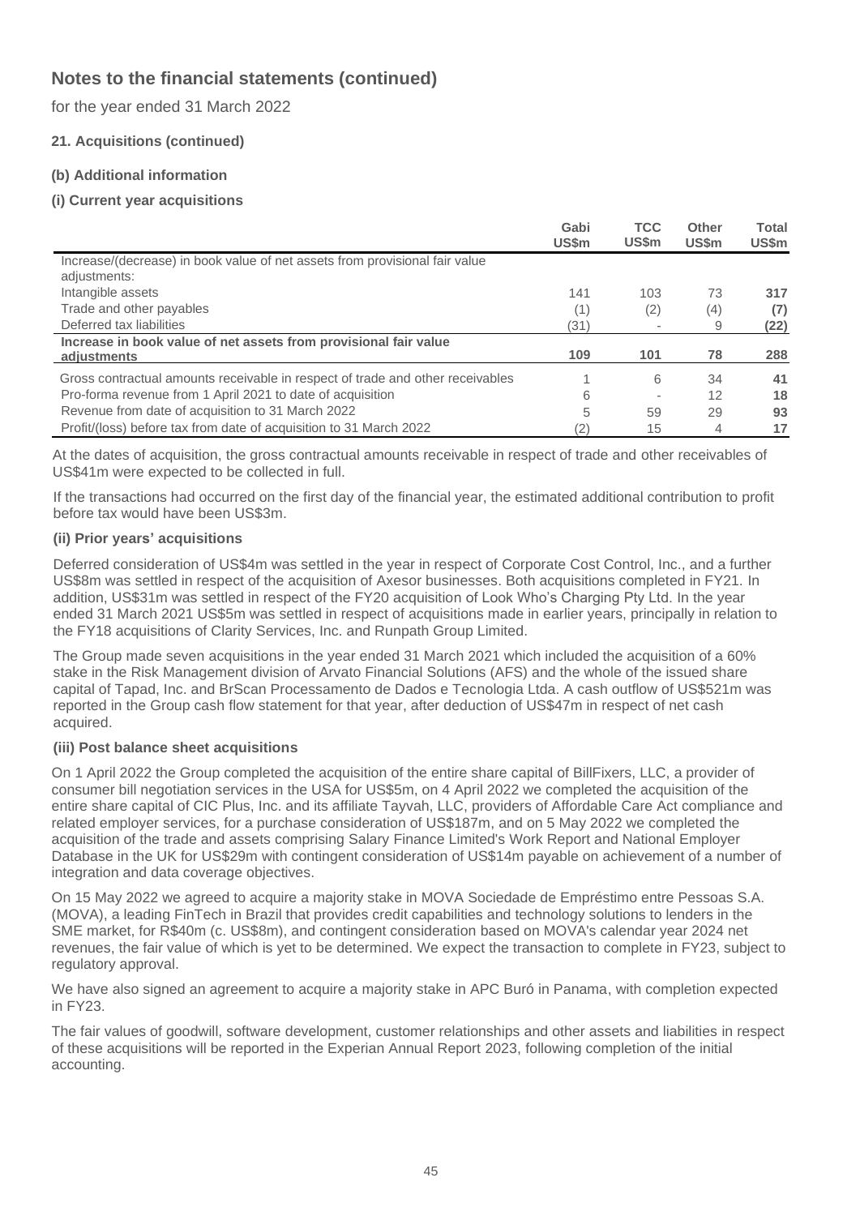# Notes to the financial statements (continued)

for the year ended 31 March 2022

### 21. Acquisitions (continued)

#### (b) Additional information

#### (i) Current year acquisitions

| | Gabi US$m | TCC US$m | Other US$m | Total US$m |
|---|---|---|---|---|
| Increase/(decrease) in book value of net assets from provisional fair value adjustments: | | | | |
| Intangible assets | 141 | 103 | 73 | **317** |
| Trade and other payables | (1) | (2) | (4) | **(7)** |
| Deferred tax liabilities | (31) | - | 9 | **(22)** |
| **Increase in book value of net assets from provisional fair value adjustments** | **109** | **101** | **78** | **288** |
| Gross contractual amounts receivable in respect of trade and other receivables | 1 | 6 | 34 | **41** |
| Pro-forma revenue from 1 April 2021 to date of acquisition | 6 | - | 12 | **18** |
| Revenue from date of acquisition to 31 March 2022 | 5 | 59 | 29 | **93** |
| Profit/(loss) before tax from date of acquisition to 31 March 2022 | (2) | 15 | 4 | **17** |

At the dates of acquisition, the gross contractual amounts receivable in respect of trade and other receivables of US$41m were expected to be collected in full.

If the transactions had occurred on the first day of the financial year, the estimated additional contribution to profit before tax would have been US$3m.

#### (ii) Prior years' acquisitions

Deferred consideration of US$4m was settled in the year in respect of Corporate Cost Control, Inc., and a further US$8m was settled in respect of the acquisition of Axesor businesses. Both acquisitions completed in FY21. In addition, US$31m was settled in respect of the FY20 acquisition of Look Who's Charging Pty Ltd. In the year ended 31 March 2021 US$5m was settled in respect of acquisitions made in earlier years, principally in relation to the FY18 acquisitions of Clarity Services, Inc. and Runpath Group Limited.

The Group made seven acquisitions in the year ended 31 March 2021 which included the acquisition of a 60% stake in the Risk Management division of Arvato Financial Solutions (AFS) and the whole of the issued share capital of Tapad, Inc. and BrScan Processamento de Dados e Tecnologia Ltda. A cash outflow of US$521m was reported in the Group cash flow statement for that year, after deduction of US$47m in respect of net cash acquired.

#### (iii) Post balance sheet acquisitions

On 1 April 2022 the Group completed the acquisition of the entire share capital of BillFixers, LLC, a provider of consumer bill negotiation services in the USA for US$5m, on 4 April 2022 we completed the acquisition of the entire share capital of CIC Plus, Inc. and its affiliate Tayvah, LLC, providers of Affordable Care Act compliance and related employer services, for a purchase consideration of US$187m, and on 5 May 2022 we completed the acquisition of the trade and assets comprising Salary Finance Limited's Work Report and National Employer Database in the UK for US$29m with contingent consideration of US$14m payable on achievement of a number of integration and data coverage objectives.

On 15 May 2022 we agreed to acquire a majority stake in MOVA Sociedade de Empréstimo entre Pessoas S.A. (MOVA), a leading FinTech in Brazil that provides credit capabilities and technology solutions to lenders in the SME market, for R$40m (c. US$8m), and contingent consideration based on MOVA's calendar year 2024 net revenues, the fair value of which is yet to be determined. We expect the transaction to complete in FY23, subject to regulatory approval.

We have also signed an agreement to acquire a majority stake in APC Buró in Panama, with completion expected in FY23.

The fair values of goodwill, software development, customer relationships and other assets and liabilities in respect of these acquisitions will be reported in the Experian Annual Report 2023, following completion of the initial accounting.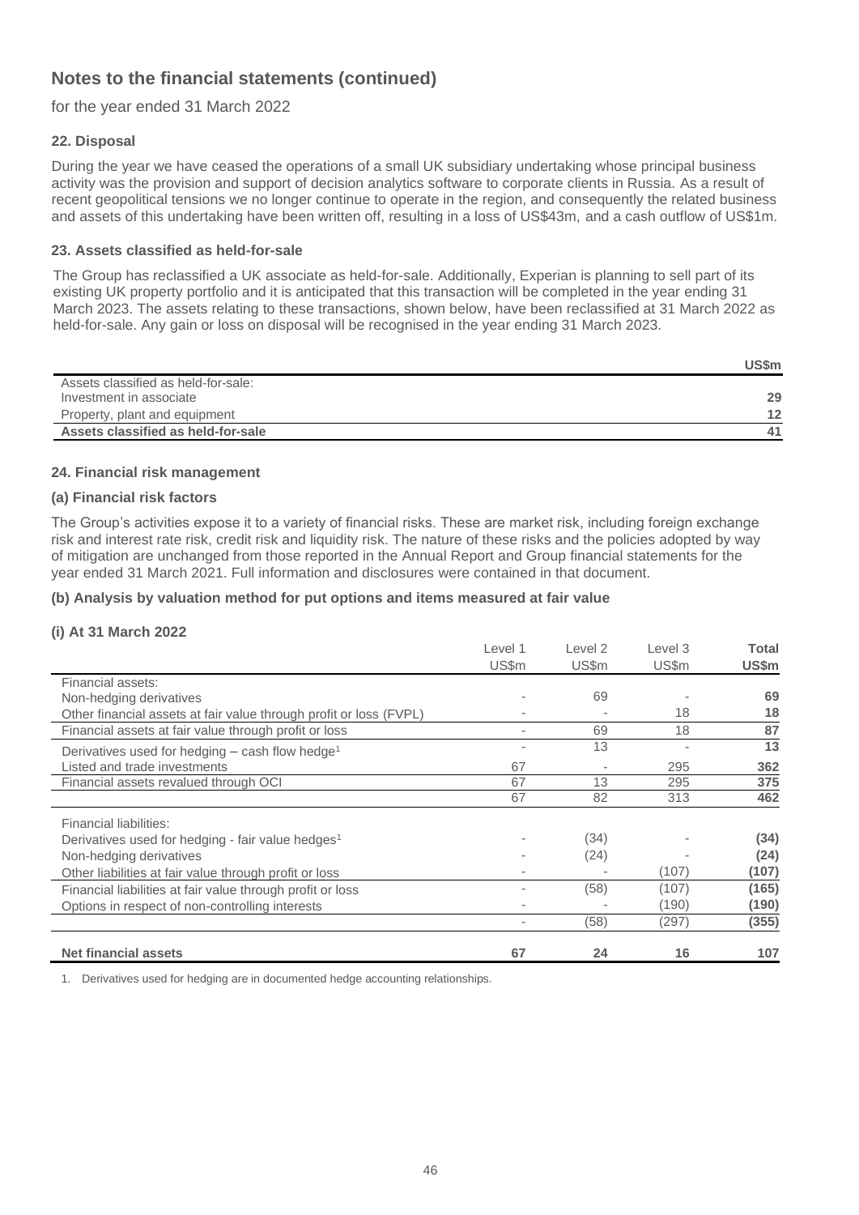# Notes to the financial statements (continued)

for the year ended 31 March 2022

### 22. Disposal

During the year we have ceased the operations of a small UK subsidiary undertaking whose principal business activity was the provision and support of decision analytics software to corporate clients in Russia. As a result of recent geopolitical tensions we no longer continue to operate in the region, and consequently the related business and assets of this undertaking have been written off, resulting in a loss of US$43m, and a cash outflow of US$1m.

### 23. Assets classified as held-for-sale

The Group has reclassified a UK associate as held-for-sale. Additionally, Experian is planning to sell part of its existing UK property portfolio and it is anticipated that this transaction will be completed in the year ending 31 March 2023. The assets relating to these transactions, shown below, have been reclassified at 31 March 2022 as held-for-sale. Any gain or loss on disposal will be recognised in the year ending 31 March 2023.

| | **US$m** |
|---|---|
| Assets classified as held-for-sale: | |
| Investment in associate | 29 |
| Property, plant and equipment | 12 |
| **Assets classified as held-for-sale** | 41 |

### 24. Financial risk management

#### (a) Financial risk factors

The Group's activities expose it to a variety of financial risks. These are market risk, including foreign exchange risk and interest rate risk, credit risk and liquidity risk. The nature of these risks and the policies adopted by way of mitigation are unchanged from those reported in the Annual Report and Group financial statements for the year ended 31 March 2021. Full information and disclosures were contained in that document.

#### (b) Analysis by valuation method for put options and items measured at fair value

#### (i) At 31 March 2022

| | Level 1 US$m | Level 2 US$m | Level 3 US$m | **Total US$m** |
|---|---|---|---|---|
| Financial assets: | | | | |
| Non-hedging derivatives | - | 69 | - | **69** |
| Other financial assets at fair value through profit or loss (FVPL) | - | - | 18 | **18** |
| Financial assets at fair value through profit or loss | - | 69 | 18 | **87** |
| Derivatives used for hedging – cash flow hedge[1] | - | 13 | - | **13** |
| Listed and trade investments | 67 | - | 295 | **362** |
| Financial assets revalued through OCI | 67 | 13 | 295 | **375** |
| | 67 | 82 | 313 | **462** |
| Financial liabilities: | | | | |
| Derivatives used for hedging - fair value hedges[1] | - | (34) | - | **(34)** |
| Non-hedging derivatives | - | (24) | - | **(24)** |
| Other liabilities at fair value through profit or loss | - | - | (107) | **(107)** |
| Financial liabilities at fair value through profit or loss | - | (58) | (107) | **(165)** |
| Options in respect of non-controlling interests | - | - | (190) | **(190)** |
| | - | (58) | (297) | **(355)** |
| **Net financial assets** | **67** | **24** | **16** | **107** |

1. Derivatives used for hedging are in documented hedge accounting relationships.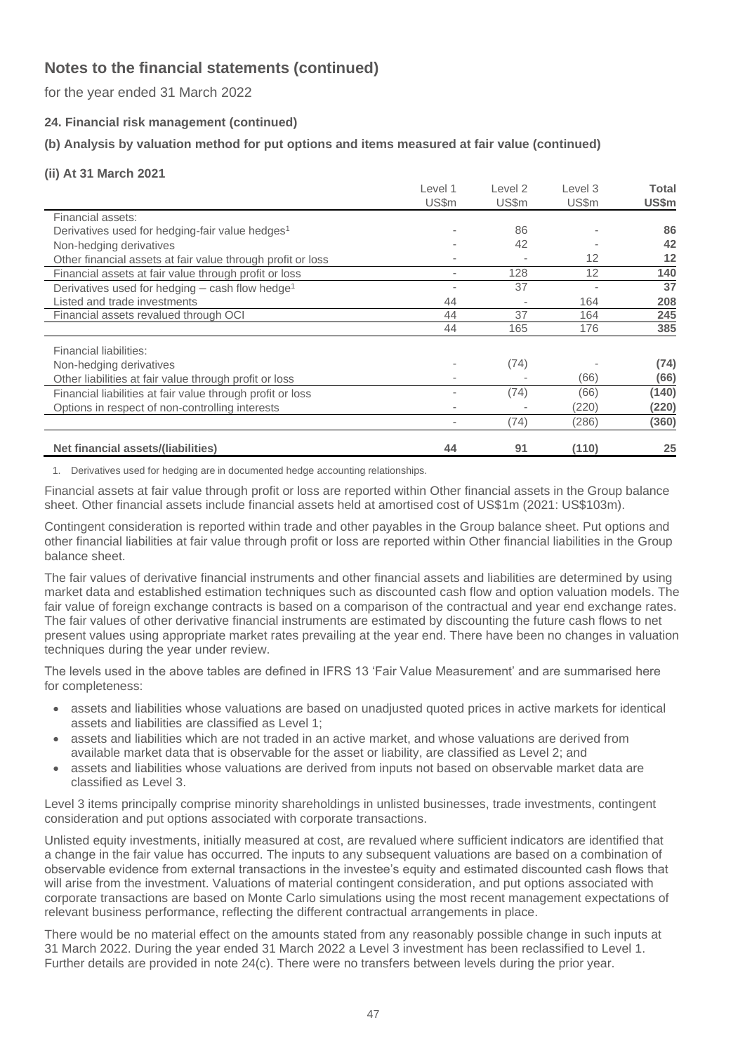# Notes to the financial statements (continued)

for the year ended 31 March 2022

### 24. Financial risk management (continued)

### (b) Analysis by valuation method for put options and items measured at fair value (continued)

#### (ii) At 31 March 2021

| | Level 1 US$m | Level 2 US$m | Level 3 US$m | **Total US$m** |
|---|---|---|---|---|
| Financial assets: | | | | |
| Derivatives used for hedging-fair value hedges[1] | - | 86 | - | **86** |
| Non-hedging derivatives | - | 42 | - | **42** |
| Other financial assets at fair value through profit or loss | - | - | 12 | **12** |
| Financial assets at fair value through profit or loss | - | 128 | 12 | **140** |
| Derivatives used for hedging – cash flow hedge[1] | - | 37 | - | **37** |
| Listed and trade investments | 44 | - | 164 | **208** |
| Financial assets revalued through OCI | 44 | 37 | 164 | **245** |
| | 44 | 165 | 176 | **385** |
| Financial liabilities: | | | | |
| Non-hedging derivatives | - | (74) | - | **(74)** |
| Other liabilities at fair value through profit or loss | - | - | (66) | **(66)** |
| Financial liabilities at fair value through profit or loss | - | (74) | (66) | **(140)** |
| Options in respect of non-controlling interests | - | - | (220) | **(220)** |
| | - | (74) | (286) | **(360)** |
| **Net financial assets/(liabilities)** | **44** | **91** | **(110)** | **25** |

1. Derivatives used for hedging are in documented hedge accounting relationships.

Financial assets at fair value through profit or loss are reported within Other financial assets in the Group balance sheet. Other financial assets include financial assets held at amortised cost of US$1m (2021: US$103m).

Contingent consideration is reported within trade and other payables in the Group balance sheet. Put options and other financial liabilities at fair value through profit or loss are reported within Other financial liabilities in the Group balance sheet.

The fair values of derivative financial instruments and other financial assets and liabilities are determined by using market data and established estimation techniques such as discounted cash flow and option valuation models. The fair value of foreign exchange contracts is based on a comparison of the contractual and year end exchange rates. The fair values of other derivative financial instruments are estimated by discounting the future cash flows to net present values using appropriate market rates prevailing at the year end. There have been no changes in valuation techniques during the year under review.

The levels used in the above tables are defined in IFRS 13 'Fair Value Measurement' and are summarised here for completeness:

- assets and liabilities whose valuations are based on unadjusted quoted prices in active markets for identical assets and liabilities are classified as Level 1;
- assets and liabilities which are not traded in an active market, and whose valuations are derived from available market data that is observable for the asset or liability, are classified as Level 2; and
- assets and liabilities whose valuations are derived from inputs not based on observable market data are classified as Level 3.

Level 3 items principally comprise minority shareholdings in unlisted businesses, trade investments, contingent consideration and put options associated with corporate transactions.

Unlisted equity investments, initially measured at cost, are revalued where sufficient indicators are identified that a change in the fair value has occurred. The inputs to any subsequent valuations are based on a combination of observable evidence from external transactions in the investee's equity and estimated discounted cash flows that will arise from the investment. Valuations of material contingent consideration, and put options associated with corporate transactions are based on Monte Carlo simulations using the most recent management expectations of relevant business performance, reflecting the different contractual arrangements in place.

There would be no material effect on the amounts stated from any reasonably possible change in such inputs at 31 March 2022. During the year ended 31 March 2022 a Level 3 investment has been reclassified to Level 1. Further details are provided in note 24(c). There were no transfers between levels during the prior year.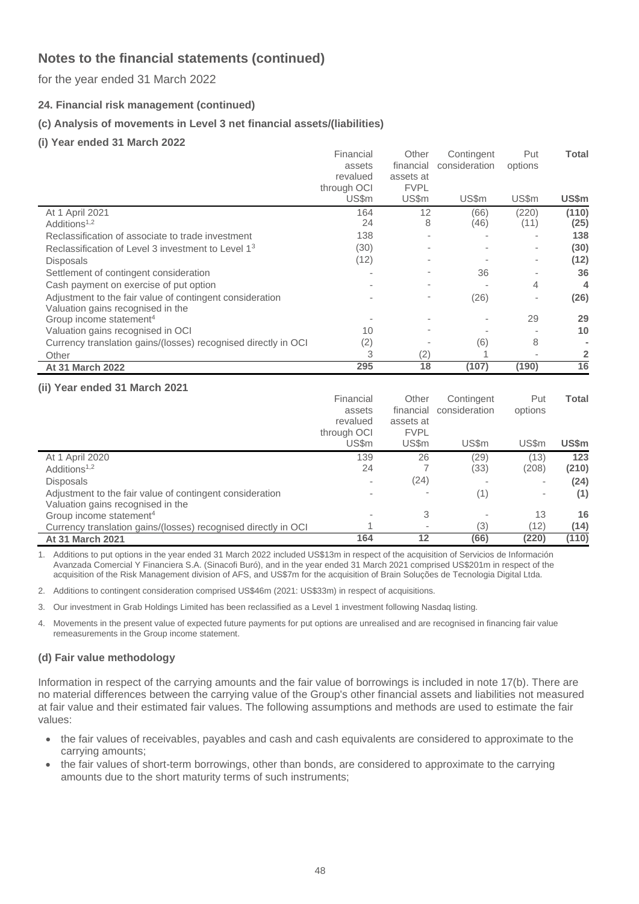# Notes to the financial statements (continued)

for the year ended 31 March 2022

### 24. Financial risk management (continued)

### (c) Analysis of movements in Level 3 net financial assets/(liabilities)

#### (i) Year ended 31 March 2022

| | Financial assets revalued through OCI US$m | Other financial assets at FVPL US$m | Contingent consideration US$m | Put options US$m | **Total US$m** |
|---|---|---|---|---|---|
| At 1 April 2021 | 164 | 12 | (66) | (220) | **(110)** |
| Additions[1,2] | 24 | 8 | (46) | (11) | **(25)** |
| Reclassification of associate to trade investment | 138 | - | - | - | **138** |
| Reclassification of Level 3 investment to Level 1[3] | (30) | - | - | - | **(30)** |
| Disposals | (12) | - | - | - | **(12)** |
| Settlement of contingent consideration | - | - | 36 | - | **36** |
| Cash payment on exercise of put option | - | - | - | 4 | **4** |
| Adjustment to the fair value of contingent consideration | - | - | (26) | - | **(26)** |
| Valuation gains recognised in the Group income statement[4] | - | - | - | 29 | **29** |
| Valuation gains recognised in OCI | 10 | - | - | - | **10** |
| Currency translation gains/(losses) recognised directly in OCI | (2) | - | (6) | 8 | **-** |
| Other | 3 | (2) | 1 | - | **2** |
| **At 31 March 2022** | **295** | **18** | **(107)** | **(190)** | **16** |

#### (ii) Year ended 31 March 2021

| | Financial assets revalued through OCI US$m | Other financial assets at FVPL US$m | Contingent consideration US$m | Put options US$m | **Total US$m** |
|---|---|---|---|---|---|
| At 1 April 2020 | 139 | 26 | (29) | (13) | **123** |
| Additions[1,2] | 24 | 7 | (33) | (208) | **(210)** |
| Disposals | - | (24) | - | - | **(24)** |
| Adjustment to the fair value of contingent consideration | - | - | (1) | - | **(1)** |
| Valuation gains recognised in the Group income statement[4] | - | 3 | - | 13 | **16** |
| Currency translation gains/(losses) recognised directly in OCI | 1 | - | (3) | (12) | **(14)** |
| **At 31 March 2021** | **164** | **12** | **(66)** | **(220)** | **(110)** |

1. Additions to put options in the year ended 31 March 2022 included US$13m in respect of the acquisition of Servicios de Información Avanzada Comercial Y Financiera S.A. (Sinacofi Buró), and in the year ended 31 March 2021 comprised US$201m in respect of the acquisition of the Risk Management division of AFS, and US$7m for the acquisition of Brain Soluções de Tecnologia Digital Ltda.
2. Additions to contingent consideration comprised US$46m (2021: US$33m) in respect of acquisitions.
3. Our investment in Grab Holdings Limited has been reclassified as a Level 1 investment following Nasdaq listing.
4. Movements in the present value of expected future payments for put options are unrealised and are recognised in financing fair value remeasurements in the Group income statement.

### (d) Fair value methodology

Information in respect of the carrying amounts and the fair value of borrowings is included in note 17(b). There are no material differences between the carrying value of the Group's other financial assets and liabilities not measured at fair value and their estimated fair values. The following assumptions and methods are used to estimate the fair values:

- the fair values of receivables, payables and cash and cash equivalents are considered to approximate to the carrying amounts;
- the fair values of short-term borrowings, other than bonds, are considered to approximate to the carrying amounts due to the short maturity terms of such instruments;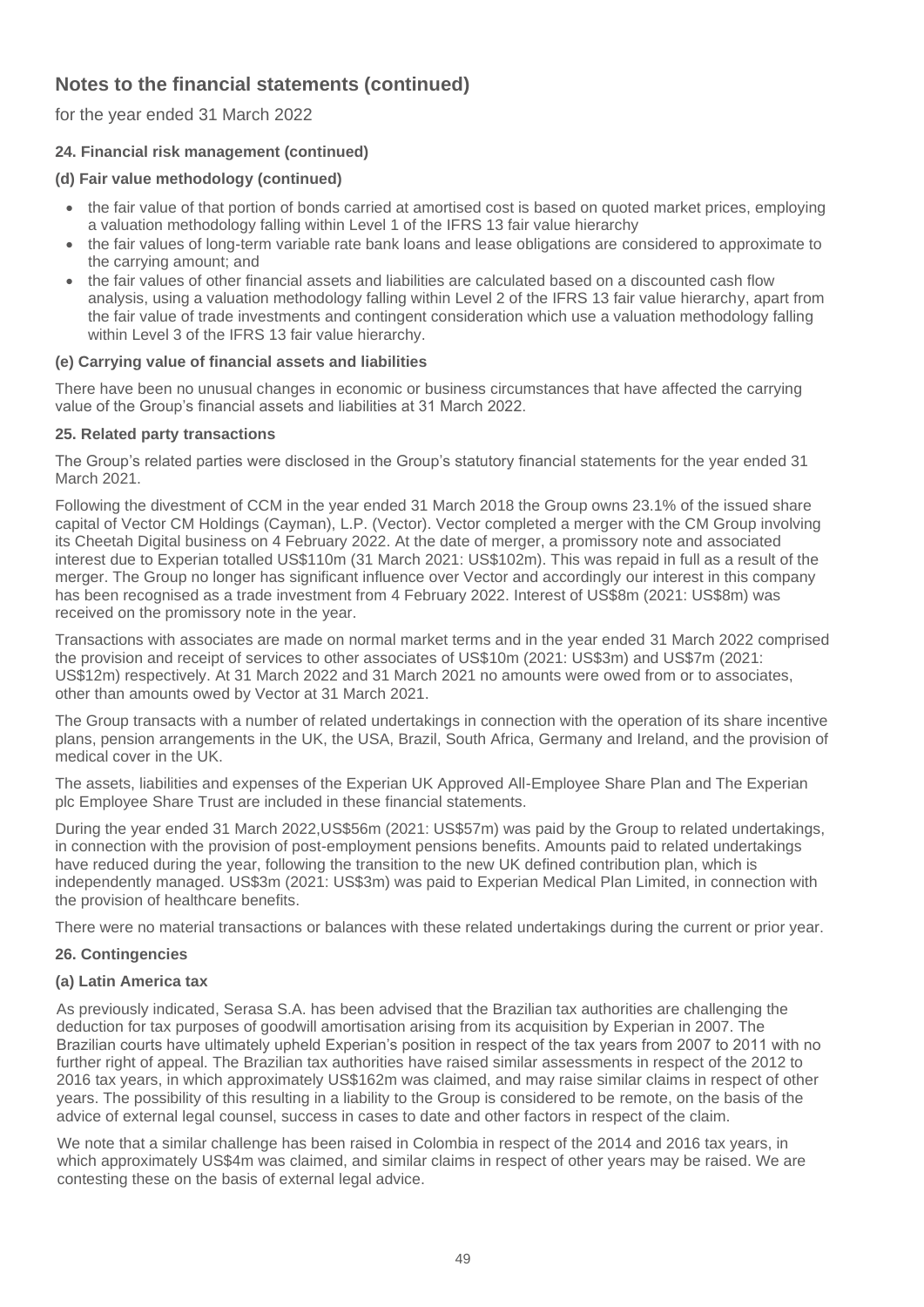# Notes to the financial statements (continued)

for the year ended 31 March 2022

### 24. Financial risk management (continued)

#### (d) Fair value methodology (continued)

- the fair value of that portion of bonds carried at amortised cost is based on quoted market prices, employing a valuation methodology falling within Level 1 of the IFRS 13 fair value hierarchy
- the fair values of long-term variable rate bank loans and lease obligations are considered to approximate to the carrying amount; and
- the fair values of other financial assets and liabilities are calculated based on a discounted cash flow analysis, using a valuation methodology falling within Level 2 of the IFRS 13 fair value hierarchy, apart from the fair value of trade investments and contingent consideration which use a valuation methodology falling within Level 3 of the IFRS 13 fair value hierarchy.

#### (e) Carrying value of financial assets and liabilities

There have been no unusual changes in economic or business circumstances that have affected the carrying value of the Group's financial assets and liabilities at 31 March 2022.

### 25. Related party transactions

The Group's related parties were disclosed in the Group's statutory financial statements for the year ended 31 March 2021.

Following the divestment of CCM in the year ended 31 March 2018 the Group owns 23.1% of the issued share capital of Vector CM Holdings (Cayman), L.P. (Vector). Vector completed a merger with the CM Group involving its Cheetah Digital business on 4 February 2022. At the date of merger, a promissory note and associated interest due to Experian totalled US$110m (31 March 2021: US$102m). This was repaid in full as a result of the merger. The Group no longer has significant influence over Vector and accordingly our interest in this company has been recognised as a trade investment from 4 February 2022. Interest of US$8m (2021: US$8m) was received on the promissory note in the year.

Transactions with associates are made on normal market terms and in the year ended 31 March 2022 comprised the provision and receipt of services to other associates of US$10m (2021: US$3m) and US$7m (2021: US$12m) respectively. At 31 March 2022 and 31 March 2021 no amounts were owed from or to associates, other than amounts owed by Vector at 31 March 2021.

The Group transacts with a number of related undertakings in connection with the operation of its share incentive plans, pension arrangements in the UK, the USA, Brazil, South Africa, Germany and Ireland, and the provision of medical cover in the UK.

The assets, liabilities and expenses of the Experian UK Approved All-Employee Share Plan and The Experian plc Employee Share Trust are included in these financial statements.

During the year ended 31 March 2022,US$56m (2021: US$57m) was paid by the Group to related undertakings, in connection with the provision of post-employment pensions benefits. Amounts paid to related undertakings have reduced during the year, following the transition to the new UK defined contribution plan, which is independently managed. US$3m (2021: US$3m) was paid to Experian Medical Plan Limited, in connection with the provision of healthcare benefits.

There were no material transactions or balances with these related undertakings during the current or prior year.

### 26. Contingencies

#### (a) Latin America tax

As previously indicated, Serasa S.A. has been advised that the Brazilian tax authorities are challenging the deduction for tax purposes of goodwill amortisation arising from its acquisition by Experian in 2007. The Brazilian courts have ultimately upheld Experian's position in respect of the tax years from 2007 to 2011 with no further right of appeal. The Brazilian tax authorities have raised similar assessments in respect of the 2012 to 2016 tax years, in which approximately US$162m was claimed, and may raise similar claims in respect of other years. The possibility of this resulting in a liability to the Group is considered to be remote, on the basis of the advice of external legal counsel, success in cases to date and other factors in respect of the claim.

We note that a similar challenge has been raised in Colombia in respect of the 2014 and 2016 tax years, in which approximately US$4m was claimed, and similar claims in respect of other years may be raised. We are contesting these on the basis of external legal advice.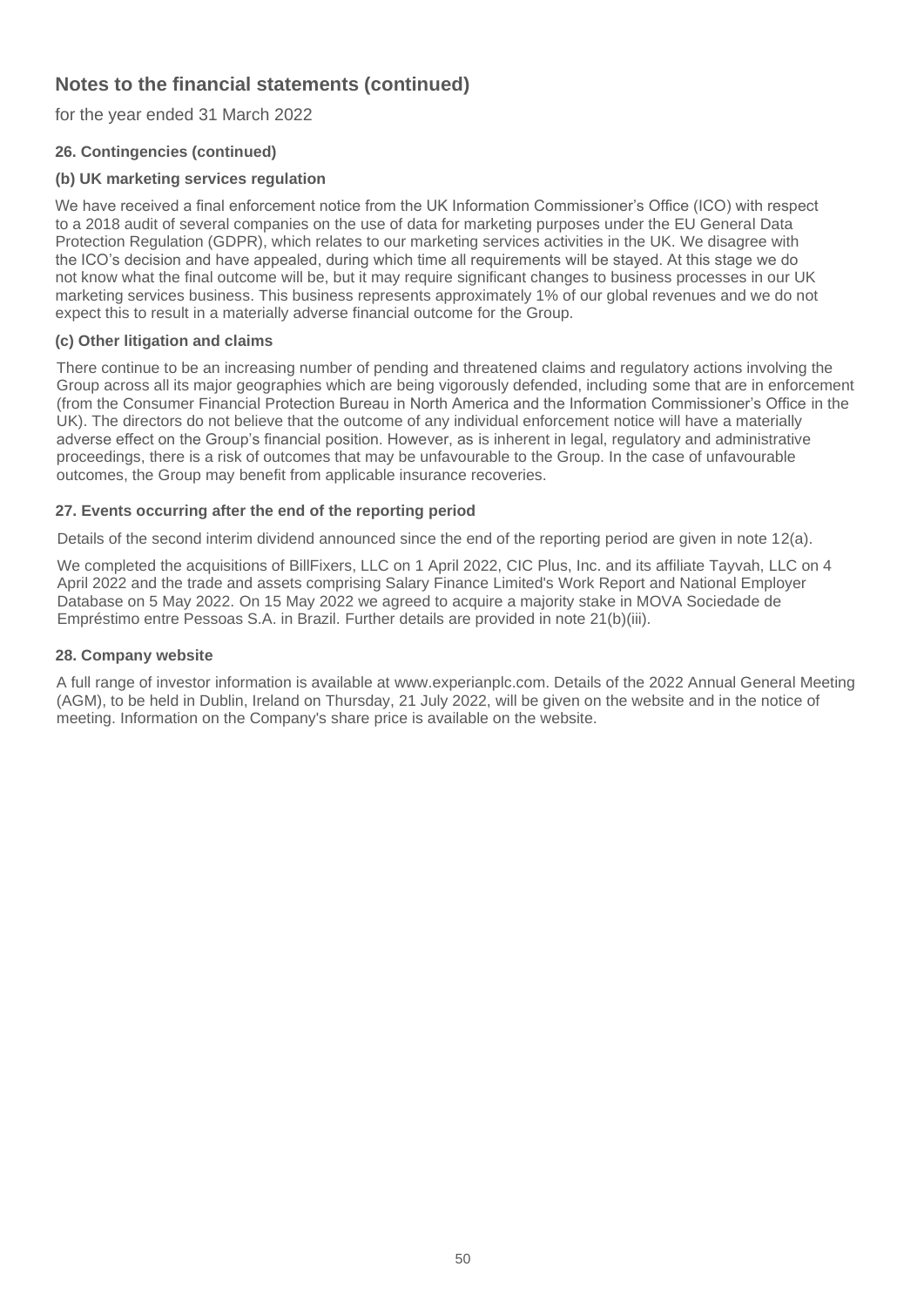## Notes to the financial statements (continued)

for the year ended 31 March 2022

### 26. Contingencies (continued)

#### (b) UK marketing services regulation

We have received a final enforcement notice from the UK Information Commissioner's Office (ICO) with respect to a 2018 audit of several companies on the use of data for marketing purposes under the EU General Data Protection Regulation (GDPR), which relates to our marketing services activities in the UK. We disagree with the ICO's decision and have appealed, during which time all requirements will be stayed. At this stage we do not know what the final outcome will be, but it may require significant changes to business processes in our UK marketing services business. This business represents approximately 1% of our global revenues and we do not expect this to result in a materially adverse financial outcome for the Group.

#### (c) Other litigation and claims

There continue to be an increasing number of pending and threatened claims and regulatory actions involving the Group across all its major geographies which are being vigorously defended, including some that are in enforcement (from the Consumer Financial Protection Bureau in North America and the Information Commissioner's Office in the UK). The directors do not believe that the outcome of any individual enforcement notice will have a materially adverse effect on the Group's financial position. However, as is inherent in legal, regulatory and administrative proceedings, there is a risk of outcomes that may be unfavourable to the Group. In the case of unfavourable outcomes, the Group may benefit from applicable insurance recoveries.

### 27. Events occurring after the end of the reporting period

Details of the second interim dividend announced since the end of the reporting period are given in note 12(a).

We completed the acquisitions of BillFixers, LLC on 1 April 2022, CIC Plus, Inc. and its affiliate Tayvah, LLC on 4 April 2022 and the trade and assets comprising Salary Finance Limited's Work Report and National Employer Database on 5 May 2022. On 15 May 2022 we agreed to acquire a majority stake in MOVA Sociedade de Empréstimo entre Pessoas S.A. in Brazil. Further details are provided in note 21(b)(iii).

### 28. Company website

A full range of investor information is available at www.experianplc.com. Details of the 2022 Annual General Meeting (AGM), to be held in Dublin, Ireland on Thursday, 21 July 2022, will be given on the website and in the notice of meeting. Information on the Company's share price is available on the website.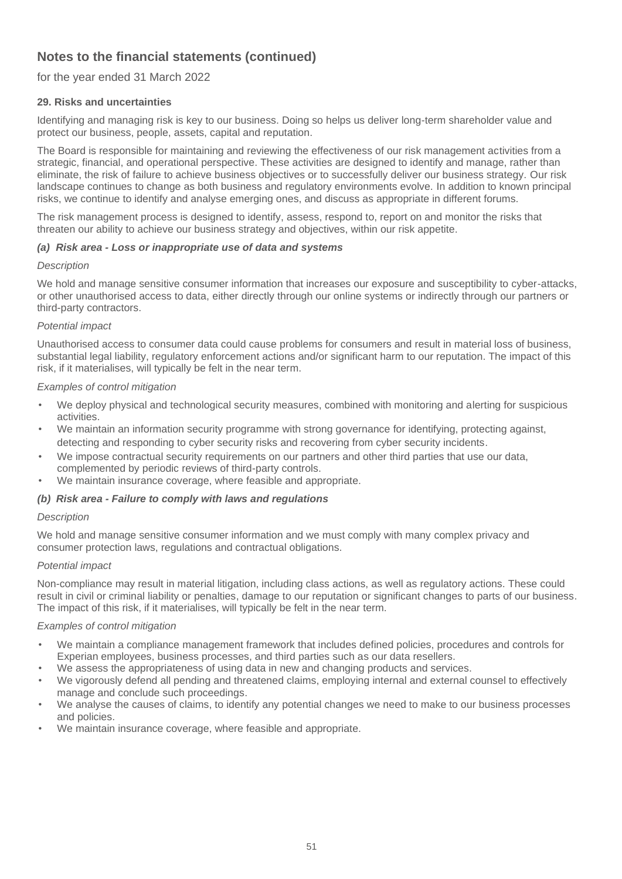## Notes to the financial statements (continued)

for the year ended 31 March 2022

**29. Risks and uncertainties**

Identifying and managing risk is key to our business. Doing so helps us deliver long-term shareholder value and protect our business, people, assets, capital and reputation.

The Board is responsible for maintaining and reviewing the effectiveness of our risk management activities from a strategic, financial, and operational perspective. These activities are designed to identify and manage, rather than eliminate, the risk of failure to achieve business objectives or to successfully deliver our business strategy. Our risk landscape continues to change as both business and regulatory environments evolve. In addition to known principal risks, we continue to identify and analyse emerging ones, and discuss as appropriate in different forums.

The risk management process is designed to identify, assess, respond to, report on and monitor the risks that threaten our ability to achieve our business strategy and objectives, within our risk appetite.

***(a) Risk area - Loss or inappropriate use of data and systems***

*Description*

We hold and manage sensitive consumer information that increases our exposure and susceptibility to cyber-attacks, or other unauthorised access to data, either directly through our online systems or indirectly through our partners or third-party contractors.

*Potential impact*

Unauthorised access to consumer data could cause problems for consumers and result in material loss of business, substantial legal liability, regulatory enforcement actions and/or significant harm to our reputation. The impact of this risk, if it materialises, will typically be felt in the near term.

*Examples of control mitigation*

- We deploy physical and technological security measures, combined with monitoring and alerting for suspicious activities.
- We maintain an information security programme with strong governance for identifying, protecting against, detecting and responding to cyber security risks and recovering from cyber security incidents.
- We impose contractual security requirements on our partners and other third parties that use our data, complemented by periodic reviews of third-party controls.
- We maintain insurance coverage, where feasible and appropriate.

***(b) Risk area - Failure to comply with laws and regulations***

*Description*

We hold and manage sensitive consumer information and we must comply with many complex privacy and consumer protection laws, regulations and contractual obligations.

*Potential impact*

Non-compliance may result in material litigation, including class actions, as well as regulatory actions. These could result in civil or criminal liability or penalties, damage to our reputation or significant changes to parts of our business. The impact of this risk, if it materialises, will typically be felt in the near term.

*Examples of control mitigation*

- We maintain a compliance management framework that includes defined policies, procedures and controls for Experian employees, business processes, and third parties such as our data resellers.
- We assess the appropriateness of using data in new and changing products and services.
- We vigorously defend all pending and threatened claims, employing internal and external counsel to effectively manage and conclude such proceedings.
- We analyse the causes of claims, to identify any potential changes we need to make to our business processes and policies.
- We maintain insurance coverage, where feasible and appropriate.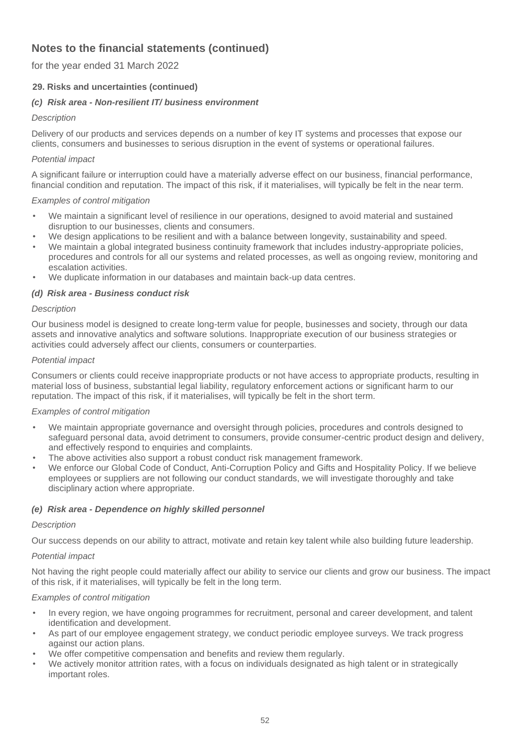# Notes to the financial statements (continued)

for the year ended 31 March 2022

### 29. Risks and uncertainties (continued)

#### *(c) Risk area - Non-resilient IT/ business environment*

*Description*

Delivery of our products and services depends on a number of key IT systems and processes that expose our clients, consumers and businesses to serious disruption in the event of systems or operational failures.

*Potential impact*

A significant failure or interruption could have a materially adverse effect on our business, financial performance, financial condition and reputation. The impact of this risk, if it materialises, will typically be felt in the near term.

*Examples of control mitigation*

- We maintain a significant level of resilience in our operations, designed to avoid material and sustained disruption to our businesses, clients and consumers.
- We design applications to be resilient and with a balance between longevity, sustainability and speed.
- We maintain a global integrated business continuity framework that includes industry-appropriate policies, procedures and controls for all our systems and related processes, as well as ongoing review, monitoring and escalation activities.
- We duplicate information in our databases and maintain back-up data centres.

#### *(d) Risk area - Business conduct risk*

*Description*

Our business model is designed to create long-term value for people, businesses and society, through our data assets and innovative analytics and software solutions. Inappropriate execution of our business strategies or activities could adversely affect our clients, consumers or counterparties.

*Potential impact*

Consumers or clients could receive inappropriate products or not have access to appropriate products, resulting in material loss of business, substantial legal liability, regulatory enforcement actions or significant harm to our reputation. The impact of this risk, if it materialises, will typically be felt in the short term.

*Examples of control mitigation*

- We maintain appropriate governance and oversight through policies, procedures and controls designed to safeguard personal data, avoid detriment to consumers, provide consumer-centric product design and delivery, and effectively respond to enquiries and complaints.
- The above activities also support a robust conduct risk management framework.
- We enforce our Global Code of Conduct, Anti-Corruption Policy and Gifts and Hospitality Policy. If we believe employees or suppliers are not following our conduct standards, we will investigate thoroughly and take disciplinary action where appropriate.

#### *(e) Risk area - Dependence on highly skilled personnel*

*Description*

Our success depends on our ability to attract, motivate and retain key talent while also building future leadership.

*Potential impact*

Not having the right people could materially affect our ability to service our clients and grow our business. The impact of this risk, if it materialises, will typically be felt in the long term.

*Examples of control mitigation*

- In every region, we have ongoing programmes for recruitment, personal and career development, and talent identification and development.
- As part of our employee engagement strategy, we conduct periodic employee surveys. We track progress against our action plans.
- We offer competitive compensation and benefits and review them regularly.
- We actively monitor attrition rates, with a focus on individuals designated as high talent or in strategically important roles.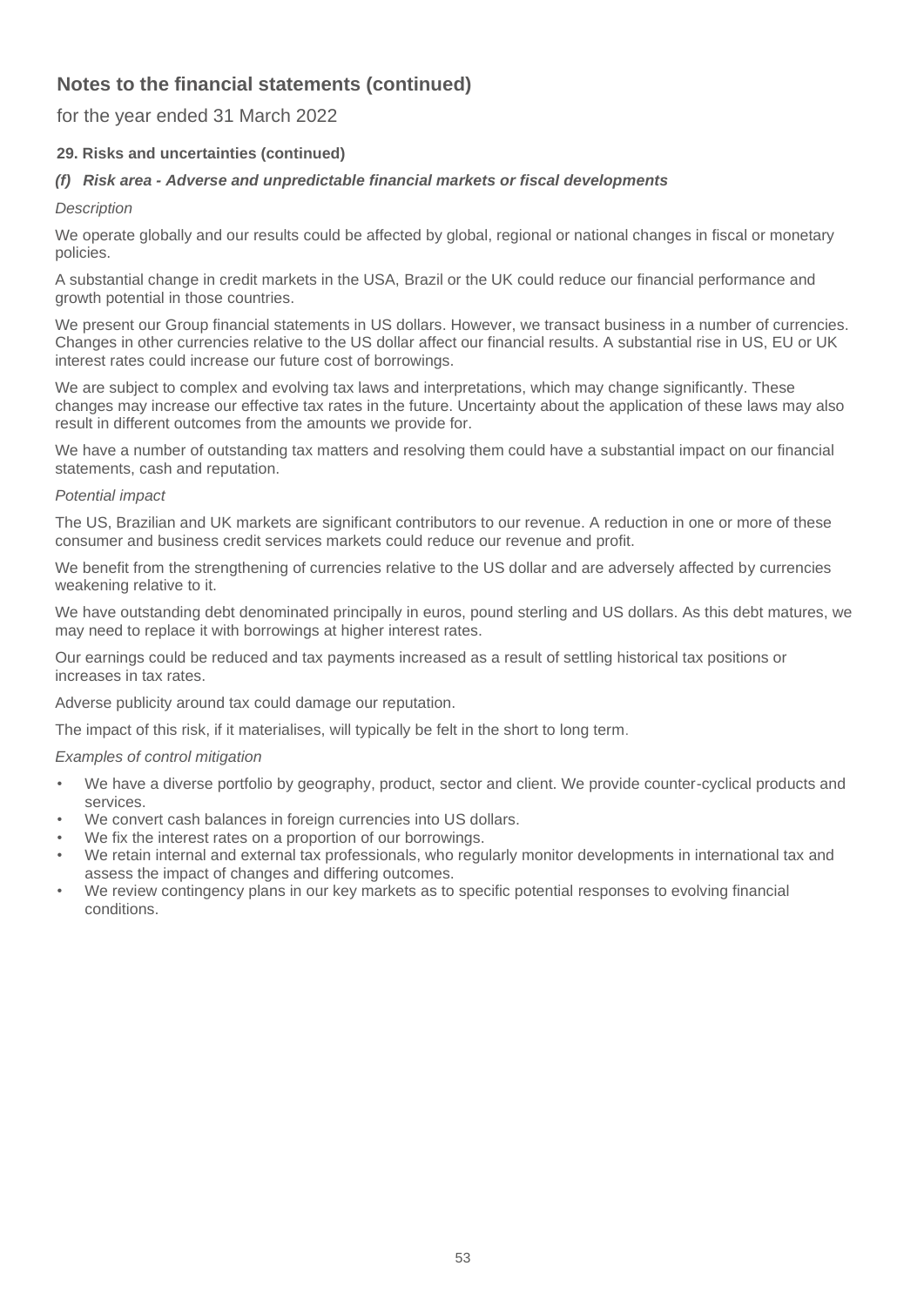## Notes to the financial statements (continued)

for the year ended 31 March 2022

**29. Risks and uncertainties (continued)**

***(f) Risk area - Adverse and unpredictable financial markets or fiscal developments***

*Description*

We operate globally and our results could be affected by global, regional or national changes in fiscal or monetary policies.

A substantial change in credit markets in the USA, Brazil or the UK could reduce our financial performance and growth potential in those countries.

We present our Group financial statements in US dollars. However, we transact business in a number of currencies. Changes in other currencies relative to the US dollar affect our financial results. A substantial rise in US, EU or UK interest rates could increase our future cost of borrowings.

We are subject to complex and evolving tax laws and interpretations, which may change significantly. These changes may increase our effective tax rates in the future. Uncertainty about the application of these laws may also result in different outcomes from the amounts we provide for.

We have a number of outstanding tax matters and resolving them could have a substantial impact on our financial statements, cash and reputation.

*Potential impact*

The US, Brazilian and UK markets are significant contributors to our revenue. A reduction in one or more of these consumer and business credit services markets could reduce our revenue and profit.

We benefit from the strengthening of currencies relative to the US dollar and are adversely affected by currencies weakening relative to it.

We have outstanding debt denominated principally in euros, pound sterling and US dollars. As this debt matures, we may need to replace it with borrowings at higher interest rates.

Our earnings could be reduced and tax payments increased as a result of settling historical tax positions or increases in tax rates.

Adverse publicity around tax could damage our reputation.

The impact of this risk, if it materialises, will typically be felt in the short to long term.

*Examples of control mitigation*

- We have a diverse portfolio by geography, product, sector and client. We provide counter-cyclical products and services.
- We convert cash balances in foreign currencies into US dollars.
- We fix the interest rates on a proportion of our borrowings.
- We retain internal and external tax professionals, who regularly monitor developments in international tax and assess the impact of changes and differing outcomes.
- We review contingency plans in our key markets as to specific potential responses to evolving financial conditions.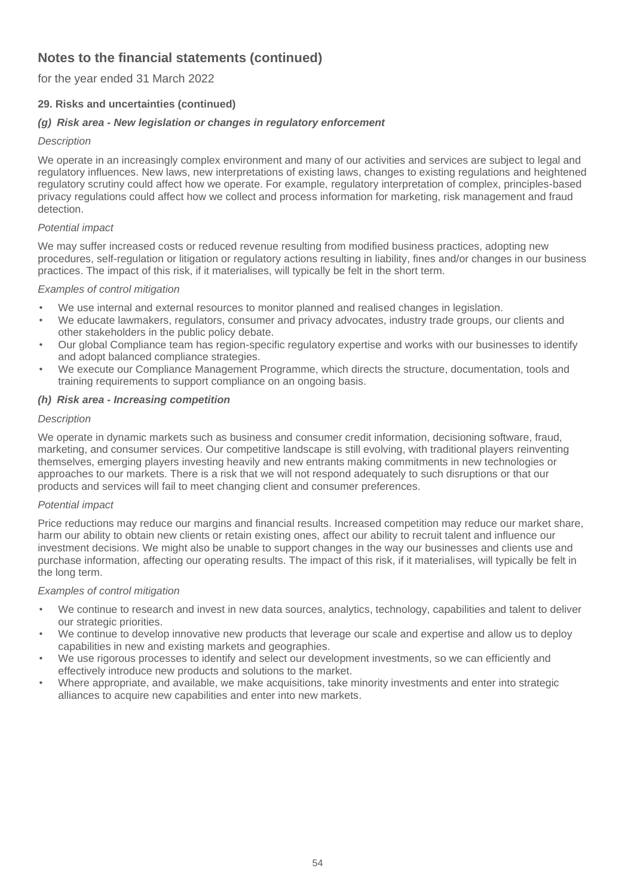## Notes to the financial statements (continued)

for the year ended 31 March 2022

**29. Risks and uncertainties (continued)**

***(g) Risk area - New legislation or changes in regulatory enforcement***

*Description*

We operate in an increasingly complex environment and many of our activities and services are subject to legal and regulatory influences. New laws, new interpretations of existing laws, changes to existing regulations and heightened regulatory scrutiny could affect how we operate. For example, regulatory interpretation of complex, principles-based privacy regulations could affect how we collect and process information for marketing, risk management and fraud detection.

*Potential impact*

We may suffer increased costs or reduced revenue resulting from modified business practices, adopting new procedures, self-regulation or litigation or regulatory actions resulting in liability, fines and/or changes in our business practices. The impact of this risk, if it materialises, will typically be felt in the short term.

*Examples of control mitigation*

- We use internal and external resources to monitor planned and realised changes in legislation.
- We educate lawmakers, regulators, consumer and privacy advocates, industry trade groups, our clients and other stakeholders in the public policy debate.
- Our global Compliance team has region-specific regulatory expertise and works with our businesses to identify and adopt balanced compliance strategies.
- We execute our Compliance Management Programme, which directs the structure, documentation, tools and training requirements to support compliance on an ongoing basis.

***(h) Risk area - Increasing competition***

*Description*

We operate in dynamic markets such as business and consumer credit information, decisioning software, fraud, marketing, and consumer services. Our competitive landscape is still evolving, with traditional players reinventing themselves, emerging players investing heavily and new entrants making commitments in new technologies or approaches to our markets. There is a risk that we will not respond adequately to such disruptions or that our products and services will fail to meet changing client and consumer preferences.

*Potential impact*

Price reductions may reduce our margins and financial results. Increased competition may reduce our market share, harm our ability to obtain new clients or retain existing ones, affect our ability to recruit talent and influence our investment decisions. We might also be unable to support changes in the way our businesses and clients use and purchase information, affecting our operating results. The impact of this risk, if it materialises, will typically be felt in the long term.

*Examples of control mitigation*

- We continue to research and invest in new data sources, analytics, technology, capabilities and talent to deliver our strategic priorities.
- We continue to develop innovative new products that leverage our scale and expertise and allow us to deploy capabilities in new and existing markets and geographies.
- We use rigorous processes to identify and select our development investments, so we can efficiently and effectively introduce new products and solutions to the market.
- Where appropriate, and available, we make acquisitions, take minority investments and enter into strategic alliances to acquire new capabilities and enter into new markets.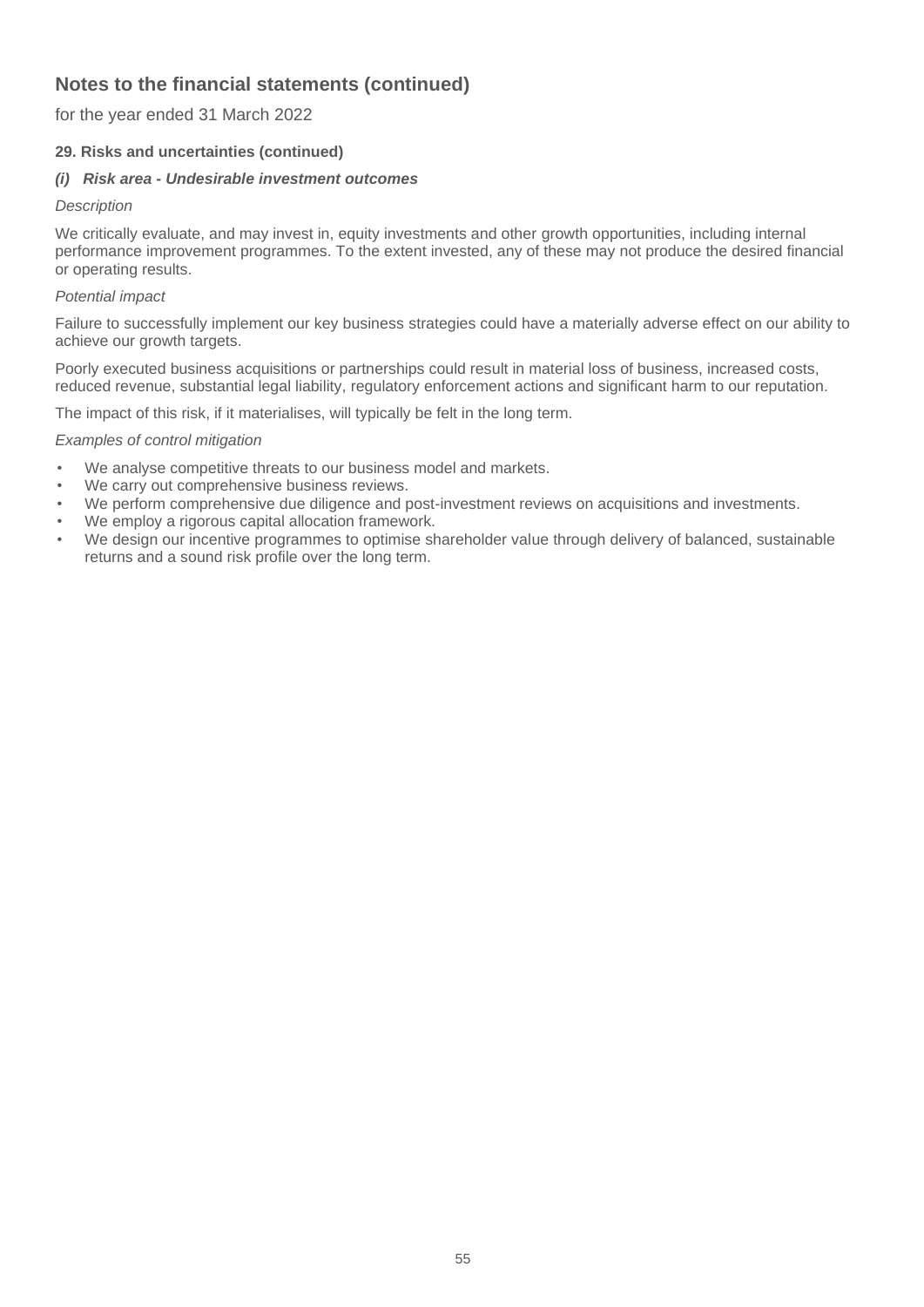## Notes to the financial statements (continued)

for the year ended 31 March 2022

**29. Risks and uncertainties (continued)**

***(i) Risk area - Undesirable investment outcomes***

*Description*

We critically evaluate, and may invest in, equity investments and other growth opportunities, including internal performance improvement programmes. To the extent invested, any of these may not produce the desired financial or operating results.

*Potential impact*

Failure to successfully implement our key business strategies could have a materially adverse effect on our ability to achieve our growth targets.

Poorly executed business acquisitions or partnerships could result in material loss of business, increased costs, reduced revenue, substantial legal liability, regulatory enforcement actions and significant harm to our reputation.

The impact of this risk, if it materialises, will typically be felt in the long term.

*Examples of control mitigation*

- We analyse competitive threats to our business model and markets.
- We carry out comprehensive business reviews.
- We perform comprehensive due diligence and post-investment reviews on acquisitions and investments.
- We employ a rigorous capital allocation framework.
- We design our incentive programmes to optimise shareholder value through delivery of balanced, sustainable returns and a sound risk profile over the long term.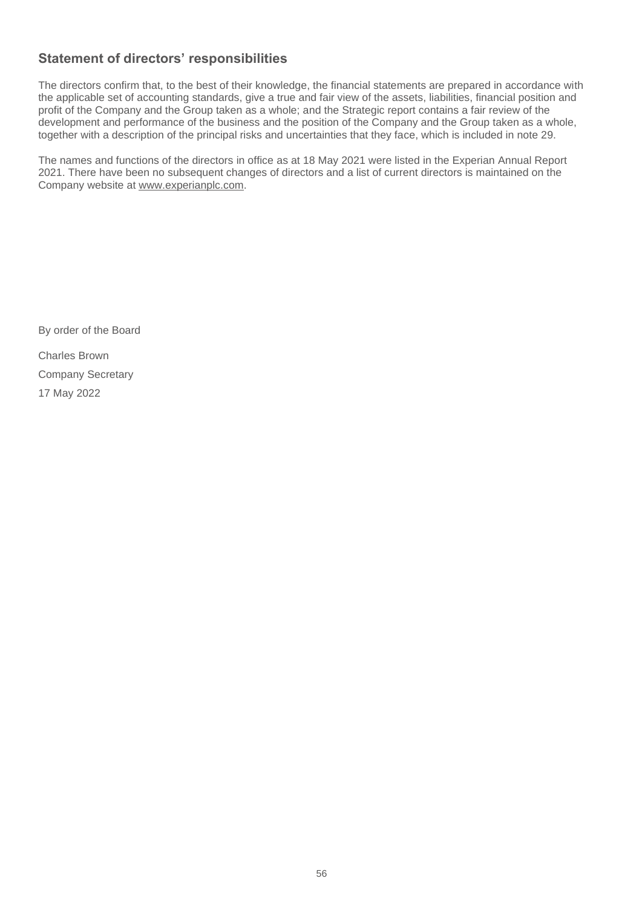## Statement of directors' responsibilities

The directors confirm that, to the best of their knowledge, the financial statements are prepared in accordance with the applicable set of accounting standards, give a true and fair view of the assets, liabilities, financial position and profit of the Company and the Group taken as a whole; and the Strategic report contains a fair review of the development and performance of the business and the position of the Company and the Group taken as a whole, together with a description of the principal risks and uncertainties that they face, which is included in note 29.

The names and functions of the directors in office as at 18 May 2021 were listed in the Experian Annual Report 2021. There have been no subsequent changes of directors and a list of current directors is maintained on the Company website at www.experianplc.com.

By order of the Board

Charles Brown

Company Secretary

17 May 2022